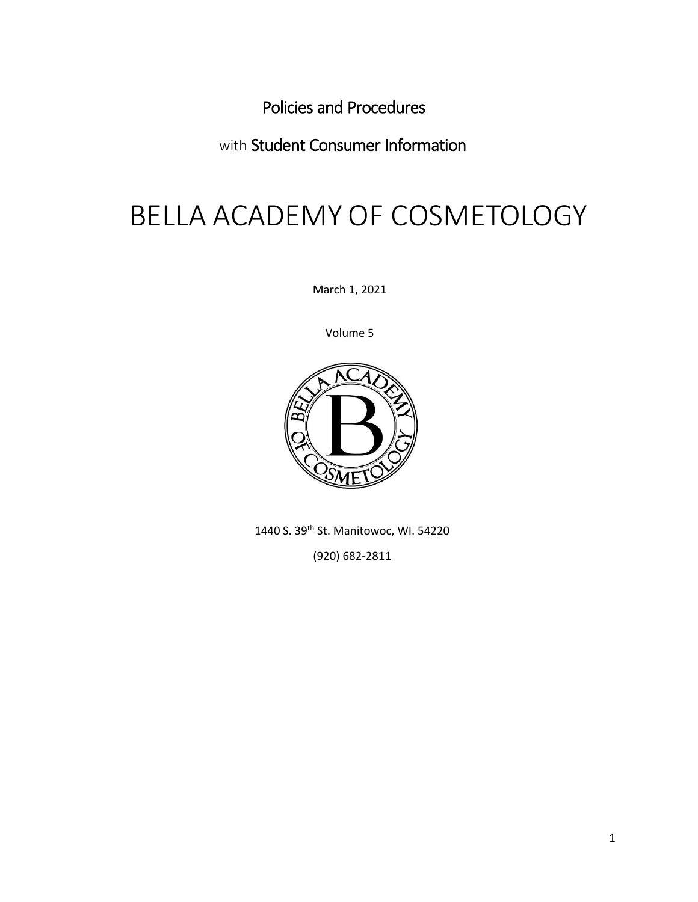Policies and Procedures

with Student Consumer Information

# BELLA ACADEMY OF COSMETOLOGY

March 1, 2021

Volume 5

1440 S. 39th St. Manitowoc, WI. 54220

(920) 682-2811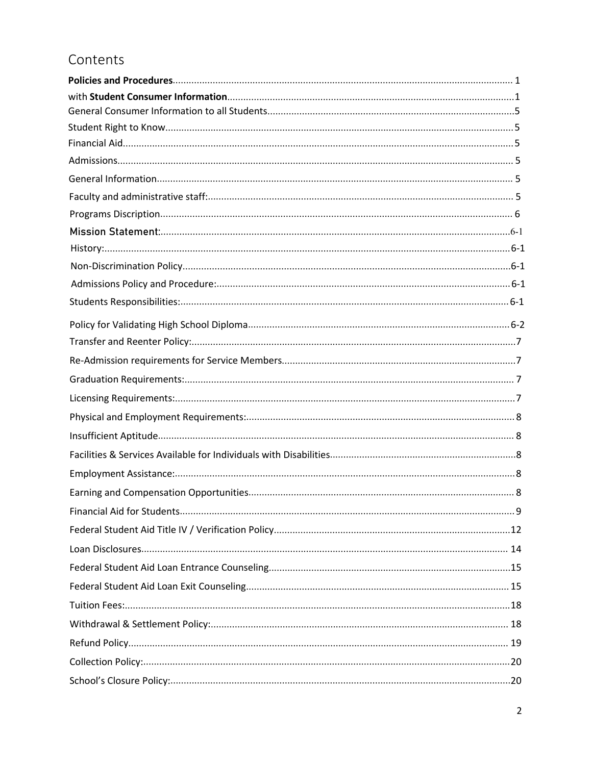# Contents

**Policies and Procedures**.............................................................................................................. 1

with **Student Consumer Information**..........................................................................................1

General Consumer Information to all Students............................................................................5

Student Right to Know.................................................................................................................5

Financial Aid.................................................................................................................................5

Admissions...................................................................................................................................5

General Information....................................................................................................................5

Faculty and administrative staff:..................................................................................................5

Programs Discription...................................................................................................................6

Mission Statement:....................................................................................................................6-1

History:......................................................................................................................................6-1

Non-Discrimination Policy.........................................................................................................6-1

Admissions Policy and Procedure:............................................................................................6-1

Students Responsibilities:..........................................................................................................6-1

Policy for Validating High School Diploma.................................................................................6-2

Transfer and Reenter Policy:........................................................................................................7

Re-Admission requirements for Service Members.......................................................................7

Graduation Requirements:...........................................................................................................7

Licensing Requirements:..............................................................................................................7

Physical and Employment Requirements:....................................................................................8

Insufficient Aptitude....................................................................................................................8

Facilities & Services Available for Individuals with Disabilities.....................................................8

Employment Assistance:..............................................................................................................8

Earning and Compensation Opportunities...................................................................................8

Financial Aid for Students............................................................................................................9

Federal Student Aid Title IV / Verification Policy.........................................................................12

Loan Disclosures........................................................................................................................14

Federal Student Aid Loan Entrance Counseling...........................................................................15

Federal Student Aid Loan Exit Counseling...................................................................................15

Tuition Fees:...............................................................................................................................18

Withdrawal & Settlement Policy:................................................................................................18

Refund Policy..............................................................................................................................19

Collection Policy:.........................................................................................................................20

School's Closure Policy:...............................................................................................................20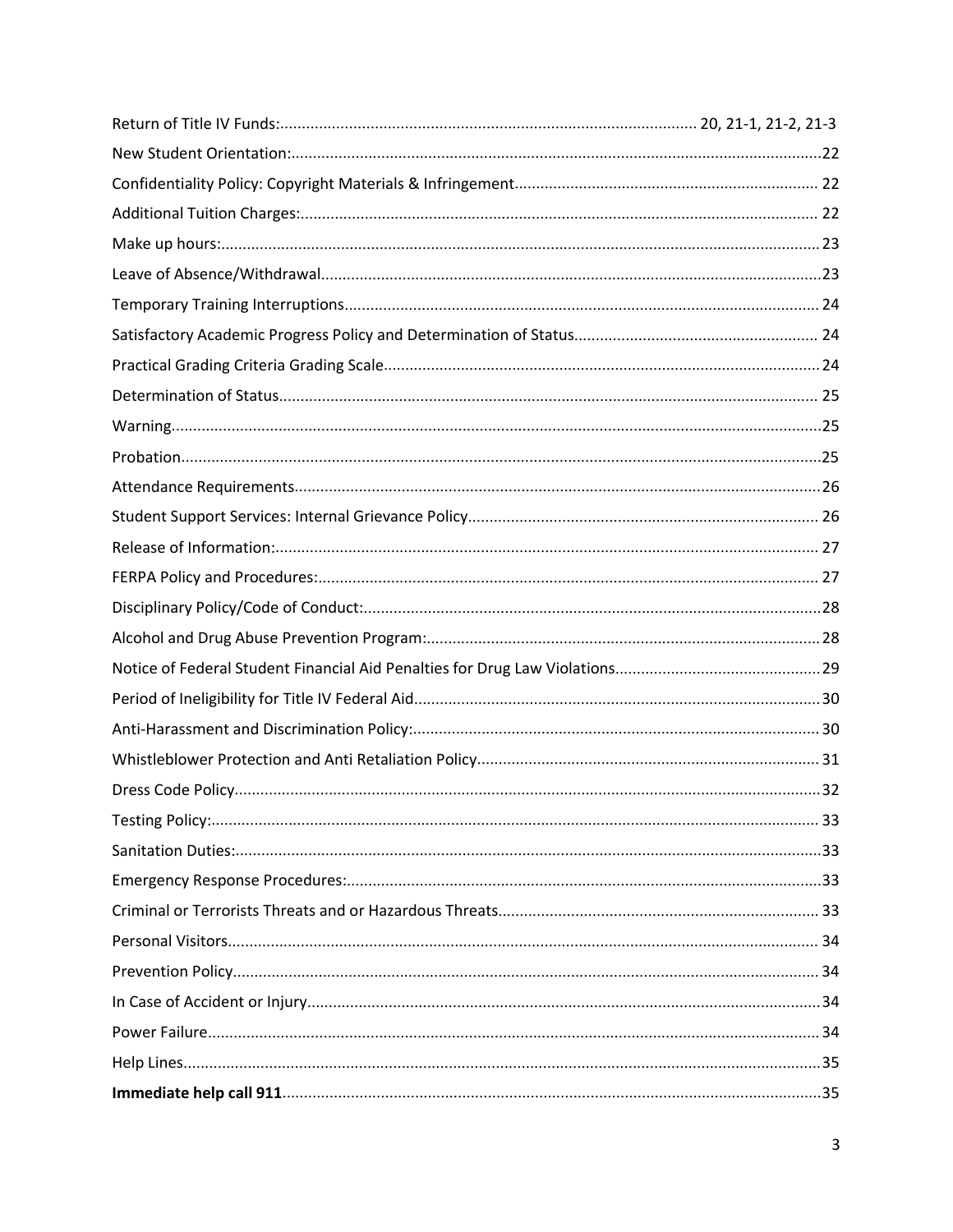Return of Title IV Funds:................................................................................................ 20, 21-1, 21-2, 21-3

New Student Orientation:...........................................................................................................................22

Confidentiality Policy: Copyright Materials & Infringement...................................................................... 22

Additional Tuition Charges:........................................................................................................................ 22

Make up hours:...........................................................................................................................................23

Leave of Absence/Withdrawal....................................................................................................................23

Temporary Training Interruptions.............................................................................................................. 24

Satisfactory Academic Progress Policy and Determination of Status......................................................... 24

Practical Grading Criteria Grading Scale.....................................................................................................24

Determination of Status............................................................................................................................. 25

Warning......................................................................................................................................................25

Probation....................................................................................................................................................25

Attendance Requirements..........................................................................................................................26

Student Support Services: Internal Grievance Policy................................................................................. 26

Release of Information:.............................................................................................................................. 27

FERPA Policy and Procedures:.................................................................................................................... 27

Disciplinary Policy/Code of Conduct:..........................................................................................................28

Alcohol and Drug Abuse Prevention Program:...........................................................................................28

Notice of Federal Student Financial Aid Penalties for Drug Law Violations................................................29

Period of Ineligibility for Title IV Federal Aid..............................................................................................30

Anti-Harassment and Discrimination Policy:..............................................................................................30

Whistleblower Protection and Anti Retaliation Policy............................................................................... 31

Dress Code Policy........................................................................................................................................32

Testing Policy:............................................................................................................................................. 33

Sanitation Duties:........................................................................................................................................33

Emergency Response Procedures:..............................................................................................................33

Criminal or Terrorists Threats and or Hazardous Threats........................................................................... 33

Personal Visitors......................................................................................................................................... 34

Prevention Policy........................................................................................................................................ 34

In Case of Accident or Injury.......................................................................................................................34

Power Failure..............................................................................................................................................34

Help Lines....................................................................................................................................................35

**Immediate help call 911**............................................................................................................................35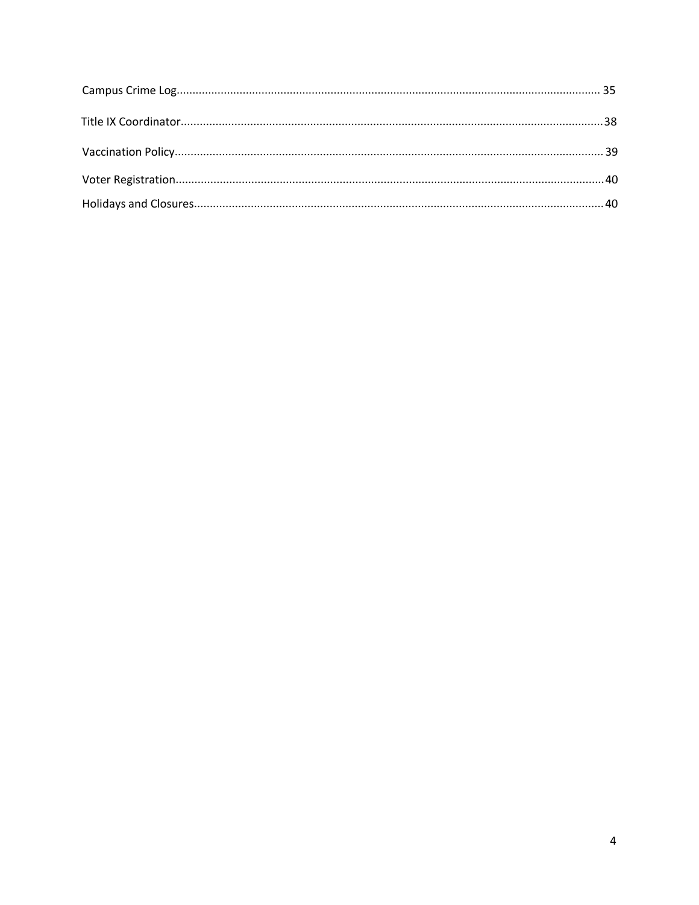Campus Crime Log........................................................................................................................................ 35

Title IX Coordinator........................................................................................................................................ 38

Vaccination Policy........................................................................................................................................ 39

Voter Registration........................................................................................................................................ 40

Holidays and Closures........................................................................................................................................ 40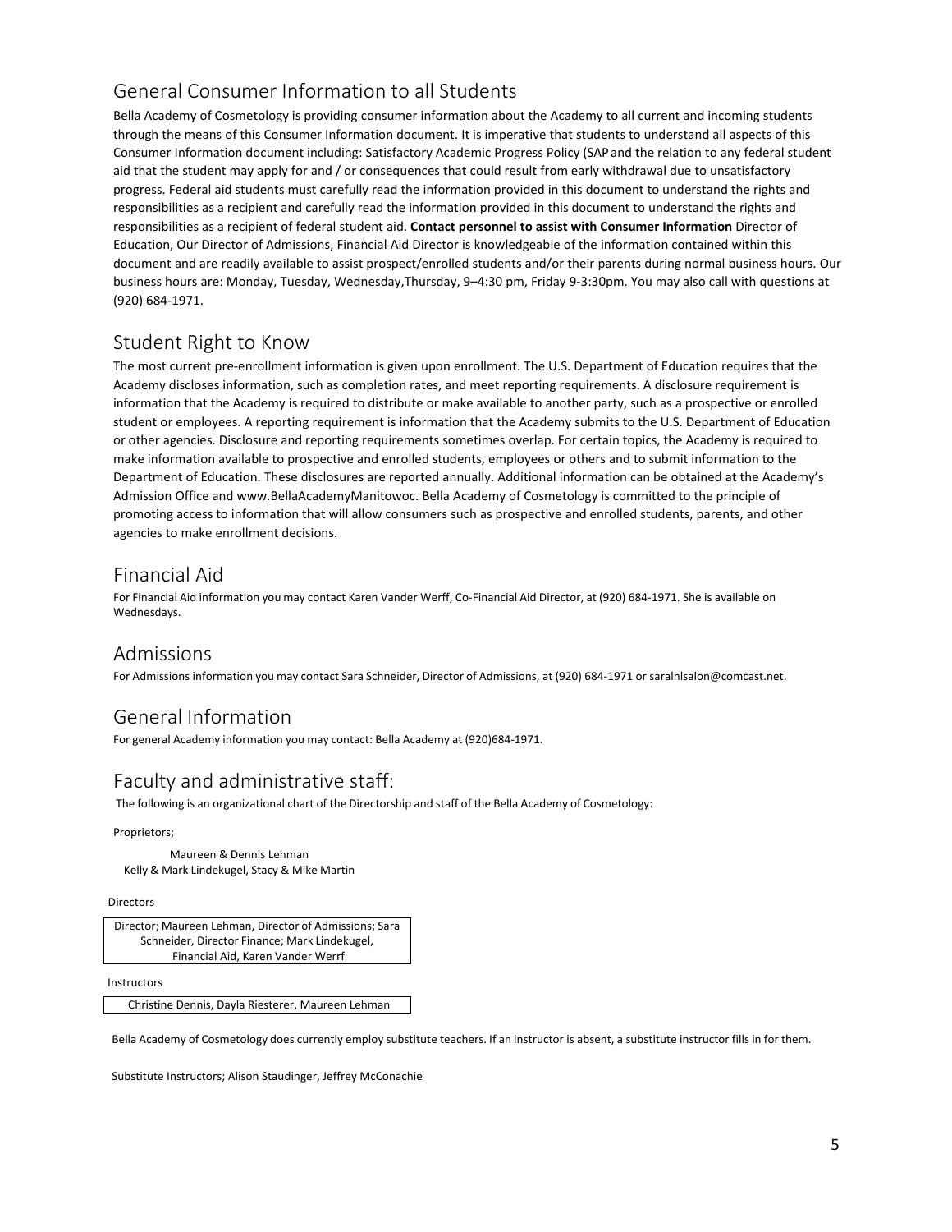## General Consumer Information to all Students

Bella Academy of Cosmetology is providing consumer information about the Academy to all current and incoming students through the means of this Consumer Information document. It is imperative that students to understand all aspects of this Consumer Information document including: Satisfactory Academic Progress Policy (SAP and the relation to any federal student aid that the student may apply for and / or consequences that could result from early withdrawal due to unsatisfactory progress. Federal aid students must carefully read the information provided in this document to understand the rights and responsibilities as a recipient and carefully read the information provided in this document to understand the rights and responsibilities as a recipient of federal student aid. **Contact personnel to assist with Consumer Information** Director of Education, Our Director of Admissions, Financial Aid Director is knowledgeable of the information contained within this document and are readily available to assist prospect/enrolled students and/or their parents during normal business hours. Our business hours are: Monday, Tuesday, Wednesday,Thursday, 9–4:30 pm, Friday 9-3:30pm. You may also call with questions at (920) 684-1971.

## Student Right to Know

The most current pre-enrollment information is given upon enrollment. The U.S. Department of Education requires that the Academy discloses information, such as completion rates, and meet reporting requirements. A disclosure requirement is information that the Academy is required to distribute or make available to another party, such as a prospective or enrolled student or employees. A reporting requirement is information that the Academy submits to the U.S. Department of Education or other agencies. Disclosure and reporting requirements sometimes overlap. For certain topics, the Academy is required to make information available to prospective and enrolled students, employees or others and to submit information to the Department of Education. These disclosures are reported annually. Additional information can be obtained at the Academy's Admission Office and www.BellaAcademyManitowoc. Bella Academy of Cosmetology is committed to the principle of promoting access to information that will allow consumers such as prospective and enrolled students, parents, and other agencies to make enrollment decisions.

## Financial Aid

For Financial Aid information you may contact Karen Vander Werff, Co-Financial Aid Director, at (920) 684-1971. She is available on Wednesdays.

## Admissions

For Admissions information you may contact Sara Schneider, Director of Admissions, at (920) 684-1971 or saralnlsalon@comcast.net.

## General Information

For general Academy information you may contact: Bella Academy at (920)684-1971.

## Faculty and administrative staff:

The following is an organizational chart of the Directorship and staff of the Bella Academy of Cosmetology:

Proprietors;

Maureen & Dennis Lehman
Kelly & Mark Lindekugel, Stacy & Mike Martin

Directors

Director; Maureen Lehman, Director of Admissions; Sara Schneider, Director Finance; Mark Lindekugel, Financial Aid, Karen Vander Werrf

Instructors

Christine Dennis, Dayla Riesterer, Maureen Lehman

Bella Academy of Cosmetology does currently employ substitute teachers. If an instructor is absent, a substitute instructor fills in for them.

Substitute Instructors; Alison Staudinger, Jeffrey McConachie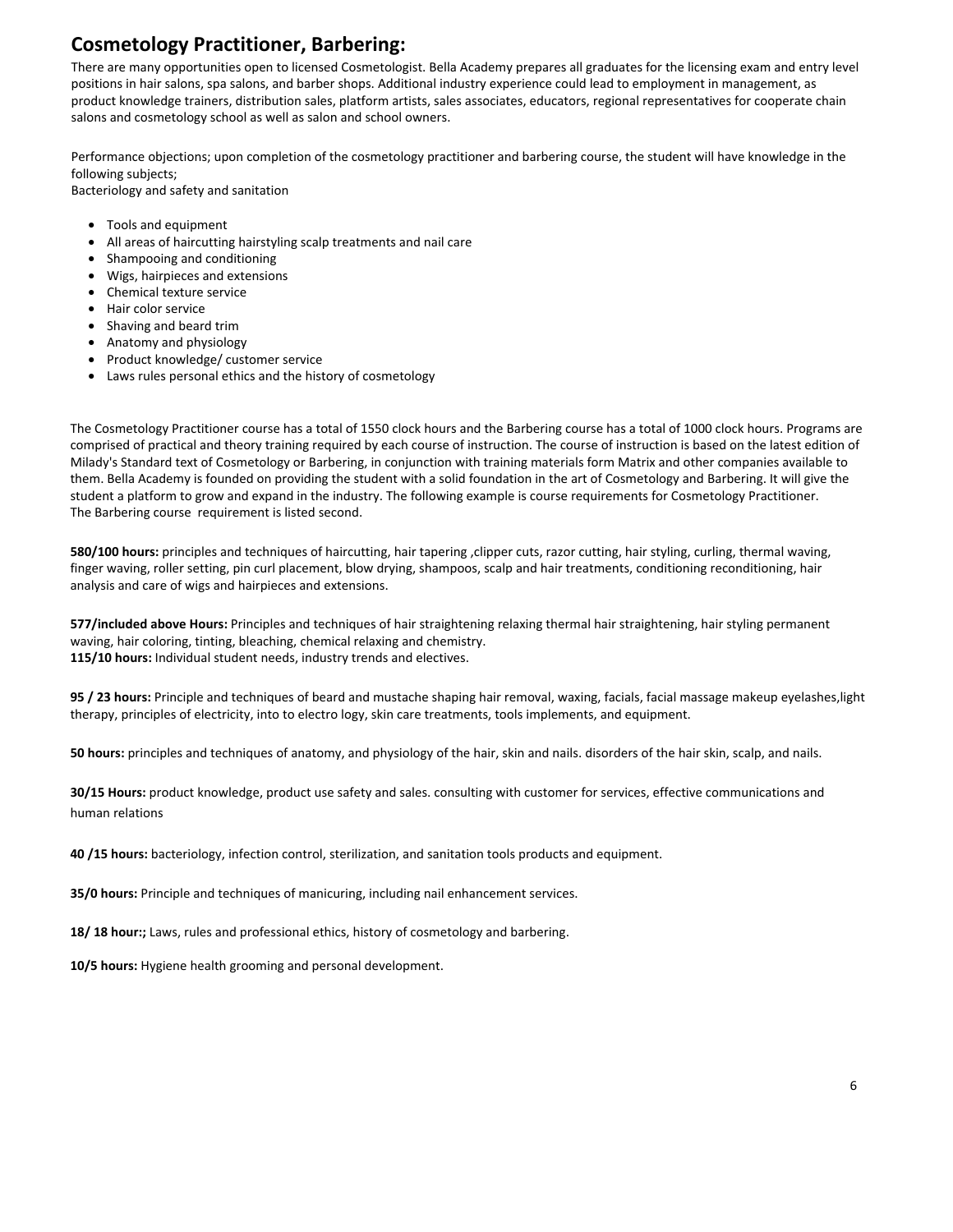## Cosmetology Practitioner, Barbering:

There are many opportunities open to licensed Cosmetologist. Bella Academy prepares all graduates for the licensing exam and entry level positions in hair salons, spa salons, and barber shops. Additional industry experience could lead to employment in management, as product knowledge trainers, distribution sales, platform artists, sales associates, educators, regional representatives for cooperate chain salons and cosmetology school as well as salon and school owners.

Performance objections; upon completion of the cosmetology practitioner and barbering course, the student will have knowledge in the following subjects;
Bacteriology and safety and sanitation

- Tools and equipment
- All areas of haircutting hairstyling scalp treatments and nail care
- Shampooing and conditioning
- Wigs, hairpieces and extensions
- Chemical texture service
- Hair color service
- Shaving and beard trim
- Anatomy and physiology
- Product knowledge/ customer service
- Laws rules personal ethics and the history of cosmetology

The Cosmetology Practitioner course has a total of 1550 clock hours and the Barbering course has a total of 1000 clock hours. Programs are comprised of practical and theory training required by each course of instruction. The course of instruction is based on the latest edition of Milady's Standard text of Cosmetology or Barbering, in conjunction with training materials form Matrix and other companies available to them. Bella Academy is founded on providing the student with a solid foundation in the art of Cosmetology and Barbering. It will give the student a platform to grow and expand in the industry. The following example is course requirements for Cosmetology Practitioner.
The Barbering course requirement is listed second.

**580/100 hours:** principles and techniques of haircutting, hair tapering ,clipper cuts, razor cutting, hair styling, curling, thermal waving, finger waving, roller setting, pin curl placement, blow drying, shampoos, scalp and hair treatments, conditioning reconditioning, hair analysis and care of wigs and hairpieces and extensions.

**577/included above Hours:** Principles and techniques of hair straightening relaxing thermal hair straightening, hair styling permanent waving, hair coloring, tinting, bleaching, chemical relaxing and chemistry.
**115/10 hours:** Individual student needs, industry trends and electives.

**95 / 23 hours:** Principle and techniques of beard and mustache shaping hair removal, waxing, facials, facial massage makeup eyelashes,light therapy, principles of electricity, into to electro logy, skin care treatments, tools implements, and equipment.

**50 hours:** principles and techniques of anatomy, and physiology of the hair, skin and nails. disorders of the hair skin, scalp, and nails.

**30/15 Hours:** product knowledge, product use safety and sales. consulting with customer for services, effective communications and human relations

**40 /15 hours:** bacteriology, infection control, sterilization, and sanitation tools products and equipment.

**35/0 hours:** Principle and techniques of manicuring, including nail enhancement services.

**18/ 18 hour:;** Laws, rules and professional ethics, history of cosmetology and barbering.

**10/5 hours:** Hygiene health grooming and personal development.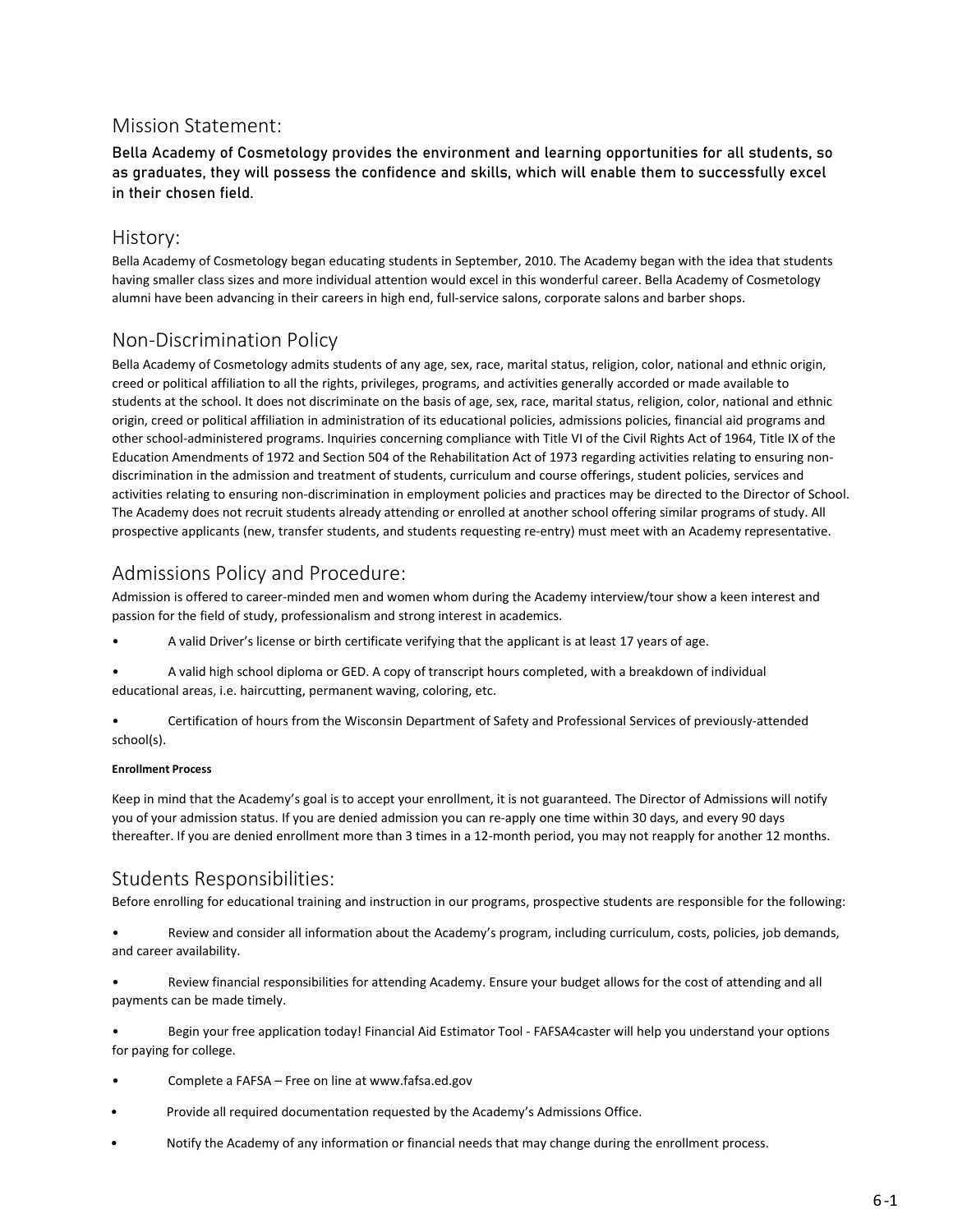## Mission Statement:

**Bella Academy of Cosmetology provides the environment and learning opportunities for all students, so as graduates, they will possess the confidence and skills, which will enable them to successfully excel in their chosen field.**

## History:

Bella Academy of Cosmetology began educating students in September, 2010. The Academy began with the idea that students having smaller class sizes and more individual attention would excel in this wonderful career. Bella Academy of Cosmetology alumni have been advancing in their careers in high end, full-service salons, corporate salons and barber shops.

## Non-Discrimination Policy

Bella Academy of Cosmetology admits students of any age, sex, race, marital status, religion, color, national and ethnic origin, creed or political affiliation to all the rights, privileges, programs, and activities generally accorded or made available to students at the school. It does not discriminate on the basis of age, sex, race, marital status, religion, color, national and ethnic origin, creed or political affiliation in administration of its educational policies, admissions policies, financial aid programs and other school-administered programs. Inquiries concerning compliance with Title VI of the Civil Rights Act of 1964, Title IX of the Education Amendments of 1972 and Section 504 of the Rehabilitation Act of 1973 regarding activities relating to ensuring non-discrimination in the admission and treatment of students, curriculum and course offerings, student policies, services and activities relating to ensuring non-discrimination in employment policies and practices may be directed to the Director of School. The Academy does not recruit students already attending or enrolled at another school offering similar programs of study. All prospective applicants (new, transfer students, and students requesting re-entry) must meet with an Academy representative.

## Admissions Policy and Procedure:

Admission is offered to career-minded men and women whom during the Academy interview/tour show a keen interest and passion for the field of study, professionalism and strong interest in academics.

- A valid Driver's license or birth certificate verifying that the applicant is at least 17 years of age.
- A valid high school diploma or GED. A copy of transcript hours completed, with a breakdown of individual educational areas, i.e. haircutting, permanent waving, coloring, etc.
- Certification of hours from the Wisconsin Department of Safety and Professional Services of previously-attended school(s).

#### Enrollment Process

Keep in mind that the Academy's goal is to accept your enrollment, it is not guaranteed. The Director of Admissions will notify you of your admission status. If you are denied admission you can re-apply one time within 30 days, and every 90 days thereafter. If you are denied enrollment more than 3 times in a 12-month period, you may not reapply for another 12 months.

## Students Responsibilities:

Before enrolling for educational training and instruction in our programs, prospective students are responsible for the following:

- Review and consider all information about the Academy's program, including curriculum, costs, policies, job demands, and career availability.
- Review financial responsibilities for attending Academy. Ensure your budget allows for the cost of attending and all payments can be made timely.
- Begin your free application today! Financial Aid Estimator Tool - FAFSA4caster will help you understand your options for paying for college.
- Complete a FAFSA – Free on line at www.fafsa.ed.gov
- Provide all required documentation requested by the Academy's Admissions Office.
- Notify the Academy of any information or financial needs that may change during the enrollment process.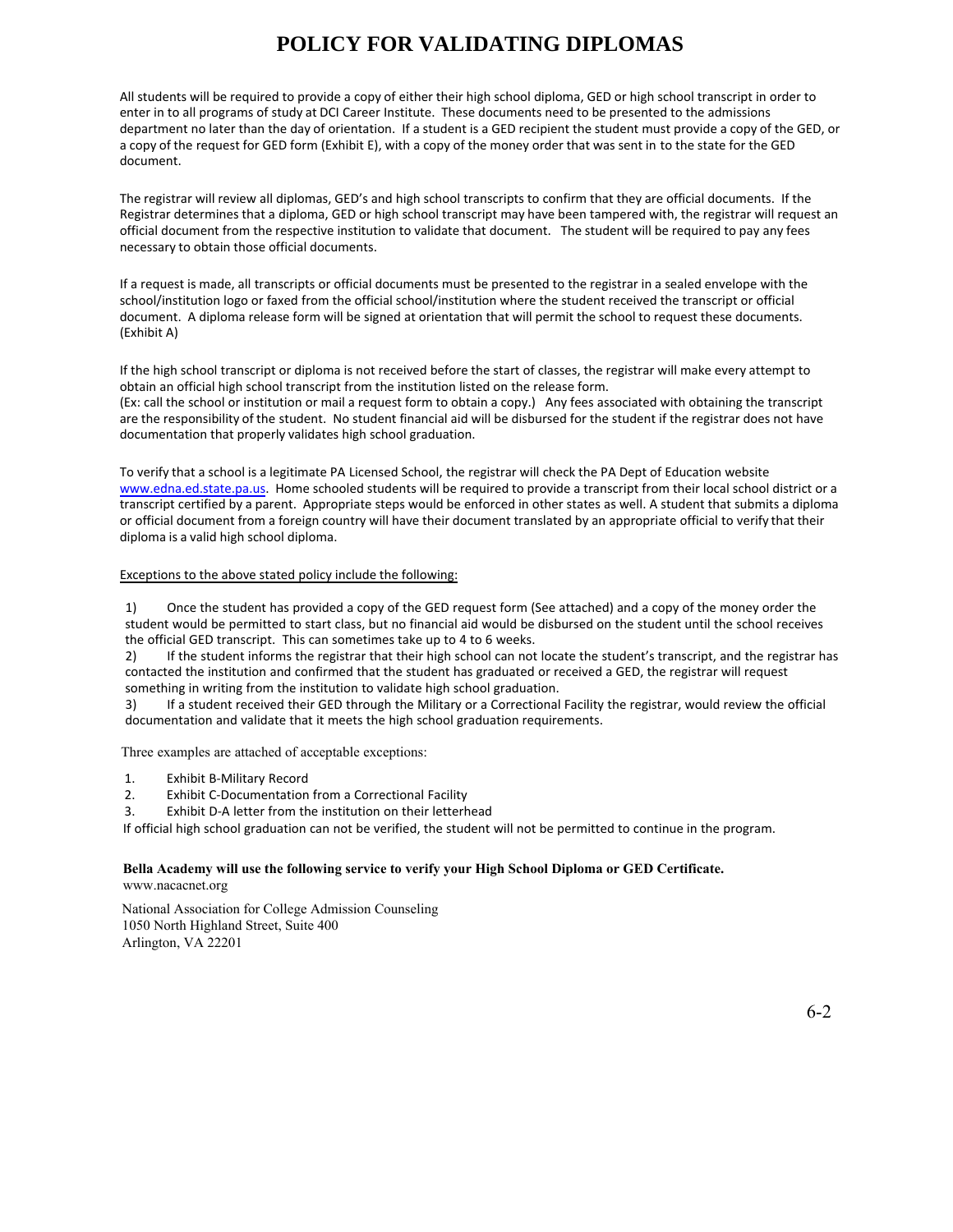# POLICY FOR VALIDATING DIPLOMAS

All students will be required to provide a copy of either their high school diploma, GED or high school transcript in order to enter in to all programs of study at DCI Career Institute. These documents need to be presented to the admissions department no later than the day of orientation. If a student is a GED recipient the student must provide a copy of the GED, or a copy of the request for GED form (Exhibit E), with a copy of the money order that was sent in to the state for the GED document.

The registrar will review all diplomas, GED's and high school transcripts to confirm that they are official documents. If the Registrar determines that a diploma, GED or high school transcript may have been tampered with, the registrar will request an official document from the respective institution to validate that document. The student will be required to pay any fees necessary to obtain those official documents.

If a request is made, all transcripts or official documents must be presented to the registrar in a sealed envelope with the school/institution logo or faxed from the official school/institution where the student received the transcript or official document. A diploma release form will be signed at orientation that will permit the school to request these documents. (Exhibit A)

If the high school transcript or diploma is not received before the start of classes, the registrar will make every attempt to obtain an official high school transcript from the institution listed on the release form.
(Ex: call the school or institution or mail a request form to obtain a copy.) Any fees associated with obtaining the transcript are the responsibility of the student. No student financial aid will be disbursed for the student if the registrar does not have documentation that properly validates high school graduation.

To verify that a school is a legitimate PA Licensed School, the registrar will check the PA Dept of Education website www.edna.ed.state.pa.us. Home schooled students will be required to provide a transcript from their local school district or a transcript certified by a parent. Appropriate steps would be enforced in other states as well. A student that submits a diploma or official document from a foreign country will have their document translated by an appropriate official to verify that their diploma is a valid high school diploma.

Exceptions to the above stated policy include the following:

1) Once the student has provided a copy of the GED request form (See attached) and a copy of the money order the student would be permitted to start class, but no financial aid would be disbursed on the student until the school receives the official GED transcript. This can sometimes take up to 4 to 6 weeks.
2) If the student informs the registrar that their high school can not locate the student's transcript, and the registrar has contacted the institution and confirmed that the student has graduated or received a GED, the registrar will request something in writing from the institution to validate high school graduation.
3) If a student received their GED through the Military or a Correctional Facility the registrar, would review the official documentation and validate that it meets the high school graduation requirements.

Three examples are attached of acceptable exceptions:

1. Exhibit B-Military Record
2. Exhibit C-Documentation from a Correctional Facility
3. Exhibit D-A letter from the institution on their letterhead

If official high school graduation can not be verified, the student will not be permitted to continue in the program.

**Bella Academy will use the following service to verify your High School Diploma or GED Certificate.**
www.nacacnet.org

National Association for College Admission Counseling
1050 North Highland Street, Suite 400
Arlington, VA 22201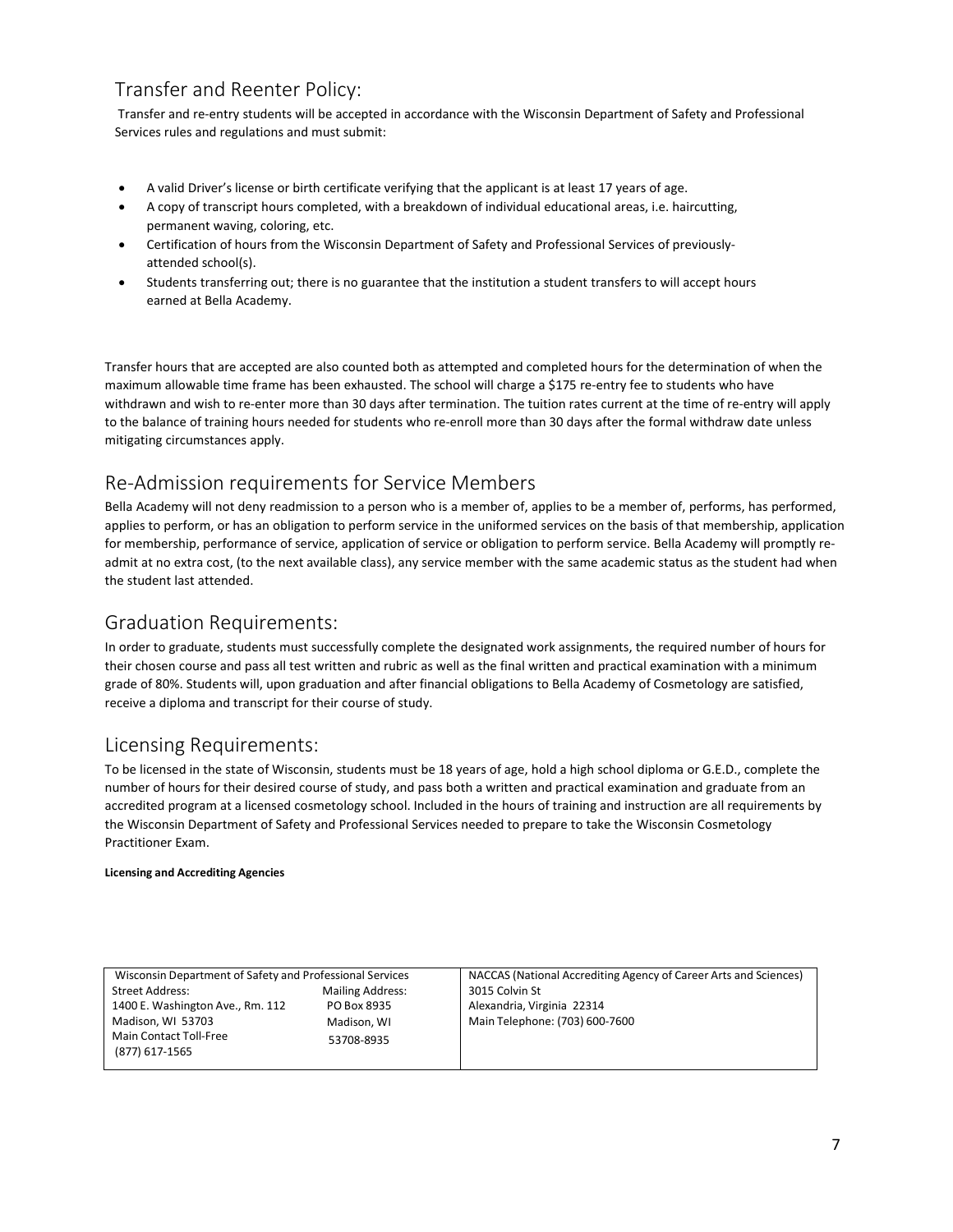## Transfer and Reenter Policy:

Transfer and re-entry students will be accepted in accordance with the Wisconsin Department of Safety and Professional Services rules and regulations and must submit:

- A valid Driver's license or birth certificate verifying that the applicant is at least 17 years of age.
- A copy of transcript hours completed, with a breakdown of individual educational areas, i.e. haircutting, permanent waving, coloring, etc.
- Certification of hours from the Wisconsin Department of Safety and Professional Services of previously-attended school(s).
- Students transferring out; there is no guarantee that the institution a student transfers to will accept hours earned at Bella Academy.

Transfer hours that are accepted are also counted both as attempted and completed hours for the determination of when the maximum allowable time frame has been exhausted. The school will charge a $175 re-entry fee to students who have withdrawn and wish to re-enter more than 30 days after termination. The tuition rates current at the time of re-entry will apply to the balance of training hours needed for students who re-enroll more than 30 days after the formal withdraw date unless mitigating circumstances apply.

## Re-Admission requirements for Service Members

Bella Academy will not deny readmission to a person who is a member of, applies to be a member of, performs, has performed, applies to perform, or has an obligation to perform service in the uniformed services on the basis of that membership, application for membership, performance of service, application of service or obligation to perform service. Bella Academy will promptly re-admit at no extra cost, (to the next available class), any service member with the same academic status as the student had when the student last attended.

## Graduation Requirements:

In order to graduate, students must successfully complete the designated work assignments, the required number of hours for their chosen course and pass all test written and rubric as well as the final written and practical examination with a minimum grade of 80%. Students will, upon graduation and after financial obligations to Bella Academy of Cosmetology are satisfied, receive a diploma and transcript for their course of study.

## Licensing Requirements:

To be licensed in the state of Wisconsin, students must be 18 years of age, hold a high school diploma or G.E.D., complete the number of hours for their desired course of study, and pass both a written and practical examination and graduate from an accredited program at a licensed cosmetology school. Included in the hours of training and instruction are all requirements by the Wisconsin Department of Safety and Professional Services needed to prepare to take the Wisconsin Cosmetology Practitioner Exam.

**Licensing and Accrediting Agencies**

| Wisconsin Department of Safety and Professional Services | | NACCAS (National Accrediting Agency of Career Arts and Sciences) |
|---|---|---|
| Street Address:<br>1400 E. Washington Ave., Rm. 112<br>Madison, WI 53703<br>Main Contact Toll-Free<br>(877) 617-1565 | Mailing Address:<br>PO Box 8935<br>Madison, WI<br>53708-8935 | 3015 Colvin St<br>Alexandria, Virginia 22314<br>Main Telephone: (703) 600-7600 |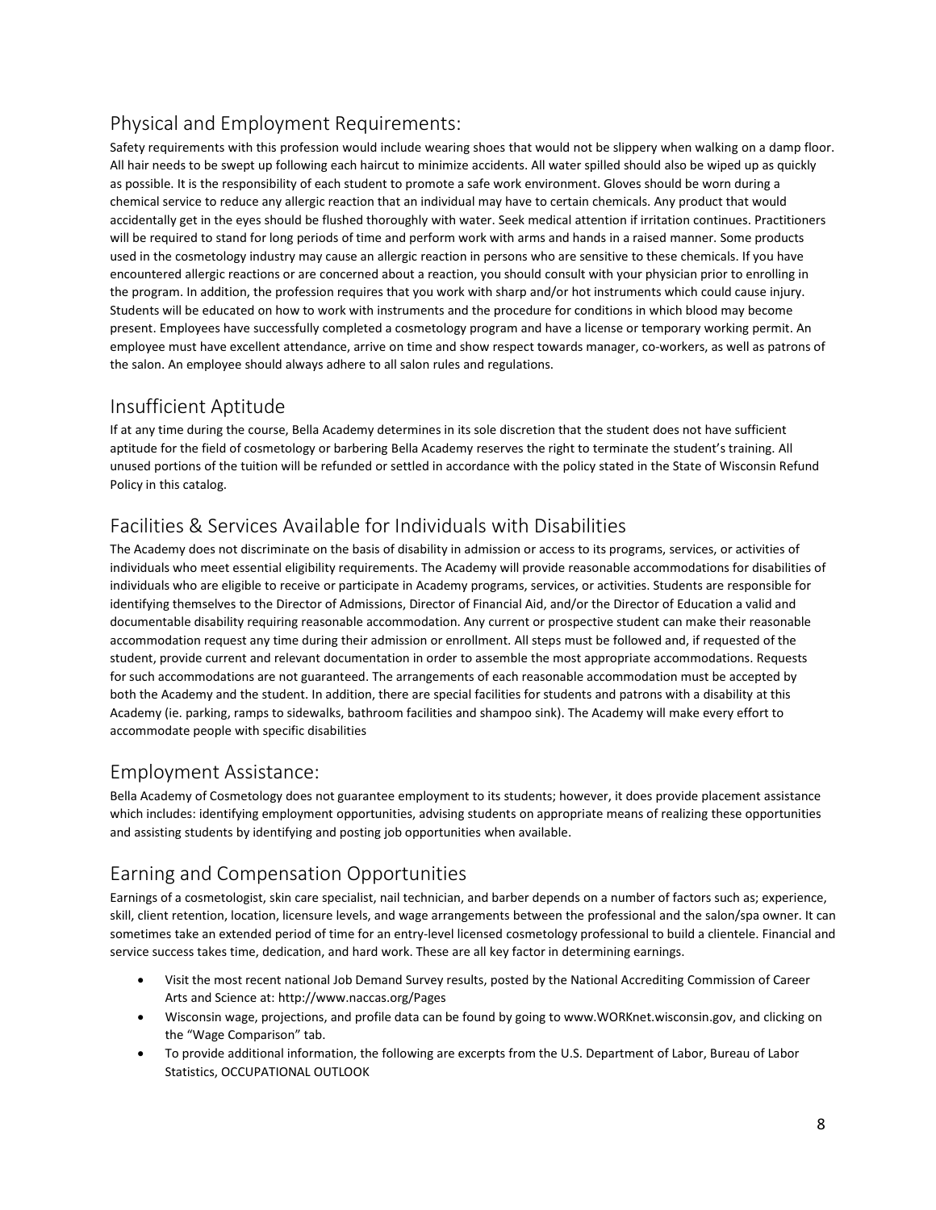## Physical and Employment Requirements:

Safety requirements with this profession would include wearing shoes that would not be slippery when walking on a damp floor. All hair needs to be swept up following each haircut to minimize accidents. All water spilled should also be wiped up as quickly as possible. It is the responsibility of each student to promote a safe work environment. Gloves should be worn during a chemical service to reduce any allergic reaction that an individual may have to certain chemicals. Any product that would accidentally get in the eyes should be flushed thoroughly with water. Seek medical attention if irritation continues. Practitioners will be required to stand for long periods of time and perform work with arms and hands in a raised manner. Some products used in the cosmetology industry may cause an allergic reaction in persons who are sensitive to these chemicals. If you have encountered allergic reactions or are concerned about a reaction, you should consult with your physician prior to enrolling in the program. In addition, the profession requires that you work with sharp and/or hot instruments which could cause injury. Students will be educated on how to work with instruments and the procedure for conditions in which blood may become present. Employees have successfully completed a cosmetology program and have a license or temporary working permit. An employee must have excellent attendance, arrive on time and show respect towards manager, co-workers, as well as patrons of the salon. An employee should always adhere to all salon rules and regulations.

## Insufficient Aptitude

If at any time during the course, Bella Academy determines in its sole discretion that the student does not have sufficient aptitude for the field of cosmetology or barbering Bella Academy reserves the right to terminate the student's training. All unused portions of the tuition will be refunded or settled in accordance with the policy stated in the State of Wisconsin Refund Policy in this catalog.

## Facilities & Services Available for Individuals with Disabilities

The Academy does not discriminate on the basis of disability in admission or access to its programs, services, or activities of individuals who meet essential eligibility requirements. The Academy will provide reasonable accommodations for disabilities of individuals who are eligible to receive or participate in Academy programs, services, or activities. Students are responsible for identifying themselves to the Director of Admissions, Director of Financial Aid, and/or the Director of Education a valid and documentable disability requiring reasonable accommodation. Any current or prospective student can make their reasonable accommodation request any time during their admission or enrollment. All steps must be followed and, if requested of the student, provide current and relevant documentation in order to assemble the most appropriate accommodations. Requests for such accommodations are not guaranteed. The arrangements of each reasonable accommodation must be accepted by both the Academy and the student. In addition, there are special facilities for students and patrons with a disability at this Academy (ie. parking, ramps to sidewalks, bathroom facilities and shampoo sink). The Academy will make every effort to accommodate people with specific disabilities

## Employment Assistance:

Bella Academy of Cosmetology does not guarantee employment to its students; however, it does provide placement assistance which includes: identifying employment opportunities, advising students on appropriate means of realizing these opportunities and assisting students by identifying and posting job opportunities when available.

## Earning and Compensation Opportunities

Earnings of a cosmetologist, skin care specialist, nail technician, and barber depends on a number of factors such as; experience, skill, client retention, location, licensure levels, and wage arrangements between the professional and the salon/spa owner. It can sometimes take an extended period of time for an entry-level licensed cosmetology professional to build a clientele. Financial and service success takes time, dedication, and hard work. These are all key factor in determining earnings.

- Visit the most recent national Job Demand Survey results, posted by the National Accrediting Commission of Career Arts and Science at: http://www.naccas.org/Pages
- Wisconsin wage, projections, and profile data can be found by going to www.WORKnet.wisconsin.gov, and clicking on the "Wage Comparison" tab.
- To provide additional information, the following are excerpts from the U.S. Department of Labor, Bureau of Labor Statistics, OCCUPATIONAL OUTLOOK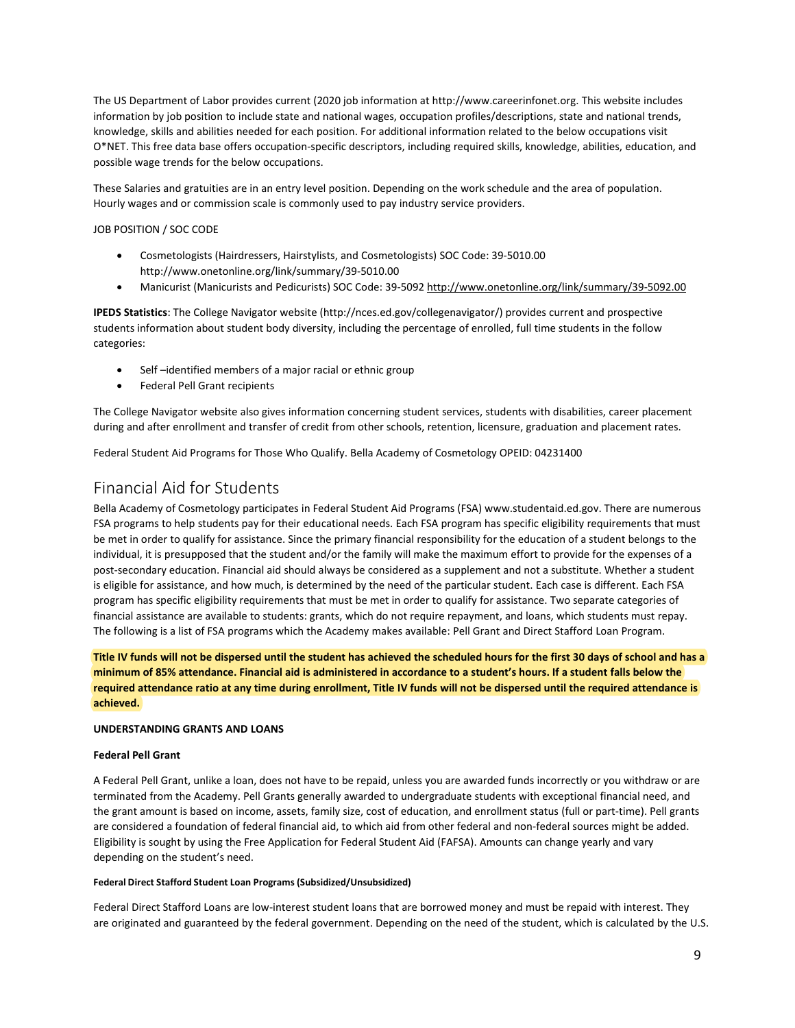The US Department of Labor provides current (2020 job information at http://www.careerinfonet.org. This website includes information by job position to include state and national wages, occupation profiles/descriptions, state and national trends, knowledge, skills and abilities needed for each position. For additional information related to the below occupations visit O*NET. This free data base offers occupation-specific descriptors, including required skills, knowledge, abilities, education, and possible wage trends for the below occupations.

These Salaries and gratuities are in an entry level position. Depending on the work schedule and the area of population. Hourly wages and or commission scale is commonly used to pay industry service providers.

JOB POSITION / SOC CODE

- Cosmetologists (Hairdressers, Hairstylists, and Cosmetologists) SOC Code: 39-5010.00 http://www.onetonline.org/link/summary/39-5010.00
- Manicurist (Manicurists and Pedicurists) SOC Code: 39-5092 http://www.onetonline.org/link/summary/39-5092.00

**IPEDS Statistics**: The College Navigator website (http://nces.ed.gov/collegenavigator/) provides current and prospective students information about student body diversity, including the percentage of enrolled, full time students in the follow categories:

- Self –identified members of a major racial or ethnic group
- Federal Pell Grant recipients

The College Navigator website also gives information concerning student services, students with disabilities, career placement during and after enrollment and transfer of credit from other schools, retention, licensure, graduation and placement rates.

Federal Student Aid Programs for Those Who Qualify. Bella Academy of Cosmetology OPEID: 04231400

## Financial Aid for Students

Bella Academy of Cosmetology participates in Federal Student Aid Programs (FSA) www.studentaid.ed.gov. There are numerous FSA programs to help students pay for their educational needs. Each FSA program has specific eligibility requirements that must be met in order to qualify for assistance. Since the primary financial responsibility for the education of a student belongs to the individual, it is presupposed that the student and/or the family will make the maximum effort to provide for the expenses of a post-secondary education. Financial aid should always be considered as a supplement and not a substitute. Whether a student is eligible for assistance, and how much, is determined by the need of the particular student. Each case is different. Each FSA program has specific eligibility requirements that must be met in order to qualify for assistance. Two separate categories of financial assistance are available to students: grants, which do not require repayment, and loans, which students must repay. The following is a list of FSA programs which the Academy makes available: Pell Grant and Direct Stafford Loan Program.

**Title IV funds will not be dispersed until the student has achieved the scheduled hours for the first 30 days of school and has a minimum of 85% attendance. Financial aid is administered in accordance to a student's hours. If a student falls below the required attendance ratio at any time during enrollment, Title IV funds will not be dispersed until the required attendance is achieved.**

**UNDERSTANDING GRANTS AND LOANS**

**Federal Pell Grant**

A Federal Pell Grant, unlike a loan, does not have to be repaid, unless you are awarded funds incorrectly or you withdraw or are terminated from the Academy. Pell Grants generally awarded to undergraduate students with exceptional financial need, and the grant amount is based on income, assets, family size, cost of education, and enrollment status (full or part-time). Pell grants are considered a foundation of federal financial aid, to which aid from other federal and non-federal sources might be added. Eligibility is sought by using the Free Application for Federal Student Aid (FAFSA). Amounts can change yearly and vary depending on the student's need.

**Federal Direct Stafford Student Loan Programs (Subsidized/Unsubsidized)**

Federal Direct Stafford Loans are low-interest student loans that are borrowed money and must be repaid with interest. They are originated and guaranteed by the federal government. Depending on the need of the student, which is calculated by the U.S.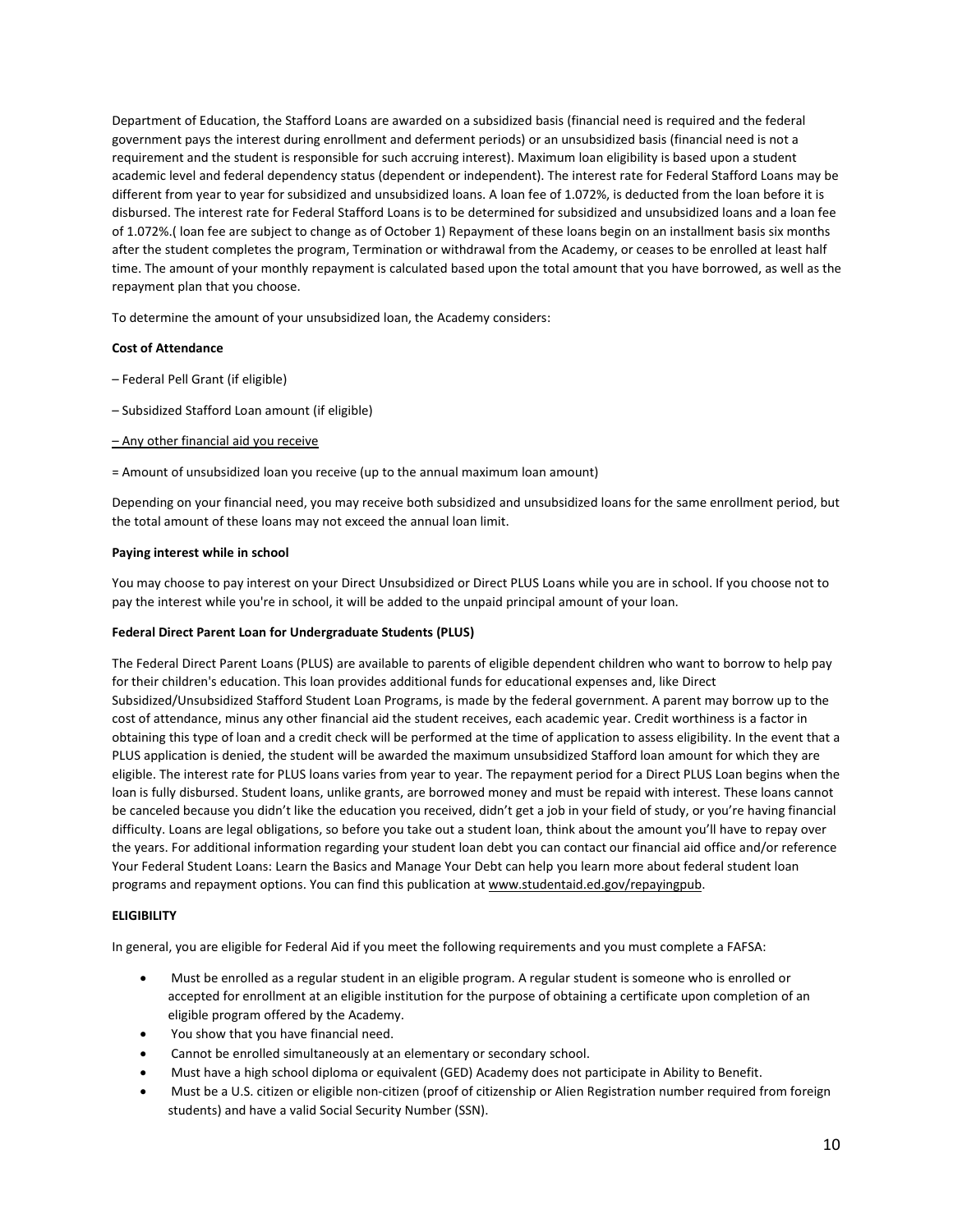Department of Education, the Stafford Loans are awarded on a subsidized basis (financial need is required and the federal government pays the interest during enrollment and deferment periods) or an unsubsidized basis (financial need is not a requirement and the student is responsible for such accruing interest). Maximum loan eligibility is based upon a student academic level and federal dependency status (dependent or independent). The interest rate for Federal Stafford Loans may be different from year to year for subsidized and unsubsidized loans. A loan fee of 1.072%, is deducted from the loan before it is disbursed. The interest rate for Federal Stafford Loans is to be determined for subsidized and unsubsidized loans and a loan fee of 1.072%.( loan fee are subject to change as of October 1) Repayment of these loans begin on an installment basis six months after the student completes the program, Termination or withdrawal from the Academy, or ceases to be enrolled at least half time. The amount of your monthly repayment is calculated based upon the total amount that you have borrowed, as well as the repayment plan that you choose.

To determine the amount of your unsubsidized loan, the Academy considers:

**Cost of Attendance**

– Federal Pell Grant (if eligible)

– Subsidized Stafford Loan amount (if eligible)

– Any other financial aid you receive

= Amount of unsubsidized loan you receive (up to the annual maximum loan amount)

Depending on your financial need, you may receive both subsidized and unsubsidized loans for the same enrollment period, but the total amount of these loans may not exceed the annual loan limit.

**Paying interest while in school**

You may choose to pay interest on your Direct Unsubsidized or Direct PLUS Loans while you are in school. If you choose not to pay the interest while you're in school, it will be added to the unpaid principal amount of your loan.

**Federal Direct Parent Loan for Undergraduate Students (PLUS)**

The Federal Direct Parent Loans (PLUS) are available to parents of eligible dependent children who want to borrow to help pay for their children's education. This loan provides additional funds for educational expenses and, like Direct Subsidized/Unsubsidized Stafford Student Loan Programs, is made by the federal government. A parent may borrow up to the cost of attendance, minus any other financial aid the student receives, each academic year. Credit worthiness is a factor in obtaining this type of loan and a credit check will be performed at the time of application to assess eligibility. In the event that a PLUS application is denied, the student will be awarded the maximum unsubsidized Stafford loan amount for which they are eligible. The interest rate for PLUS loans varies from year to year. The repayment period for a Direct PLUS Loan begins when the loan is fully disbursed. Student loans, unlike grants, are borrowed money and must be repaid with interest. These loans cannot be canceled because you didn't like the education you received, didn't get a job in your field of study, or you're having financial difficulty. Loans are legal obligations, so before you take out a student loan, think about the amount you'll have to repay over the years. For additional information regarding your student loan debt you can contact our financial aid office and/or reference Your Federal Student Loans: Learn the Basics and Manage Your Debt can help you learn more about federal student loan programs and repayment options. You can find this publication at www.studentaid.ed.gov/repayingpub.

**ELIGIBILITY**

In general, you are eligible for Federal Aid if you meet the following requirements and you must complete a FAFSA:

- Must be enrolled as a regular student in an eligible program. A regular student is someone who is enrolled or accepted for enrollment at an eligible institution for the purpose of obtaining a certificate upon completion of an eligible program offered by the Academy.
- You show that you have financial need.
- Cannot be enrolled simultaneously at an elementary or secondary school.
- Must have a high school diploma or equivalent (GED) Academy does not participate in Ability to Benefit.
- Must be a U.S. citizen or eligible non-citizen (proof of citizenship or Alien Registration number required from foreign students) and have a valid Social Security Number (SSN).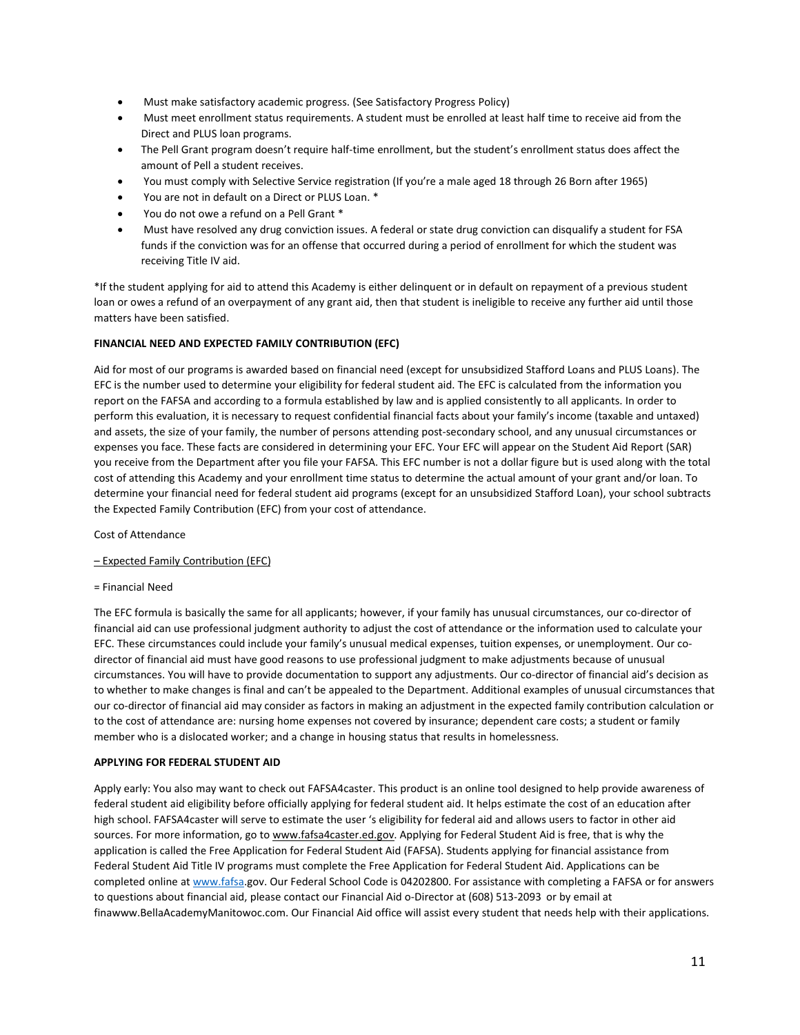- Must make satisfactory academic progress. (See Satisfactory Progress Policy)
- Must meet enrollment status requirements. A student must be enrolled at least half time to receive aid from the Direct and PLUS loan programs.
- The Pell Grant program doesn't require half-time enrollment, but the student's enrollment status does affect the amount of Pell a student receives.
- You must comply with Selective Service registration (If you're a male aged 18 through 26 Born after 1965)
- You are not in default on a Direct or PLUS Loan. *
- You do not owe a refund on a Pell Grant *
- Must have resolved any drug conviction issues. A federal or state drug conviction can disqualify a student for FSA funds if the conviction was for an offense that occurred during a period of enrollment for which the student was receiving Title IV aid.

*If the student applying for aid to attend this Academy is either delinquent or in default on repayment of a previous student loan or owes a refund of an overpayment of any grant aid, then that student is ineligible to receive any further aid until those matters have been satisfied.

**FINANCIAL NEED AND EXPECTED FAMILY CONTRIBUTION (EFC)**

Aid for most of our programs is awarded based on financial need (except for unsubsidized Stafford Loans and PLUS Loans). The EFC is the number used to determine your eligibility for federal student aid. The EFC is calculated from the information you report on the FAFSA and according to a formula established by law and is applied consistently to all applicants. In order to perform this evaluation, it is necessary to request confidential financial facts about your family's income (taxable and untaxed) and assets, the size of your family, the number of persons attending post-secondary school, and any unusual circumstances or expenses you face. These facts are considered in determining your EFC. Your EFC will appear on the Student Aid Report (SAR) you receive from the Department after you file your FAFSA. This EFC number is not a dollar figure but is used along with the total cost of attending this Academy and your enrollment time status to determine the actual amount of your grant and/or loan. To determine your financial need for federal student aid programs (except for an unsubsidized Stafford Loan), your school subtracts the Expected Family Contribution (EFC) from your cost of attendance.

Cost of Attendance

– Expected Family Contribution (EFC)

= Financial Need

The EFC formula is basically the same for all applicants; however, if your family has unusual circumstances, our co-director of financial aid can use professional judgment authority to adjust the cost of attendance or the information used to calculate your EFC. These circumstances could include your family's unusual medical expenses, tuition expenses, or unemployment. Our co-director of financial aid must have good reasons to use professional judgment to make adjustments because of unusual circumstances. You will have to provide documentation to support any adjustments. Our co-director of financial aid's decision as to whether to make changes is final and can't be appealed to the Department. Additional examples of unusual circumstances that our co-director of financial aid may consider as factors in making an adjustment in the expected family contribution calculation or to the cost of attendance are: nursing home expenses not covered by insurance; dependent care costs; a student or family member who is a dislocated worker; and a change in housing status that results in homelessness.

**APPLYING FOR FEDERAL STUDENT AID**

Apply early: You also may want to check out FAFSA4caster. This product is an online tool designed to help provide awareness of federal student aid eligibility before officially applying for federal student aid. It helps estimate the cost of an education after high school. FAFSA4caster will serve to estimate the user 's eligibility for federal aid and allows users to factor in other aid sources. For more information, go to www.fafsa4caster.ed.gov. Applying for Federal Student Aid is free, that is why the application is called the Free Application for Federal Student Aid (FAFSA). Students applying for financial assistance from Federal Student Aid Title IV programs must complete the Free Application for Federal Student Aid. Applications can be completed online at www.fafsa.gov. Our Federal School Code is 04202800. For assistance with completing a FAFSA or for answers to questions about financial aid, please contact our Financial Aid o-Director at (608) 513-2093 or by email at finawww.BellaAcademyManitowoc.com. Our Financial Aid office will assist every student that needs help with their applications.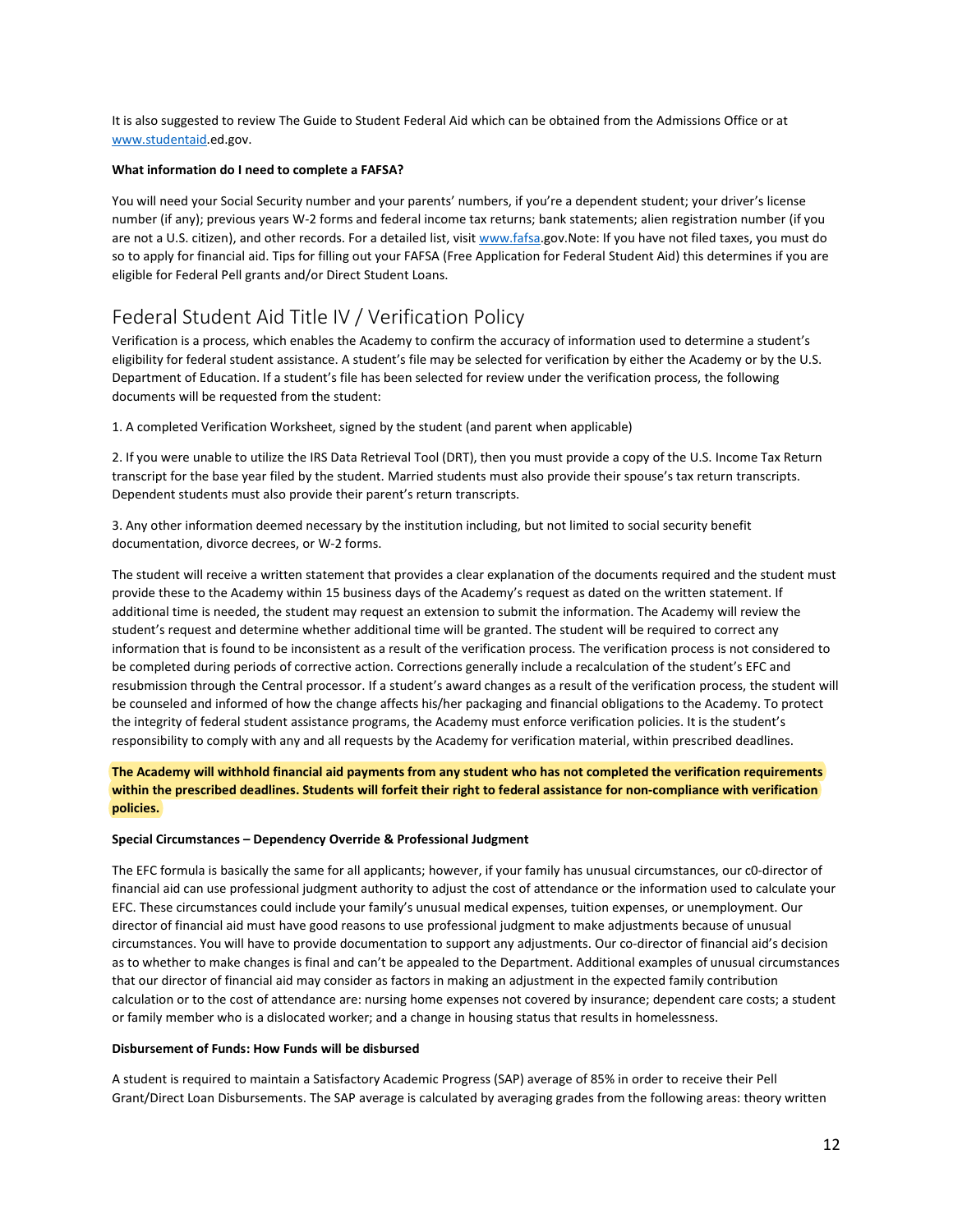It is also suggested to review The Guide to Student Federal Aid which can be obtained from the Admissions Office or at www.studentaid.ed.gov.

**What information do I need to complete a FAFSA?**

You will need your Social Security number and your parents' numbers, if you're a dependent student; your driver's license number (if any); previous years W-2 forms and federal income tax returns; bank statements; alien registration number (if you are not a U.S. citizen), and other records. For a detailed list, visit www.fafsa.gov.Note: If you have not filed taxes, you must do so to apply for financial aid. Tips for filling out your FAFSA (Free Application for Federal Student Aid) this determines if you are eligible for Federal Pell grants and/or Direct Student Loans.

## Federal Student Aid Title IV / Verification Policy

Verification is a process, which enables the Academy to confirm the accuracy of information used to determine a student's eligibility for federal student assistance. A student's file may be selected for verification by either the Academy or by the U.S. Department of Education. If a student's file has been selected for review under the verification process, the following documents will be requested from the student:

1. A completed Verification Worksheet, signed by the student (and parent when applicable)

2. If you were unable to utilize the IRS Data Retrieval Tool (DRT), then you must provide a copy of the U.S. Income Tax Return transcript for the base year filed by the student. Married students must also provide their spouse's tax return transcripts. Dependent students must also provide their parent's return transcripts.

3. Any other information deemed necessary by the institution including, but not limited to social security benefit documentation, divorce decrees, or W-2 forms.

The student will receive a written statement that provides a clear explanation of the documents required and the student must provide these to the Academy within 15 business days of the Academy's request as dated on the written statement. If additional time is needed, the student may request an extension to submit the information. The Academy will review the student's request and determine whether additional time will be granted. The student will be required to correct any information that is found to be inconsistent as a result of the verification process. The verification process is not considered to be completed during periods of corrective action. Corrections generally include a recalculation of the student's EFC and resubmission through the Central processor. If a student's award changes as a result of the verification process, the student will be counseled and informed of how the change affects his/her packaging and financial obligations to the Academy. To protect the integrity of federal student assistance programs, the Academy must enforce verification policies. It is the student's responsibility to comply with any and all requests by the Academy for verification material, within prescribed deadlines.

**The Academy will withhold financial aid payments from any student who has not completed the verification requirements within the prescribed deadlines. Students will forfeit their right to federal assistance for non-compliance with verification policies.**

**Special Circumstances – Dependency Override & Professional Judgment**

The EFC formula is basically the same for all applicants; however, if your family has unusual circumstances, our c0-director of financial aid can use professional judgment authority to adjust the cost of attendance or the information used to calculate your EFC. These circumstances could include your family's unusual medical expenses, tuition expenses, or unemployment. Our director of financial aid must have good reasons to use professional judgment to make adjustments because of unusual circumstances. You will have to provide documentation to support any adjustments. Our co-director of financial aid's decision as to whether to make changes is final and can't be appealed to the Department. Additional examples of unusual circumstances that our director of financial aid may consider as factors in making an adjustment in the expected family contribution calculation or to the cost of attendance are: nursing home expenses not covered by insurance; dependent care costs; a student or family member who is a dislocated worker; and a change in housing status that results in homelessness.

**Disbursement of Funds: How Funds will be disbursed**

A student is required to maintain a Satisfactory Academic Progress (SAP) average of 85% in order to receive their Pell Grant/Direct Loan Disbursements. The SAP average is calculated by averaging grades from the following areas: theory written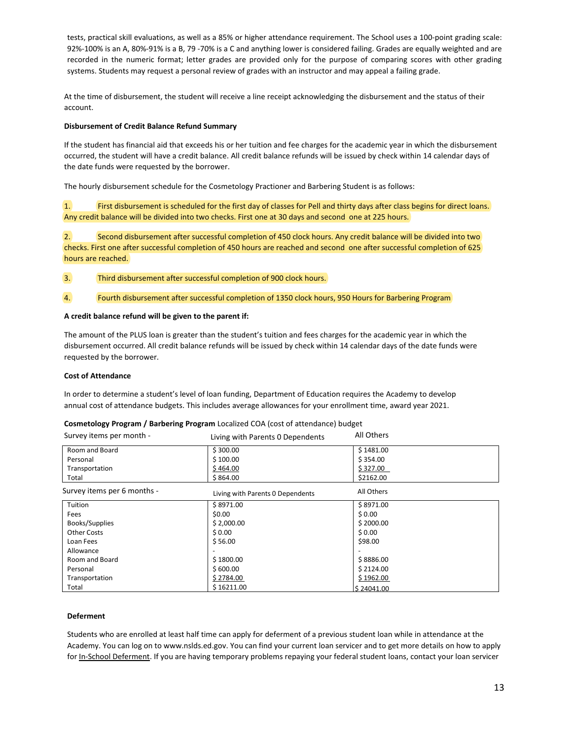tests, practical skill evaluations, as well as a 85% or higher attendance requirement. The School uses a 100-point grading scale: 92%-100% is an A, 80%-91% is a B, 79 -70% is a C and anything lower is considered failing. Grades are equally weighted and are recorded in the numeric format; letter grades are provided only for the purpose of comparing scores with other grading systems. Students may request a personal review of grades with an instructor and may appeal a failing grade.

At the time of disbursement, the student will receive a line receipt acknowledging the disbursement and the status of their account.

**Disbursement of Credit Balance Refund Summary**

If the student has financial aid that exceeds his or her tuition and fee charges for the academic year in which the disbursement occurred, the student will have a credit balance. All credit balance refunds will be issued by check within 14 calendar days of the date funds were requested by the borrower.

The hourly disbursement schedule for the Cosmetology Practioner and Barbering Student is as follows:

1. First disbursement is scheduled for the first day of classes for Pell and thirty days after class begins for direct loans. Any credit balance will be divided into two checks. First one at 30 days and second one at 225 hours.

2. Second disbursement after successful completion of 450 clock hours. Any credit balance will be divided into two checks. First one after successful completion of 450 hours are reached and second one after successful completion of 625 hours are reached.

3. Third disbursement after successful completion of 900 clock hours.

4. Fourth disbursement after successful completion of 1350 clock hours, 950 Hours for Barbering Program

**A credit balance refund will be given to the parent if:**

The amount of the PLUS loan is greater than the student's tuition and fees charges for the academic year in which the disbursement occurred. All credit balance refunds will be issued by check within 14 calendar days of the date funds were requested by the borrower.

**Cost of Attendance**

In order to determine a student's level of loan funding, Department of Education requires the Academy to develop annual cost of attendance budgets. This includes average allowances for your enrollment time, award year 2021.

**Cosmetology Program / Barbering Program** Localized COA (cost of attendance) budget

| Survey items per month - | Living with Parents 0 Dependents | All Others |
|---|---|---|
| Room and Board | $ 300.00 | $ 1481.00 |
| Personal | $ 100.00 | $ 354.00 |
| Transportation | $ 464.00 | $ 327.00 |
| Total | $ 864.00 | $2162.00 |

| Survey items per 6 months - | Living with Parents 0 Dependents | All Others |
|---|---|---|
| Tuition | $ 8971.00 | $ 8971.00 |
| Fees | $0.00 | $ 0.00 |
| Books/Supplies | $ 2,000.00 | $ 2000.00 |
| Other Costs | $ 0.00 | $ 0.00 |
| Loan Fees | $ 56.00 | $98.00 |
| Allowance | - | - |
| Room and Board | $ 1800.00 | $ 8886.00 |
| Personal | $ 600.00 | $ 2124.00 |
| Transportation | $ 2784.00 | $ 1962.00 |
| Total | $ 16211.00 | $ 24041.00 |

**Deferment**

Students who are enrolled at least half time can apply for deferment of a previous student loan while in attendance at the Academy. You can log on to www.nslds.ed.gov. You can find your current loan servicer and to get more details on how to apply for In-School Deferment. If you are having temporary problems repaying your federal student loans, contact your loan servicer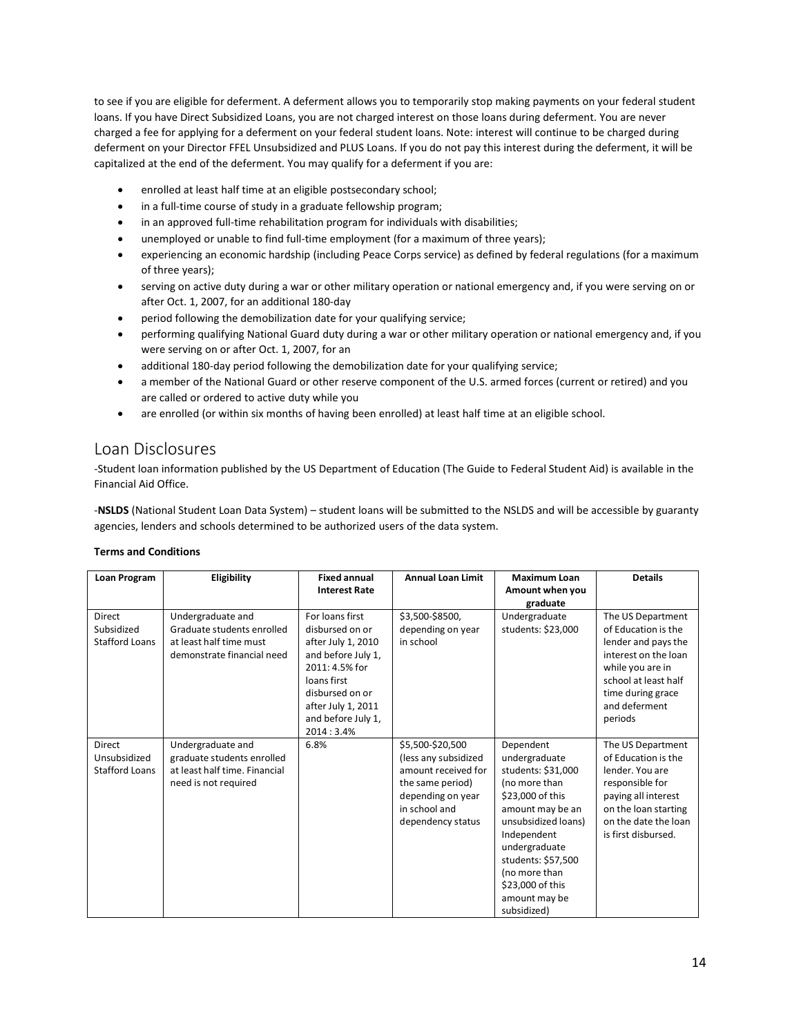to see if you are eligible for deferment. A deferment allows you to temporarily stop making payments on your federal student loans. If you have Direct Subsidized Loans, you are not charged interest on those loans during deferment. You are never charged a fee for applying for a deferment on your federal student loans. Note: interest will continue to be charged during deferment on your Director FFEL Unsubsidized and PLUS Loans. If you do not pay this interest during the deferment, it will be capitalized at the end of the deferment. You may qualify for a deferment if you are:

- enrolled at least half time at an eligible postsecondary school;
- in a full-time course of study in a graduate fellowship program;
- in an approved full-time rehabilitation program for individuals with disabilities;
- unemployed or unable to find full-time employment (for a maximum of three years);
- experiencing an economic hardship (including Peace Corps service) as defined by federal regulations (for a maximum of three years);
- serving on active duty during a war or other military operation or national emergency and, if you were serving on or after Oct. 1, 2007, for an additional 180-day
- period following the demobilization date for your qualifying service;
- performing qualifying National Guard duty during a war or other military operation or national emergency and, if you were serving on or after Oct. 1, 2007, for an
- additional 180-day period following the demobilization date for your qualifying service;
- a member of the National Guard or other reserve component of the U.S. armed forces (current or retired) and you are called or ordered to active duty while you
- are enrolled (or within six months of having been enrolled) at least half time at an eligible school.

## Loan Disclosures

-Student loan information published by the US Department of Education (The Guide to Federal Student Aid) is available in the Financial Aid Office.

-**NSLDS** (National Student Loan Data System) – student loans will be submitted to the NSLDS and will be accessible by guaranty agencies, lenders and schools determined to be authorized users of the data system.

**Terms and Conditions**

| Loan Program | Eligibility | Fixed annual Interest Rate | Annual Loan Limit | Maximum Loan Amount when you graduate | Details |
|---|---|---|---|---|---|
| Direct Subsidized Stafford Loans | Undergraduate and Graduate students enrolled at least half time must demonstrate financial need | For loans first disbursed on or after July 1, 2010 and before July 1, 2011: 4.5% for loans first disbursed on or after July 1, 2011 and before July 1, 2014 : 3.4% | $3,500-$8500, depending on year in school | Undergraduate students: $23,000 | The US Department of Education is the lender and pays the interest on the loan while you are in school at least half time during grace and deferment periods |
| Direct Unsubsidized Stafford Loans | Undergraduate and graduate students enrolled at least half time. Financial need is not required | 6.8% | $5,500-$20,500 (less any subsidized amount received for the same period) depending on year in school and dependency status | Dependent undergraduate students: $31,000 (no more than $23,000 of this amount may be an unsubsidized loans) Independent undergraduate students: $57,500 (no more than $23,000 of this amount may be subsidized) | The US Department of Education is the lender. You are responsible for paying all interest on the loan starting on the date the loan is first disbursed. |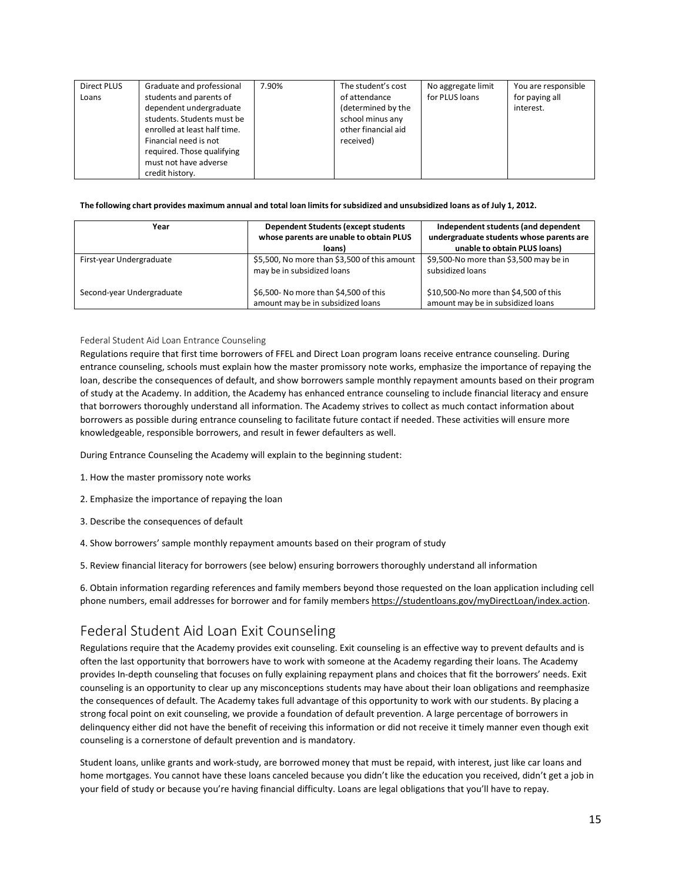| Direct PLUS Loans | Graduate and professional students and parents of dependent undergraduate students. Students must be enrolled at least half time. Financial need is not required. Those qualifying must not have adverse credit history. | 7.90% | The student's cost of attendance (determined by the school minus any other financial aid received) | No aggregate limit for PLUS loans | You are responsible for paying all interest. |
|---|---|---|---|---|---|

**The following chart provides maximum annual and total loan limits for subsidized and unsubsidized loans as of July 1, 2012.**

| Year | Dependent Students (except students whose parents are unable to obtain PLUS loans) | Independent students (and dependent undergraduate students whose parents are unable to obtain PLUS loans) |
|---|---|---|
| First-year Undergraduate | $5,500, No more than $3,500 of this amount may be in subsidized loans | $9,500-No more than $3,500 may be in subsidized loans |
| Second-year Undergraduate | $6,500- No more than $4,500 of this amount may be in subsidized loans | $10,500-No more than $4,500 of this amount may be in subsidized loans |

### Federal Student Aid Loan Entrance Counseling

Regulations require that first time borrowers of FFEL and Direct Loan program loans receive entrance counseling. During entrance counseling, schools must explain how the master promissory note works, emphasize the importance of repaying the loan, describe the consequences of default, and show borrowers sample monthly repayment amounts based on their program of study at the Academy. In addition, the Academy has enhanced entrance counseling to include financial literacy and ensure that borrowers thoroughly understand all information. The Academy strives to collect as much contact information about borrowers as possible during entrance counseling to facilitate future contact if needed. These activities will ensure more knowledgeable, responsible borrowers, and result in fewer defaulters as well.

During Entrance Counseling the Academy will explain to the beginning student:

1. How the master promissory note works
2. Emphasize the importance of repaying the loan
3. Describe the consequences of default
4. Show borrowers' sample monthly repayment amounts based on their program of study
5. Review financial literacy for borrowers (see below) ensuring borrowers thoroughly understand all information
6. Obtain information regarding references and family members beyond those requested on the loan application including cell phone numbers, email addresses for borrower and for family members https://studentloans.gov/myDirectLoan/index.action.

## Federal Student Aid Loan Exit Counseling

Regulations require that the Academy provides exit counseling. Exit counseling is an effective way to prevent defaults and is often the last opportunity that borrowers have to work with someone at the Academy regarding their loans. The Academy provides In-depth counseling that focuses on fully explaining repayment plans and choices that fit the borrowers' needs. Exit counseling is an opportunity to clear up any misconceptions students may have about their loan obligations and reemphasize the consequences of default. The Academy takes full advantage of this opportunity to work with our students. By placing a strong focal point on exit counseling, we provide a foundation of default prevention. A large percentage of borrowers in delinquency either did not have the benefit of receiving this information or did not receive it timely manner even though exit counseling is a cornerstone of default prevention and is mandatory.

Student loans, unlike grants and work-study, are borrowed money that must be repaid, with interest, just like car loans and home mortgages. You cannot have these loans canceled because you didn't like the education you received, didn't get a job in your field of study or because you're having financial difficulty. Loans are legal obligations that you'll have to repay.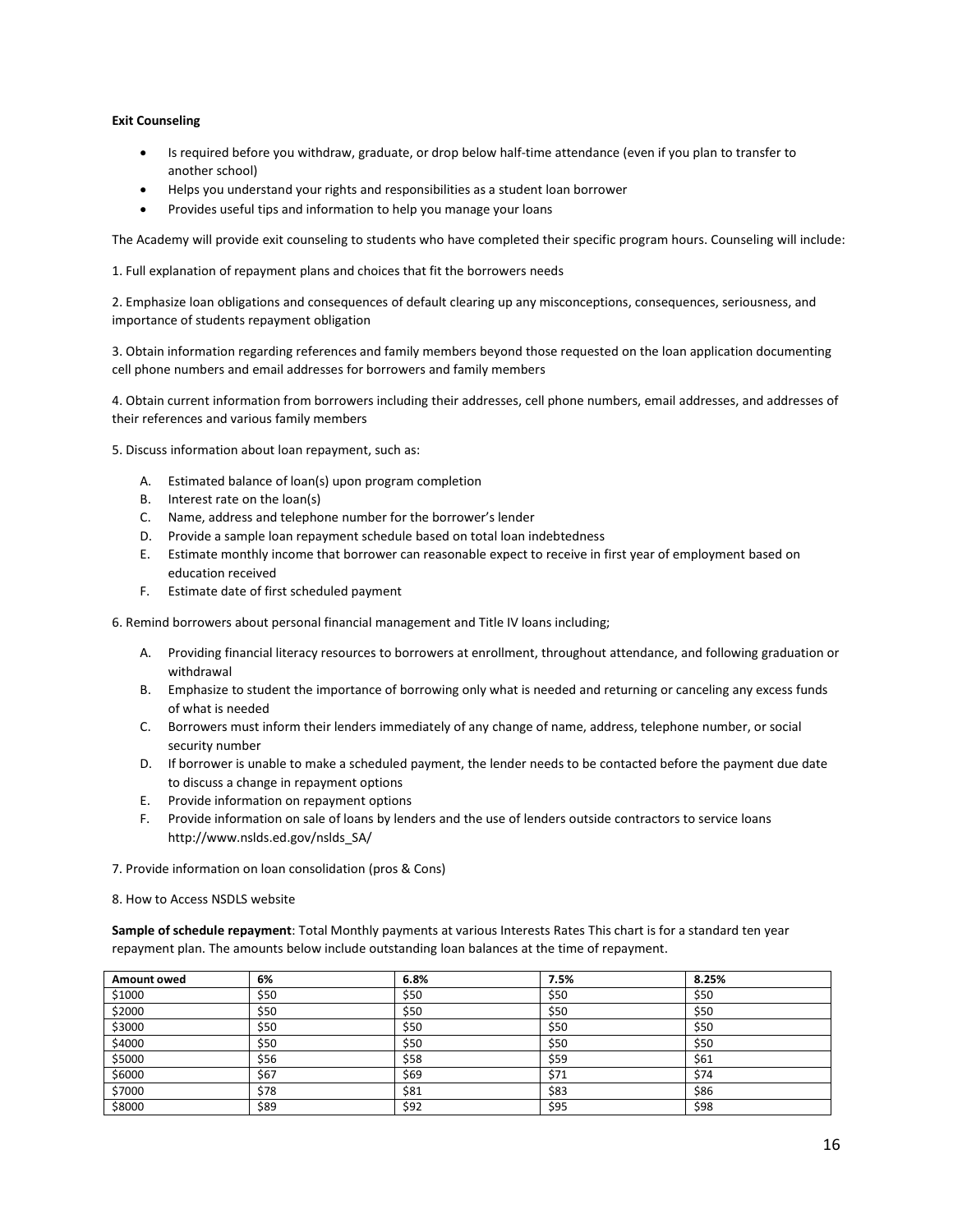**Exit Counseling**

- Is required before you withdraw, graduate, or drop below half-time attendance (even if you plan to transfer to another school)
- Helps you understand your rights and responsibilities as a student loan borrower
- Provides useful tips and information to help you manage your loans

The Academy will provide exit counseling to students who have completed their specific program hours. Counseling will include:

1. Full explanation of repayment plans and choices that fit the borrowers needs

2. Emphasize loan obligations and consequences of default clearing up any misconceptions, consequences, seriousness, and importance of students repayment obligation

3. Obtain information regarding references and family members beyond those requested on the loan application documenting cell phone numbers and email addresses for borrowers and family members

4. Obtain current information from borrowers including their addresses, cell phone numbers, email addresses, and addresses of their references and various family members

5. Discuss information about loan repayment, such as:

A. Estimated balance of loan(s) upon program completion
B. Interest rate on the loan(s)
C. Name, address and telephone number for the borrower's lender
D. Provide a sample loan repayment schedule based on total loan indebtedness
E. Estimate monthly income that borrower can reasonable expect to receive in first year of employment based on education received
F. Estimate date of first scheduled payment

6. Remind borrowers about personal financial management and Title IV loans including;

A. Providing financial literacy resources to borrowers at enrollment, throughout attendance, and following graduation or withdrawal
B. Emphasize to student the importance of borrowing only what is needed and returning or canceling any excess funds of what is needed
C. Borrowers must inform their lenders immediately of any change of name, address, telephone number, or social security number
D. If borrower is unable to make a scheduled payment, the lender needs to be contacted before the payment due date to discuss a change in repayment options
E. Provide information on repayment options
F. Provide information on sale of loans by lenders and the use of lenders outside contractors to service loans http://www.nslds.ed.gov/nslds_SA/

7. Provide information on loan consolidation (pros & Cons)

8. How to Access NSDLS website

**Sample of schedule repayment**: Total Monthly payments at various Interests Rates This chart is for a standard ten year repayment plan. The amounts below include outstanding loan balances at the time of repayment.

| **Amount owed** | **6%** | **6.8%** | **7.5%** | **8.25%** |
|---|---|---|---|---|
| $1000 | $50 | $50 | $50 | $50 |
| $2000 | $50 | $50 | $50 | $50 |
| $3000 | $50 | $50 | $50 | $50 |
| $4000 | $50 | $50 | $50 | $50 |
| $5000 | $56 | $58 | $59 | $61 |
| $6000 | $67 | $69 | $71 | $74 |
| $7000 | $78 | $81 | $83 | $86 |
| $8000 | $89 | $92 | $95 | $98 |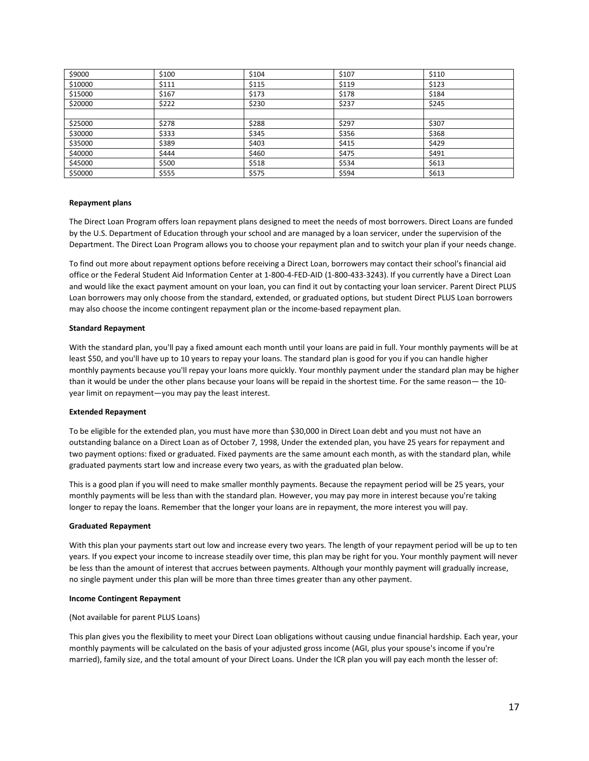| | | | | |
|---|---|---|---|---|
| $9000 | $100 | $104 | $107 | $110 |
| $10000 | $111 | $115 | $119 | $123 |
| $15000 | $167 | $173 | $178 | $184 |
| $20000 | $222 | $230 | $237 | $245 |
| | | | | |
| $25000 | $278 | $288 | $297 | $307 |
| $30000 | $333 | $345 | $356 | $368 |
| $35000 | $389 | $403 | $415 | $429 |
| $40000 | $444 | $460 | $475 | $491 |
| $45000 | $500 | $518 | $534 | $613 |
| $50000 | $555 | $575 | $594 | $613 |

**Repayment plans**

The Direct Loan Program offers loan repayment plans designed to meet the needs of most borrowers. Direct Loans are funded by the U.S. Department of Education through your school and are managed by a loan servicer, under the supervision of the Department. The Direct Loan Program allows you to choose your repayment plan and to switch your plan if your needs change.

To find out more about repayment options before receiving a Direct Loan, borrowers may contact their school's financial aid office or the Federal Student Aid Information Center at 1-800-4-FED-AID (1-800-433-3243). If you currently have a Direct Loan and would like the exact payment amount on your loan, you can find it out by contacting your loan servicer. Parent Direct PLUS Loan borrowers may only choose from the standard, extended, or graduated options, but student Direct PLUS Loan borrowers may also choose the income contingent repayment plan or the income-based repayment plan.

**Standard Repayment**

With the standard plan, you'll pay a fixed amount each month until your loans are paid in full. Your monthly payments will be at least $50, and you'll have up to 10 years to repay your loans. The standard plan is good for you if you can handle higher monthly payments because you'll repay your loans more quickly. Your monthly payment under the standard plan may be higher than it would be under the other plans because your loans will be repaid in the shortest time. For the same reason— the 10-year limit on repayment—you may pay the least interest.

**Extended Repayment**

To be eligible for the extended plan, you must have more than $30,000 in Direct Loan debt and you must not have an outstanding balance on a Direct Loan as of October 7, 1998, Under the extended plan, you have 25 years for repayment and two payment options: fixed or graduated. Fixed payments are the same amount each month, as with the standard plan, while graduated payments start low and increase every two years, as with the graduated plan below.

This is a good plan if you will need to make smaller monthly payments. Because the repayment period will be 25 years, your monthly payments will be less than with the standard plan. However, you may pay more in interest because you're taking longer to repay the loans. Remember that the longer your loans are in repayment, the more interest you will pay.

**Graduated Repayment**

With this plan your payments start out low and increase every two years. The length of your repayment period will be up to ten years. If you expect your income to increase steadily over time, this plan may be right for you. Your monthly payment will never be less than the amount of interest that accrues between payments. Although your monthly payment will gradually increase, no single payment under this plan will be more than three times greater than any other payment.

**Income Contingent Repayment**

(Not available for parent PLUS Loans)

This plan gives you the flexibility to meet your Direct Loan obligations without causing undue financial hardship. Each year, your monthly payments will be calculated on the basis of your adjusted gross income (AGI, plus your spouse's income if you're married), family size, and the total amount of your Direct Loans. Under the ICR plan you will pay each month the lesser of: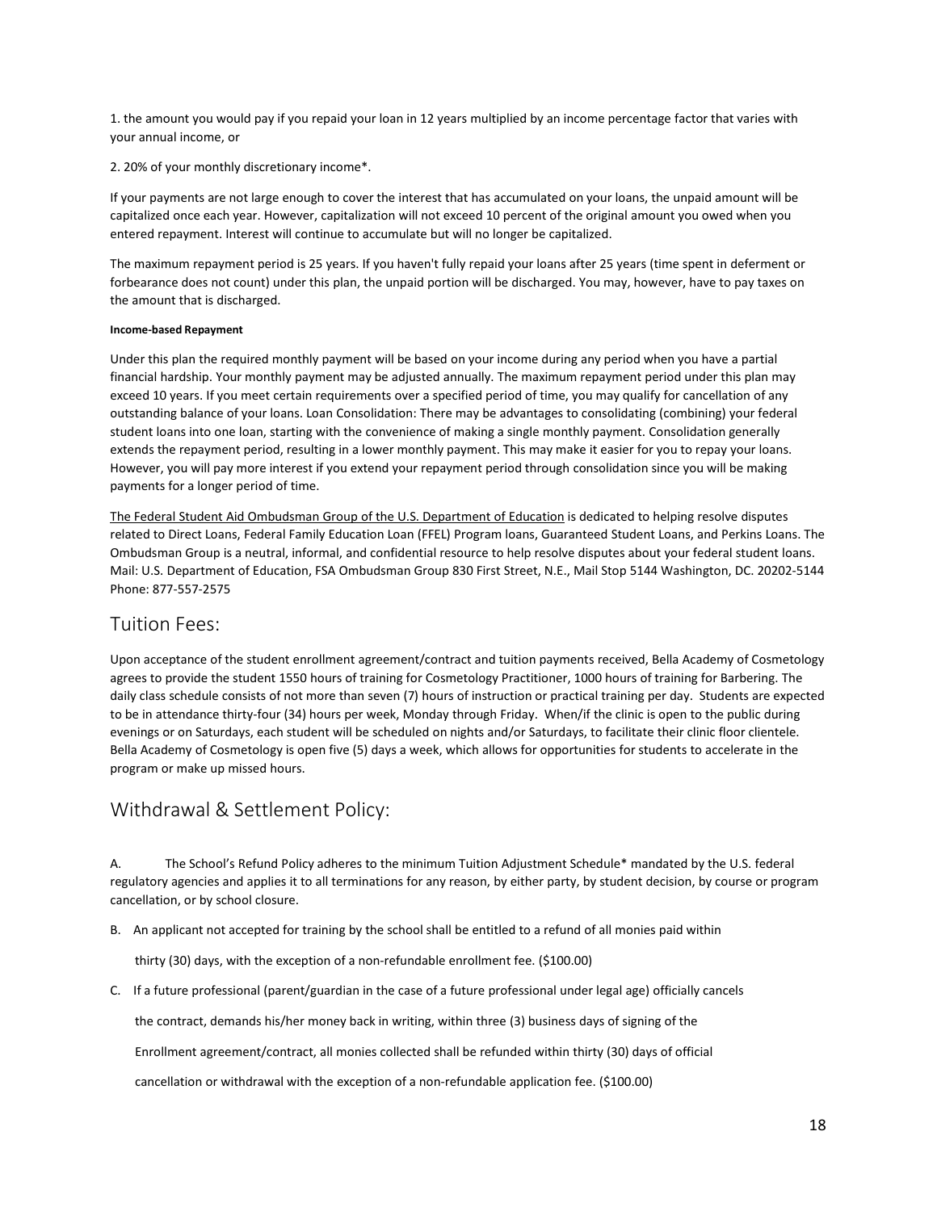1. the amount you would pay if you repaid your loan in 12 years multiplied by an income percentage factor that varies with your annual income, or

2. 20% of your monthly discretionary income*.

If your payments are not large enough to cover the interest that has accumulated on your loans, the unpaid amount will be capitalized once each year. However, capitalization will not exceed 10 percent of the original amount you owed when you entered repayment. Interest will continue to accumulate but will no longer be capitalized.

The maximum repayment period is 25 years. If you haven't fully repaid your loans after 25 years (time spent in deferment or forbearance does not count) under this plan, the unpaid portion will be discharged. You may, however, have to pay taxes on the amount that is discharged.

#### Income-based Repayment

Under this plan the required monthly payment will be based on your income during any period when you have a partial financial hardship. Your monthly payment may be adjusted annually. The maximum repayment period under this plan may exceed 10 years. If you meet certain requirements over a specified period of time, you may qualify for cancellation of any outstanding balance of your loans. Loan Consolidation: There may be advantages to consolidating (combining) your federal student loans into one loan, starting with the convenience of making a single monthly payment. Consolidation generally extends the repayment period, resulting in a lower monthly payment. This may make it easier for you to repay your loans. However, you will pay more interest if you extend your repayment period through consolidation since you will be making payments for a longer period of time.

The Federal Student Aid Ombudsman Group of the U.S. Department of Education is dedicated to helping resolve disputes related to Direct Loans, Federal Family Education Loan (FFEL) Program loans, Guaranteed Student Loans, and Perkins Loans. The Ombudsman Group is a neutral, informal, and confidential resource to help resolve disputes about your federal student loans. Mail: U.S. Department of Education, FSA Ombudsman Group 830 First Street, N.E., Mail Stop 5144 Washington, DC. 20202-5144 Phone: 877-557-2575

## Tuition Fees:

Upon acceptance of the student enrollment agreement/contract and tuition payments received, Bella Academy of Cosmetology agrees to provide the student 1550 hours of training for Cosmetology Practitioner, 1000 hours of training for Barbering. The daily class schedule consists of not more than seven (7) hours of instruction or practical training per day. Students are expected to be in attendance thirty-four (34) hours per week, Monday through Friday. When/if the clinic is open to the public during evenings or on Saturdays, each student will be scheduled on nights and/or Saturdays, to facilitate their clinic floor clientele. Bella Academy of Cosmetology is open five (5) days a week, which allows for opportunities for students to accelerate in the program or make up missed hours.

## Withdrawal & Settlement Policy:

A. The School's Refund Policy adheres to the minimum Tuition Adjustment Schedule* mandated by the U.S. federal regulatory agencies and applies it to all terminations for any reason, by either party, by student decision, by course or program cancellation, or by school closure.

B. An applicant not accepted for training by the school shall be entitled to a refund of all monies paid within thirty (30) days, with the exception of a non-refundable enrollment fee. ($100.00)

C. If a future professional (parent/guardian in the case of a future professional under legal age) officially cancels the contract, demands his/her money back in writing, within three (3) business days of signing of the Enrollment agreement/contract, all monies collected shall be refunded within thirty (30) days of official cancellation or withdrawal with the exception of a non-refundable application fee. ($100.00)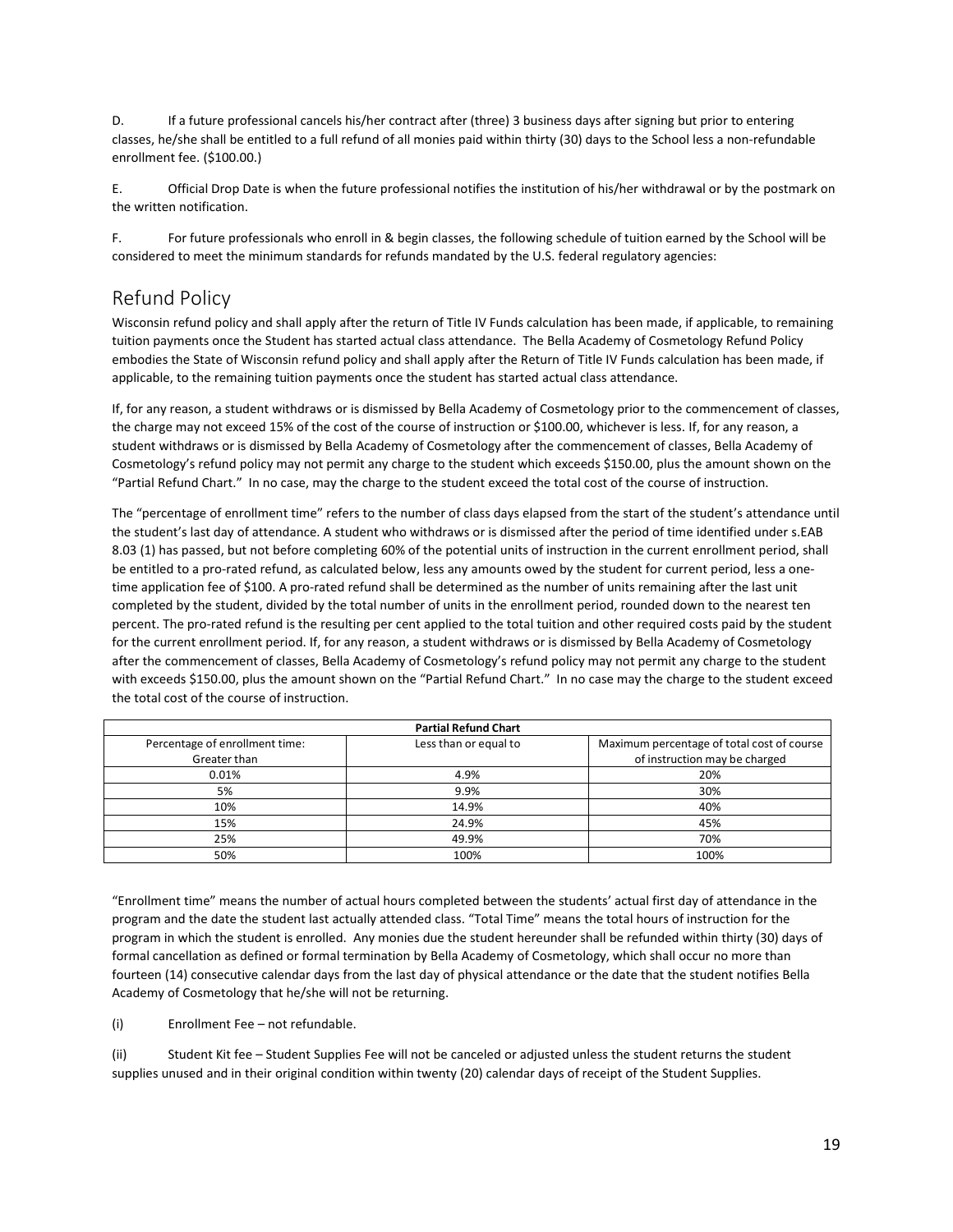D. If a future professional cancels his/her contract after (three) 3 business days after signing but prior to entering classes, he/she shall be entitled to a full refund of all monies paid within thirty (30) days to the School less a non-refundable enrollment fee. ($100.00.)

E. Official Drop Date is when the future professional notifies the institution of his/her withdrawal or by the postmark on the written notification.

F. For future professionals who enroll in & begin classes, the following schedule of tuition earned by the School will be considered to meet the minimum standards for refunds mandated by the U.S. federal regulatory agencies:

## Refund Policy

Wisconsin refund policy and shall apply after the return of Title IV Funds calculation has been made, if applicable, to remaining tuition payments once the Student has started actual class attendance. The Bella Academy of Cosmetology Refund Policy embodies the State of Wisconsin refund policy and shall apply after the Return of Title IV Funds calculation has been made, if applicable, to the remaining tuition payments once the student has started actual class attendance.

If, for any reason, a student withdraws or is dismissed by Bella Academy of Cosmetology prior to the commencement of classes, the charge may not exceed 15% of the cost of the course of instruction or $100.00, whichever is less. If, for any reason, a student withdraws or is dismissed by Bella Academy of Cosmetology after the commencement of classes, Bella Academy of Cosmetology's refund policy may not permit any charge to the student which exceeds $150.00, plus the amount shown on the "Partial Refund Chart." In no case, may the charge to the student exceed the total cost of the course of instruction.

The "percentage of enrollment time" refers to the number of class days elapsed from the start of the student's attendance until the student's last day of attendance. A student who withdraws or is dismissed after the period of time identified under s.EAB 8.03 (1) has passed, but not before completing 60% of the potential units of instruction in the current enrollment period, shall be entitled to a pro-rated refund, as calculated below, less any amounts owed by the student for current period, less a one-time application fee of $100. A pro-rated refund shall be determined as the number of units remaining after the last unit completed by the student, divided by the total number of units in the enrollment period, rounded down to the nearest ten percent. The pro-rated refund is the resulting per cent applied to the total tuition and other required costs paid by the student for the current enrollment period. If, for any reason, a student withdraws or is dismissed by Bella Academy of Cosmetology after the commencement of classes, Bella Academy of Cosmetology's refund policy may not permit any charge to the student with exceeds $150.00, plus the amount shown on the "Partial Refund Chart." In no case may the charge to the student exceed the total cost of the course of instruction.

| **Partial Refund Chart** | | |
|---|---|---|
| Percentage of enrollment time: Greater than | Less than or equal to | Maximum percentage of total cost of course of instruction may be charged |
| 0.01% | 4.9% | 20% |
| 5% | 9.9% | 30% |
| 10% | 14.9% | 40% |
| 15% | 24.9% | 45% |
| 25% | 49.9% | 70% |
| 50% | 100% | 100% |

"Enrollment time" means the number of actual hours completed between the students' actual first day of attendance in the program and the date the student last actually attended class. "Total Time" means the total hours of instruction for the program in which the student is enrolled. Any monies due the student hereunder shall be refunded within thirty (30) days of formal cancellation as defined or formal termination by Bella Academy of Cosmetology, which shall occur no more than fourteen (14) consecutive calendar days from the last day of physical attendance or the date that the student notifies Bella Academy of Cosmetology that he/she will not be returning.

(i) Enrollment Fee – not refundable.

(ii) Student Kit fee – Student Supplies Fee will not be canceled or adjusted unless the student returns the student supplies unused and in their original condition within twenty (20) calendar days of receipt of the Student Supplies.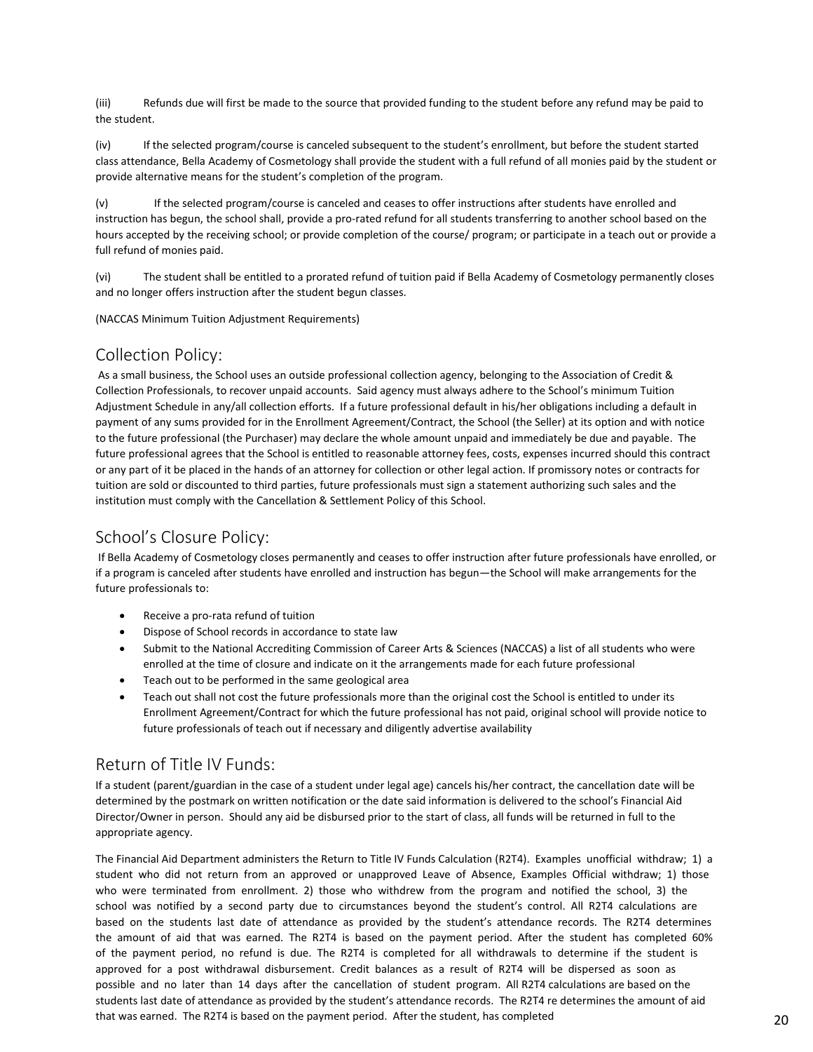(iii) Refunds due will first be made to the source that provided funding to the student before any refund may be paid to the student.

(iv) If the selected program/course is canceled subsequent to the student's enrollment, but before the student started class attendance, Bella Academy of Cosmetology shall provide the student with a full refund of all monies paid by the student or provide alternative means for the student's completion of the program.

(v) If the selected program/course is canceled and ceases to offer instructions after students have enrolled and instruction has begun, the school shall, provide a pro-rated refund for all students transferring to another school based on the hours accepted by the receiving school; or provide completion of the course/ program; or participate in a teach out or provide a full refund of monies paid.

(vi) The student shall be entitled to a prorated refund of tuition paid if Bella Academy of Cosmetology permanently closes and no longer offers instruction after the student begun classes.

(NACCAS Minimum Tuition Adjustment Requirements)

## Collection Policy:

As a small business, the School uses an outside professional collection agency, belonging to the Association of Credit & Collection Professionals, to recover unpaid accounts. Said agency must always adhere to the School's minimum Tuition Adjustment Schedule in any/all collection efforts. If a future professional default in his/her obligations including a default in payment of any sums provided for in the Enrollment Agreement/Contract, the School (the Seller) at its option and with notice to the future professional (the Purchaser) may declare the whole amount unpaid and immediately be due and payable. The future professional agrees that the School is entitled to reasonable attorney fees, costs, expenses incurred should this contract or any part of it be placed in the hands of an attorney for collection or other legal action. If promissory notes or contracts for tuition are sold or discounted to third parties, future professionals must sign a statement authorizing such sales and the institution must comply with the Cancellation & Settlement Policy of this School.

## School's Closure Policy:

If Bella Academy of Cosmetology closes permanently and ceases to offer instruction after future professionals have enrolled, or if a program is canceled after students have enrolled and instruction has begun—the School will make arrangements for the future professionals to:

- Receive a pro-rata refund of tuition
- Dispose of School records in accordance to state law
- Submit to the National Accrediting Commission of Career Arts & Sciences (NACCAS) a list of all students who were enrolled at the time of closure and indicate on it the arrangements made for each future professional
- Teach out to be performed in the same geological area
- Teach out shall not cost the future professionals more than the original cost the School is entitled to under its Enrollment Agreement/Contract for which the future professional has not paid, original school will provide notice to future professionals of teach out if necessary and diligently advertise availability

## Return of Title IV Funds:

If a student (parent/guardian in the case of a student under legal age) cancels his/her contract, the cancellation date will be determined by the postmark on written notification or the date said information is delivered to the school's Financial Aid Director/Owner in person. Should any aid be disbursed prior to the start of class, all funds will be returned in full to the appropriate agency.

The Financial Aid Department administers the Return to Title IV Funds Calculation (R2T4). Examples unofficial withdraw; 1) a student who did not return from an approved or unapproved Leave of Absence, Examples Official withdraw; 1) those who were terminated from enrollment. 2) those who withdrew from the program and notified the school, 3) the school was notified by a second party due to circumstances beyond the student's control. All R2T4 calculations are based on the students last date of attendance as provided by the student's attendance records. The R2T4 determines the amount of aid that was earned. The R2T4 is based on the payment period. After the student has completed 60% of the payment period, no refund is due. The R2T4 is completed for all withdrawals to determine if the student is approved for a post withdrawal disbursement. Credit balances as a result of R2T4 will be dispersed as soon as possible and no later than 14 days after the cancellation of student program. All R2T4 calculations are based on the students last date of attendance as provided by the student's attendance records. The R2T4 re determines the amount of aid that was earned. The R2T4 is based on the payment period. After the student, has completed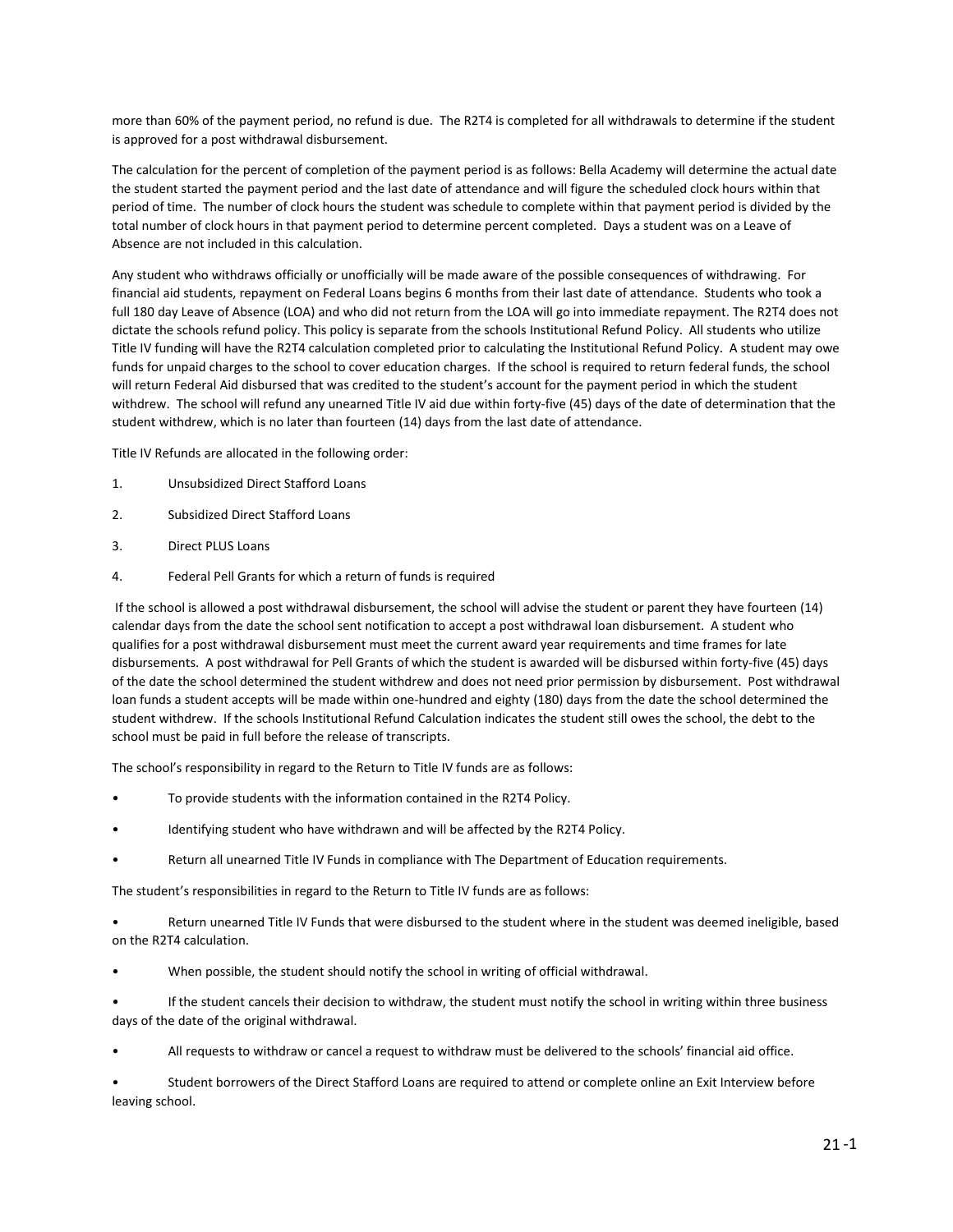more than 60% of the payment period, no refund is due. The R2T4 is completed for all withdrawals to determine if the student is approved for a post withdrawal disbursement.

The calculation for the percent of completion of the payment period is as follows: Bella Academy will determine the actual date the student started the payment period and the last date of attendance and will figure the scheduled clock hours within that period of time. The number of clock hours the student was schedule to complete within that payment period is divided by the total number of clock hours in that payment period to determine percent completed. Days a student was on a Leave of Absence are not included in this calculation.

Any student who withdraws officially or unofficially will be made aware of the possible consequences of withdrawing. For financial aid students, repayment on Federal Loans begins 6 months from their last date of attendance. Students who took a full 180 day Leave of Absence (LOA) and who did not return from the LOA will go into immediate repayment. The R2T4 does not dictate the schools refund policy. This policy is separate from the schools Institutional Refund Policy. All students who utilize Title IV funding will have the R2T4 calculation completed prior to calculating the Institutional Refund Policy. A student may owe funds for unpaid charges to the school to cover education charges. If the school is required to return federal funds, the school will return Federal Aid disbursed that was credited to the student's account for the payment period in which the student withdrew. The school will refund any unearned Title IV aid due within forty-five (45) days of the date of determination that the student withdrew, which is no later than fourteen (14) days from the last date of attendance.

Title IV Refunds are allocated in the following order:

1. Unsubsidized Direct Stafford Loans
2. Subsidized Direct Stafford Loans
3. Direct PLUS Loans
4. Federal Pell Grants for which a return of funds is required

If the school is allowed a post withdrawal disbursement, the school will advise the student or parent they have fourteen (14) calendar days from the date the school sent notification to accept a post withdrawal loan disbursement. A student who qualifies for a post withdrawal disbursement must meet the current award year requirements and time frames for late disbursements. A post withdrawal for Pell Grants of which the student is awarded will be disbursed within forty-five (45) days of the date the school determined the student withdrew and does not need prior permission by disbursement. Post withdrawal loan funds a student accepts will be made within one-hundred and eighty (180) days from the date the school determined the student withdrew. If the schools Institutional Refund Calculation indicates the student still owes the school, the debt to the school must be paid in full before the release of transcripts.

The school's responsibility in regard to the Return to Title IV funds are as follows:

- To provide students with the information contained in the R2T4 Policy.
- Identifying student who have withdrawn and will be affected by the R2T4 Policy.
- Return all unearned Title IV Funds in compliance with The Department of Education requirements.

The student's responsibilities in regard to the Return to Title IV funds are as follows:

- Return unearned Title IV Funds that were disbursed to the student where in the student was deemed ineligible, based on the R2T4 calculation.
- When possible, the student should notify the school in writing of official withdrawal.
- If the student cancels their decision to withdraw, the student must notify the school in writing within three business days of the date of the original withdrawal.
- All requests to withdraw or cancel a request to withdraw must be delivered to the schools' financial aid office.
- Student borrowers of the Direct Stafford Loans are required to attend or complete online an Exit Interview before leaving school.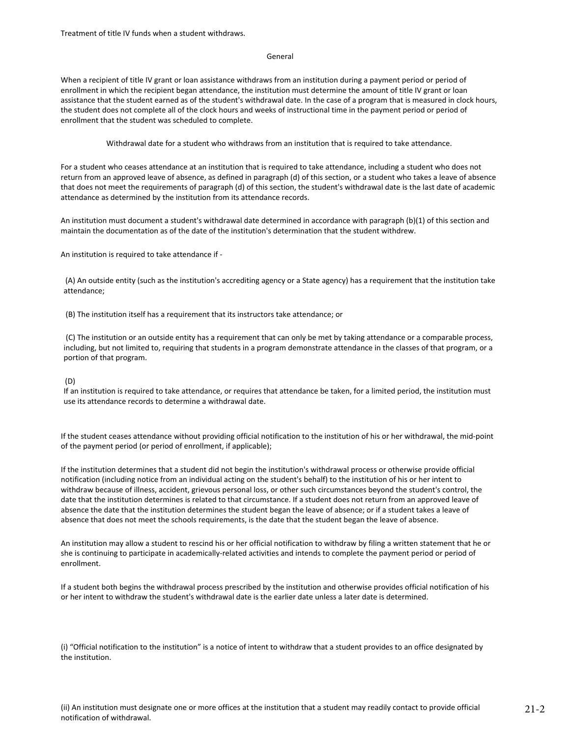Treatment of title IV funds when a student withdraws.

## General

When a recipient of title IV grant or loan assistance withdraws from an institution during a payment period or period of enrollment in which the recipient began attendance, the institution must determine the amount of title IV grant or loan assistance that the student earned as of the student's withdrawal date. In the case of a program that is measured in clock hours, the student does not complete all of the clock hours and weeks of instructional time in the payment period or period of enrollment that the student was scheduled to complete.

### Withdrawal date for a student who withdraws from an institution that is required to take attendance.

For a student who ceases attendance at an institution that is required to take attendance, including a student who does not return from an approved leave of absence, as defined in paragraph (d) of this section, or a student who takes a leave of absence that does not meet the requirements of paragraph (d) of this section, the student's withdrawal date is the last date of academic attendance as determined by the institution from its attendance records.

An institution must document a student's withdrawal date determined in accordance with paragraph (b)(1) of this section and maintain the documentation as of the date of the institution's determination that the student withdrew.

An institution is required to take attendance if -

(A) An outside entity (such as the institution's accrediting agency or a State agency) has a requirement that the institution take attendance;

(B) The institution itself has a requirement that its instructors take attendance; or

(C) The institution or an outside entity has a requirement that can only be met by taking attendance or a comparable process, including, but not limited to, requiring that students in a program demonstrate attendance in the classes of that program, or a portion of that program.

(D)
If an institution is required to take attendance, or requires that attendance be taken, for a limited period, the institution must use its attendance records to determine a withdrawal date.

If the student ceases attendance without providing official notification to the institution of his or her withdrawal, the mid-point of the payment period (or period of enrollment, if applicable);

If the institution determines that a student did not begin the institution's withdrawal process or otherwise provide official notification (including notice from an individual acting on the student's behalf) to the institution of his or her intent to withdraw because of illness, accident, grievous personal loss, or other such circumstances beyond the student's control, the date that the institution determines is related to that circumstance. If a student does not return from an approved leave of absence the date that the institution determines the student began the leave of absence; or if a student takes a leave of absence that does not meet the schools requirements, is the date that the student began the leave of absence.

An institution may allow a student to rescind his or her official notification to withdraw by filing a written statement that he or she is continuing to participate in academically-related activities and intends to complete the payment period or period of enrollment.

If a student both begins the withdrawal process prescribed by the institution and otherwise provides official notification of his or her intent to withdraw the student's withdrawal date is the earlier date unless a later date is determined.

(i) “Official notification to the institution” is a notice of intent to withdraw that a student provides to an office designated by the institution.

(ii) An institution must designate one or more offices at the institution that a student may readily contact to provide official notification of withdrawal.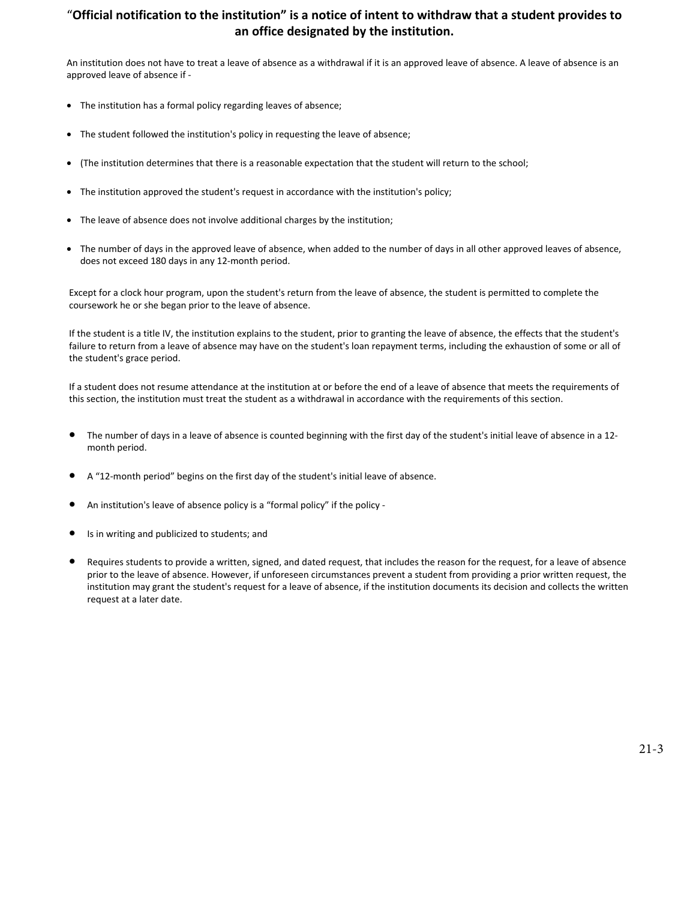**"Official notification to the institution" is a notice of intent to withdraw that a student provides to an office designated by the institution.**

An institution does not have to treat a leave of absence as a withdrawal if it is an approved leave of absence. A leave of absence is an approved leave of absence if -

- The institution has a formal policy regarding leaves of absence;
- The student followed the institution's policy in requesting the leave of absence;
- (The institution determines that there is a reasonable expectation that the student will return to the school;
- The institution approved the student's request in accordance with the institution's policy;
- The leave of absence does not involve additional charges by the institution;
- The number of days in the approved leave of absence, when added to the number of days in all other approved leaves of absence, does not exceed 180 days in any 12-month period.

Except for a clock hour program, upon the student's return from the leave of absence, the student is permitted to complete the coursework he or she began prior to the leave of absence.

If the student is a title IV, the institution explains to the student, prior to granting the leave of absence, the effects that the student's failure to return from a leave of absence may have on the student's loan repayment terms, including the exhaustion of some or all of the student's grace period.

If a student does not resume attendance at the institution at or before the end of a leave of absence that meets the requirements of this section, the institution must treat the student as a withdrawal in accordance with the requirements of this section.

- The number of days in a leave of absence is counted beginning with the first day of the student's initial leave of absence in a 12-month period.
- A "12-month period" begins on the first day of the student's initial leave of absence.
- An institution's leave of absence policy is a "formal policy" if the policy -
- Is in writing and publicized to students; and
- Requires students to provide a written, signed, and dated request, that includes the reason for the request, for a leave of absence prior to the leave of absence. However, if unforeseen circumstances prevent a student from providing a prior written request, the institution may grant the student's request for a leave of absence, if the institution documents its decision and collects the written request at a later date.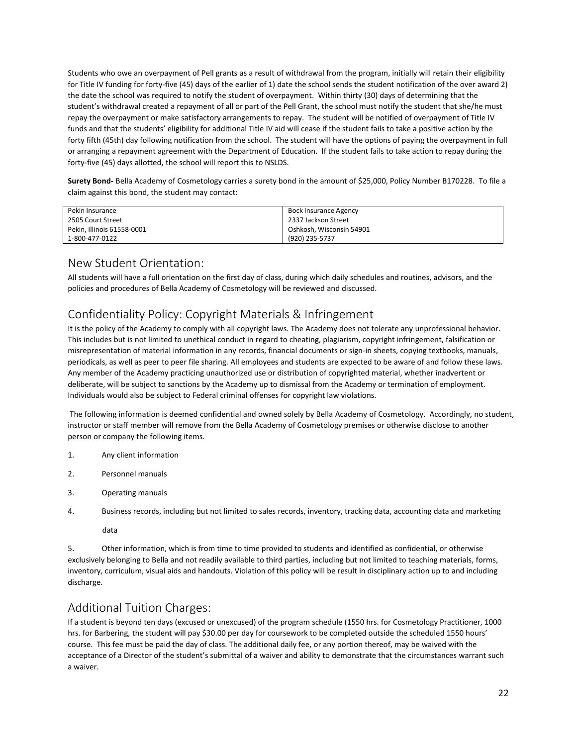Students who owe an overpayment of Pell grants as a result of withdrawal from the program, initially will retain their eligibility for Title IV funding for forty-five (45) days of the earlier of 1) date the school sends the student notification of the over award 2) the date the school was required to notify the student of overpayment. Within thirty (30) days of determining that the student's withdrawal created a repayment of all or part of the Pell Grant, the school must notify the student that she/he must repay the overpayment or make satisfactory arrangements to repay. The student will be notified of overpayment of Title IV funds and that the students' eligibility for additional Title IV aid will cease if the student fails to take a positive action by the forty fifth (45th) day following notification from the school. The student will have the options of paying the overpayment in full or arranging a repayment agreement with the Department of Education. If the student fails to take action to repay during the forty-five (45) days allotted, the school will report this to NSLDS.

**Surety Bond-** Bella Academy of Cosmetology carries a surety bond in the amount of $25,000, Policy Number B170228. To file a claim against this bond, the student may contact:

| Pekin Insurance | Bock Insurance Agency |
|---|---|
| 2505 Court Street | 2337 Jackson Street |
| Pekin, Illinois 61558-0001 | Oshkosh, Wisconsin 54901 |
| 1-800-477-0122 | (920) 235-5737 |

## New Student Orientation:

All students will have a full orientation on the first day of class, during which daily schedules and routines, advisors, and the policies and procedures of Bella Academy of Cosmetology will be reviewed and discussed.

## Confidentiality Policy: Copyright Materials & Infringement

It is the policy of the Academy to comply with all copyright laws. The Academy does not tolerate any unprofessional behavior. This includes but is not limited to unethical conduct in regard to cheating, plagiarism, copyright infringement, falsification or misrepresentation of material information in any records, financial documents or sign-in sheets, copying textbooks, manuals, periodicals, as well as peer to peer file sharing. All employees and students are expected to be aware of and follow these laws. Any member of the Academy practicing unauthorized use or distribution of copyrighted material, whether inadvertent or deliberate, will be subject to sanctions by the Academy up to dismissal from the Academy or termination of employment. Individuals would also be subject to Federal criminal offenses for copyright law violations.

The following information is deemed confidential and owned solely by Bella Academy of Cosmetology. Accordingly, no student, instructor or staff member will remove from the Bella Academy of Cosmetology premises or otherwise disclose to another person or company the following items.

1. Any client information
2. Personnel manuals
3. Operating manuals
4. Business records, including but not limited to sales records, inventory, tracking data, accounting data and marketing data
5. Other information, which is from time to time provided to students and identified as confidential, or otherwise exclusively belonging to Bella and not readily available to third parties, including but not limited to teaching materials, forms, inventory, curriculum, visual aids and handouts. Violation of this policy will be result in disciplinary action up to and including discharge.

## Additional Tuition Charges:

If a student is beyond ten days (excused or unexcused) of the program schedule (1550 hrs. for Cosmetology Practitioner, 1000 hrs. for Barbering, the student will pay $30.00 per day for coursework to be completed outside the scheduled 1550 hours' course. This fee must be paid the day of class. The additional daily fee, or any portion thereof, may be waived with the acceptance of a Director of the student's submittal of a waiver and ability to demonstrate that the circumstances warrant such a waiver.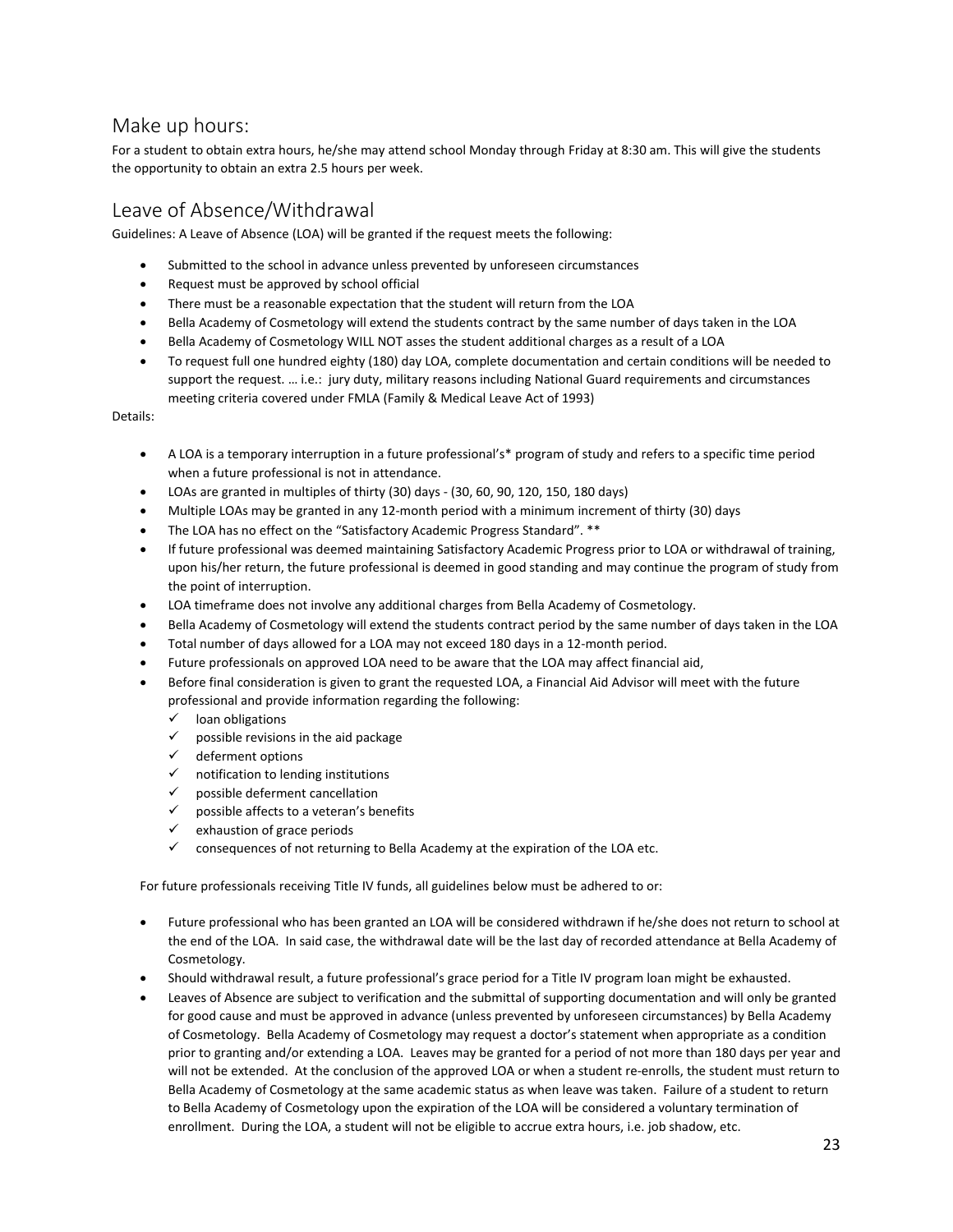## Make up hours:

For a student to obtain extra hours, he/she may attend school Monday through Friday at 8:30 am. This will give the students the opportunity to obtain an extra 2.5 hours per week.

## Leave of Absence/Withdrawal

Guidelines: A Leave of Absence (LOA) will be granted if the request meets the following:

- Submitted to the school in advance unless prevented by unforeseen circumstances
- Request must be approved by school official
- There must be a reasonable expectation that the student will return from the LOA
- Bella Academy of Cosmetology will extend the students contract by the same number of days taken in the LOA
- Bella Academy of Cosmetology WILL NOT asses the student additional charges as a result of a LOA
- To request full one hundred eighty (180) day LOA, complete documentation and certain conditions will be needed to support the request. … i.e.: jury duty, military reasons including National Guard requirements and circumstances meeting criteria covered under FMLA (Family & Medical Leave Act of 1993)

Details:

- A LOA is a temporary interruption in a future professional's* program of study and refers to a specific time period when a future professional is not in attendance.
- LOAs are granted in multiples of thirty (30) days - (30, 60, 90, 120, 150, 180 days)
- Multiple LOAs may be granted in any 12-month period with a minimum increment of thirty (30) days
- The LOA has no effect on the "Satisfactory Academic Progress Standard". **
- If future professional was deemed maintaining Satisfactory Academic Progress prior to LOA or withdrawal of training, upon his/her return, the future professional is deemed in good standing and may continue the program of study from the point of interruption.
- LOA timeframe does not involve any additional charges from Bella Academy of Cosmetology.
- Bella Academy of Cosmetology will extend the students contract period by the same number of days taken in the LOA
- Total number of days allowed for a LOA may not exceed 180 days in a 12-month period.
- Future professionals on approved LOA need to be aware that the LOA may affect financial aid,
- Before final consideration is given to grant the requested LOA, a Financial Aid Advisor will meet with the future professional and provide information regarding the following:
  - ✓ loan obligations
  - ✓ possible revisions in the aid package
  - ✓ deferment options
  - ✓ notification to lending institutions
  - ✓ possible deferment cancellation
  - ✓ possible affects to a veteran's benefits
  - ✓ exhaustion of grace periods
  - ✓ consequences of not returning to Bella Academy at the expiration of the LOA etc.

For future professionals receiving Title IV funds, all guidelines below must be adhered to or:

- Future professional who has been granted an LOA will be considered withdrawn if he/she does not return to school at the end of the LOA. In said case, the withdrawal date will be the last day of recorded attendance at Bella Academy of Cosmetology.
- Should withdrawal result, a future professional's grace period for a Title IV program loan might be exhausted.
- Leaves of Absence are subject to verification and the submittal of supporting documentation and will only be granted for good cause and must be approved in advance (unless prevented by unforeseen circumstances) by Bella Academy of Cosmetology. Bella Academy of Cosmetology may request a doctor's statement when appropriate as a condition prior to granting and/or extending a LOA. Leaves may be granted for a period of not more than 180 days per year and will not be extended. At the conclusion of the approved LOA or when a student re-enrolls, the student must return to Bella Academy of Cosmetology at the same academic status as when leave was taken. Failure of a student to return to Bella Academy of Cosmetology upon the expiration of the LOA will be considered a voluntary termination of enrollment. During the LOA, a student will not be eligible to accrue extra hours, i.e. job shadow, etc.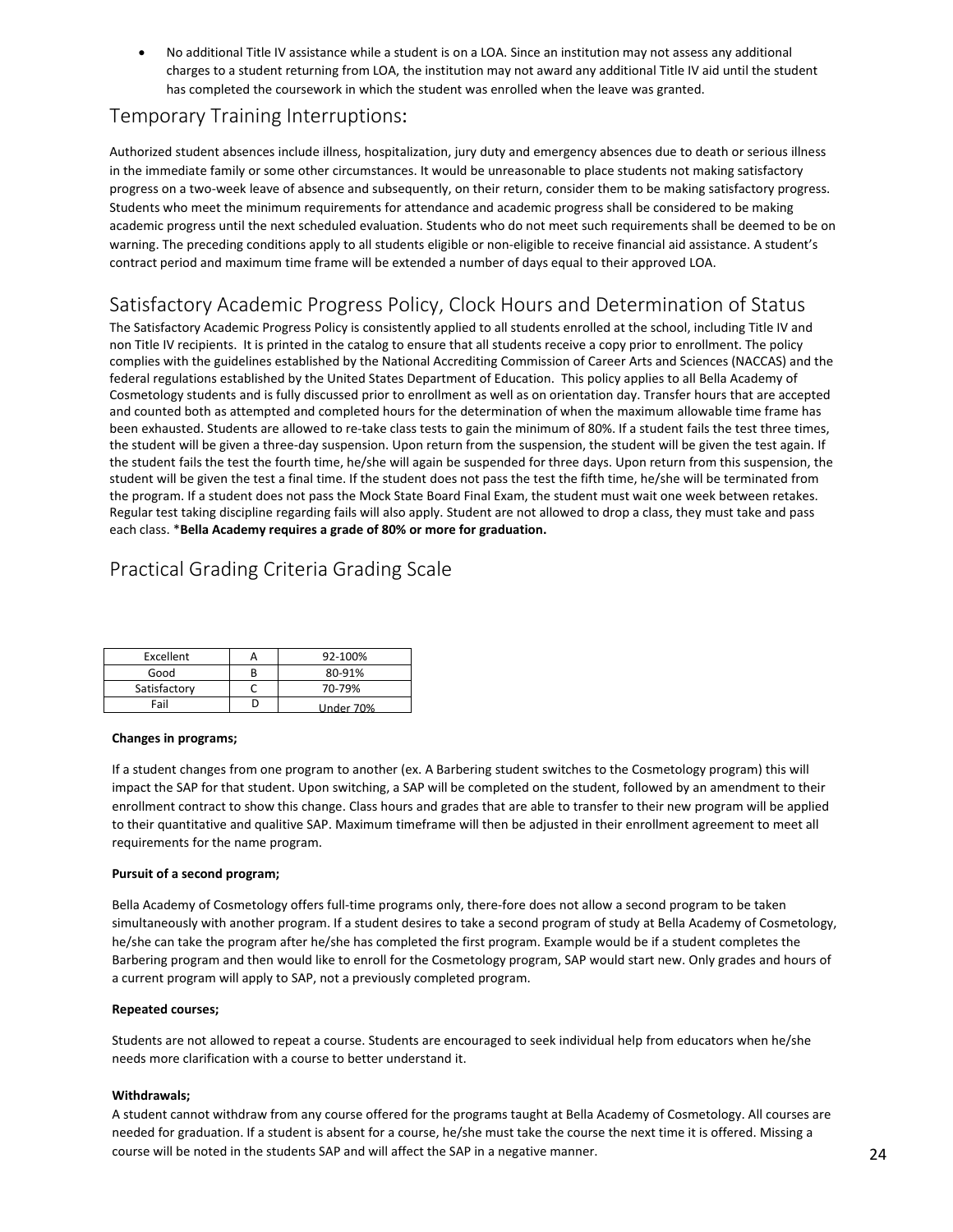- No additional Title IV assistance while a student is on a LOA. Since an institution may not assess any additional charges to a student returning from LOA, the institution may not award any additional Title IV aid until the student has completed the coursework in which the student was enrolled when the leave was granted.

## Temporary Training Interruptions:

Authorized student absences include illness, hospitalization, jury duty and emergency absences due to death or serious illness in the immediate family or some other circumstances. It would be unreasonable to place students not making satisfactory progress on a two-week leave of absence and subsequently, on their return, consider them to be making satisfactory progress. Students who meet the minimum requirements for attendance and academic progress shall be considered to be making academic progress until the next scheduled evaluation. Students who do not meet such requirements shall be deemed to be on warning. The preceding conditions apply to all students eligible or non-eligible to receive financial aid assistance. A student's contract period and maximum time frame will be extended a number of days equal to their approved LOA.

## Satisfactory Academic Progress Policy, Clock Hours and Determination of Status

The Satisfactory Academic Progress Policy is consistently applied to all students enrolled at the school, including Title IV and non Title IV recipients. It is printed in the catalog to ensure that all students receive a copy prior to enrollment. The policy complies with the guidelines established by the National Accrediting Commission of Career Arts and Sciences (NACCAS) and the federal regulations established by the United States Department of Education. This policy applies to all Bella Academy of Cosmetology students and is fully discussed prior to enrollment as well as on orientation day. Transfer hours that are accepted and counted both as attempted and completed hours for the determination of when the maximum allowable time frame has been exhausted. Students are allowed to re-take class tests to gain the minimum of 80%. If a student fails the test three times, the student will be given a three-day suspension. Upon return from the suspension, the student will be given the test again. If the student fails the test the fourth time, he/she will again be suspended for three days. Upon return from this suspension, the student will be given the test a final time. If the student does not pass the test the fifth time, he/she will be terminated from the program. If a student does not pass the Mock State Board Final Exam, the student must wait one week between retakes. Regular test taking discipline regarding fails will also apply. Student are not allowed to drop a class, they must take and pass each class. ***Bella Academy requires a grade of 80% or more for graduation.**

## Practical Grading Criteria Grading Scale

| Excellent | A | 92-100% |
|---|---|---|
| Good | B | 80-91% |
| Satisfactory | C | 70-79% |
| Fail | D | Under 70% |

**Changes in programs;**

If a student changes from one program to another (ex. A Barbering student switches to the Cosmetology program) this will impact the SAP for that student. Upon switching, a SAP will be completed on the student, followed by an amendment to their enrollment contract to show this change. Class hours and grades that are able to transfer to their new program will be applied to their quantitative and qualitive SAP. Maximum timeframe will then be adjusted in their enrollment agreement to meet all requirements for the name program.

**Pursuit of a second program;**

Bella Academy of Cosmetology offers full-time programs only, there-fore does not allow a second program to be taken simultaneously with another program. If a student desires to take a second program of study at Bella Academy of Cosmetology, he/she can take the program after he/she has completed the first program. Example would be if a student completes the Barbering program and then would like to enroll for the Cosmetology program, SAP would start new. Only grades and hours of a current program will apply to SAP, not a previously completed program.

**Repeated courses;**

Students are not allowed to repeat a course. Students are encouraged to seek individual help from educators when he/she needs more clarification with a course to better understand it.

**Withdrawals;**

A student cannot withdraw from any course offered for the programs taught at Bella Academy of Cosmetology. All courses are needed for graduation. If a student is absent for a course, he/she must take the course the next time it is offered. Missing a course will be noted in the students SAP and will affect the SAP in a negative manner.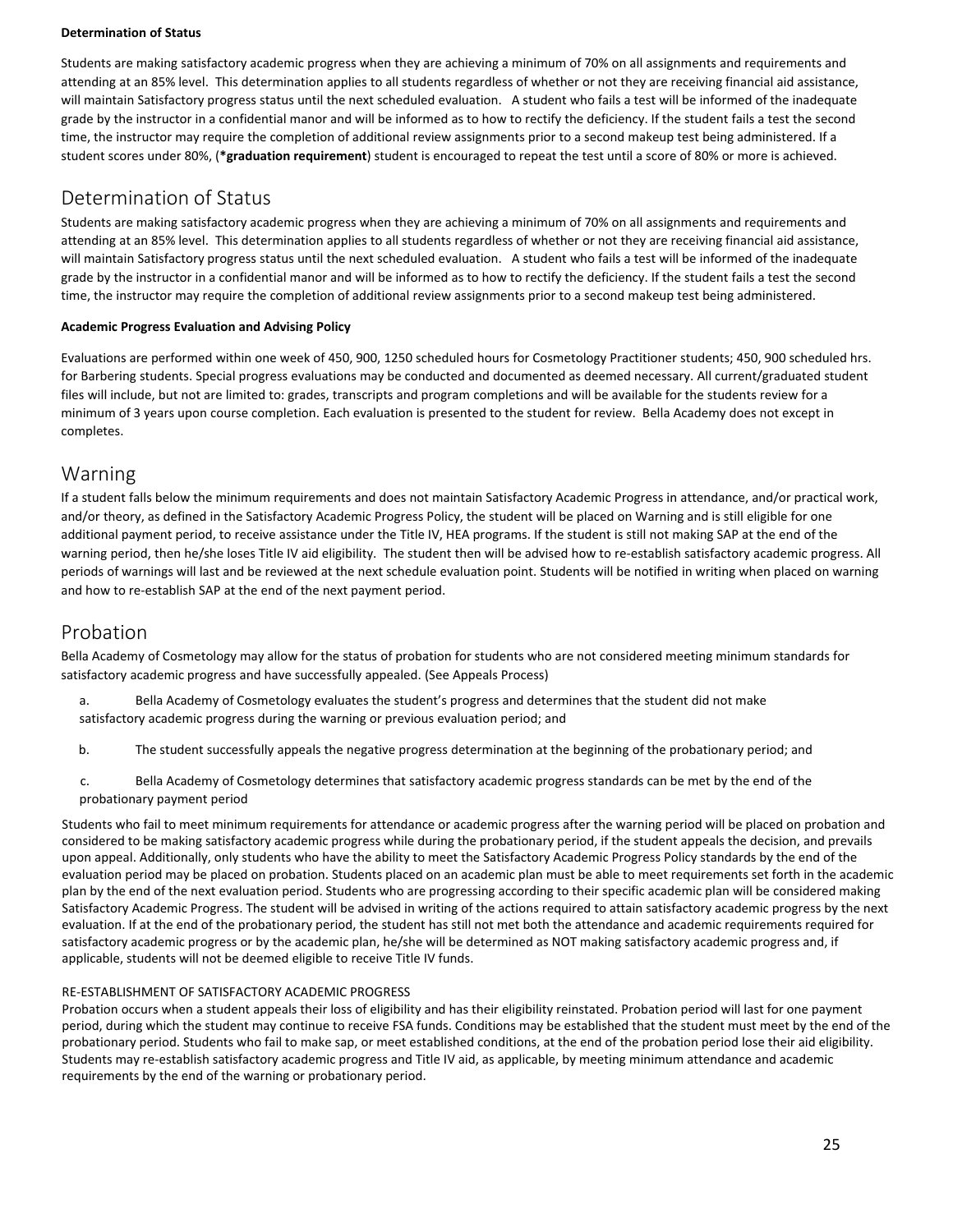**Determination of Status**

Students are making satisfactory academic progress when they are achieving a minimum of 70% on all assignments and requirements and attending at an 85% level. This determination applies to all students regardless of whether or not they are receiving financial aid assistance, will maintain Satisfactory progress status until the next scheduled evaluation. A student who fails a test will be informed of the inadequate grade by the instructor in a confidential manor and will be informed as to how to rectify the deficiency. If the student fails a test the second time, the instructor may require the completion of additional review assignments prior to a second makeup test being administered. If a student scores under 80%, (***graduation requirement**) student is encouraged to repeat the test until a score of 80% or more is achieved.

## Determination of Status

Students are making satisfactory academic progress when they are achieving a minimum of 70% on all assignments and requirements and attending at an 85% level. This determination applies to all students regardless of whether or not they are receiving financial aid assistance, will maintain Satisfactory progress status until the next scheduled evaluation. A student who fails a test will be informed of the inadequate grade by the instructor in a confidential manor and will be informed as to how to rectify the deficiency. If the student fails a test the second time, the instructor may require the completion of additional review assignments prior to a second makeup test being administered.

**Academic Progress Evaluation and Advising Policy**

Evaluations are performed within one week of 450, 900, 1250 scheduled hours for Cosmetology Practitioner students; 450, 900 scheduled hrs. for Barbering students. Special progress evaluations may be conducted and documented as deemed necessary. All current/graduated student files will include, but not are limited to: grades, transcripts and program completions and will be available for the students review for a minimum of 3 years upon course completion. Each evaluation is presented to the student for review. Bella Academy does not except in completes.

## Warning

If a student falls below the minimum requirements and does not maintain Satisfactory Academic Progress in attendance, and/or practical work, and/or theory, as defined in the Satisfactory Academic Progress Policy, the student will be placed on Warning and is still eligible for one additional payment period, to receive assistance under the Title IV, HEA programs. If the student is still not making SAP at the end of the warning period, then he/she loses Title IV aid eligibility. The student then will be advised how to re-establish satisfactory academic progress. All periods of warnings will last and be reviewed at the next schedule evaluation point. Students will be notified in writing when placed on warning and how to re-establish SAP at the end of the next payment period.

## Probation

Bella Academy of Cosmetology may allow for the status of probation for students who are not considered meeting minimum standards for satisfactory academic progress and have successfully appealed. (See Appeals Process)

a. Bella Academy of Cosmetology evaluates the student's progress and determines that the student did not make satisfactory academic progress during the warning or previous evaluation period; and

b. The student successfully appeals the negative progress determination at the beginning of the probationary period; and

c. Bella Academy of Cosmetology determines that satisfactory academic progress standards can be met by the end of the probationary payment period

Students who fail to meet minimum requirements for attendance or academic progress after the warning period will be placed on probation and considered to be making satisfactory academic progress while during the probationary period, if the student appeals the decision, and prevails upon appeal. Additionally, only students who have the ability to meet the Satisfactory Academic Progress Policy standards by the end of the evaluation period may be placed on probation. Students placed on an academic plan must be able to meet requirements set forth in the academic plan by the end of the next evaluation period. Students who are progressing according to their specific academic plan will be considered making Satisfactory Academic Progress. The student will be advised in writing of the actions required to attain satisfactory academic progress by the next evaluation. If at the end of the probationary period, the student has still not met both the attendance and academic requirements required for satisfactory academic progress or by the academic plan, he/she will be determined as NOT making satisfactory academic progress and, if applicable, students will not be deemed eligible to receive Title IV funds.

RE-ESTABLISHMENT OF SATISFACTORY ACADEMIC PROGRESS

Probation occurs when a student appeals their loss of eligibility and has their eligibility reinstated. Probation period will last for one payment period, during which the student may continue to receive FSA funds. Conditions may be established that the student must meet by the end of the probationary period. Students who fail to make sap, or meet established conditions, at the end of the probation period lose their aid eligibility. Students may re-establish satisfactory academic progress and Title IV aid, as applicable, by meeting minimum attendance and academic requirements by the end of the warning or probationary period.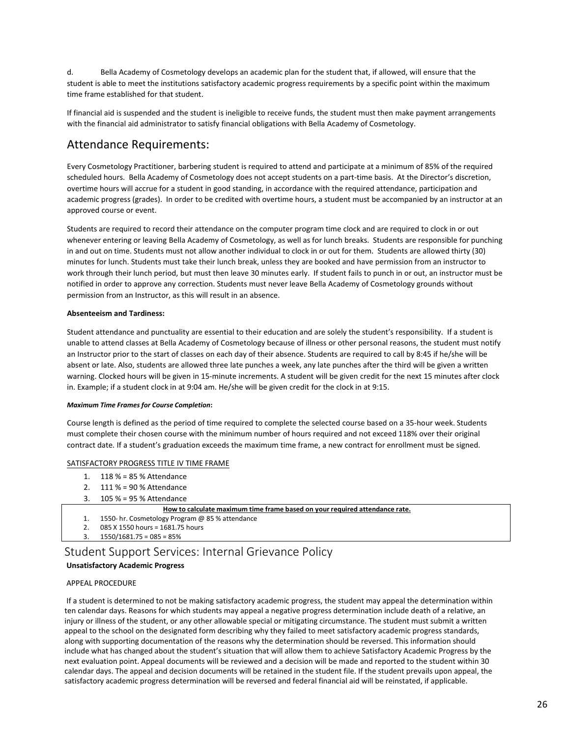d. Bella Academy of Cosmetology develops an academic plan for the student that, if allowed, will ensure that the student is able to meet the institutions satisfactory academic progress requirements by a specific point within the maximum time frame established for that student.

If financial aid is suspended and the student is ineligible to receive funds, the student must then make payment arrangements with the financial aid administrator to satisfy financial obligations with Bella Academy of Cosmetology.

## Attendance Requirements:

Every Cosmetology Practitioner, barbering student is required to attend and participate at a minimum of 85% of the required scheduled hours. Bella Academy of Cosmetology does not accept students on a part-time basis. At the Director's discretion, overtime hours will accrue for a student in good standing, in accordance with the required attendance, participation and academic progress (grades). In order to be credited with overtime hours, a student must be accompanied by an instructor at an approved course or event.

Students are required to record their attendance on the computer program time clock and are required to clock in or out whenever entering or leaving Bella Academy of Cosmetology, as well as for lunch breaks. Students are responsible for punching in and out on time. Students must not allow another individual to clock in or out for them. Students are allowed thirty (30) minutes for lunch. Students must take their lunch break, unless they are booked and have permission from an instructor to work through their lunch period, but must then leave 30 minutes early. If student fails to punch in or out, an instructor must be notified in order to approve any correction. Students must never leave Bella Academy of Cosmetology grounds without permission from an Instructor, as this will result in an absence.

**Absenteeism and Tardiness:**

Student attendance and punctuality are essential to their education and are solely the student's responsibility. If a student is unable to attend classes at Bella Academy of Cosmetology because of illness or other personal reasons, the student must notify an Instructor prior to the start of classes on each day of their absence. Students are required to call by 8:45 if he/she will be absent or late. Also, students are allowed three late punches a week, any late punches after the third will be given a written warning. Clocked hours will be given in 15-minute increments. A student will be given credit for the next 15 minutes after clock in. Example; if a student clock in at 9:04 am. He/she will be given credit for the clock in at 9:15.

***Maximum Time Frames for Course Completion*:**

Course length is defined as the period of time required to complete the selected course based on a 35-hour week. Students must complete their chosen course with the minimum number of hours required and not exceed 118% over their original contract date. If a student's graduation exceeds the maximum time frame, a new contract for enrollment must be signed.

SATISFACTORY PROGRESS TITLE IV TIME FRAME

1. 118 % = 85 % Attendance
2. 111 % = 90 % Attendance
3. 105 % = 95 % Attendance

**How to calculate maximum time frame based on your required attendance rate.**

1. 1550- hr. Cosmetology Program @ 85 % attendance
2. 085 X 1550 hours = 1681.75 hours
3. 1550/1681.75 = 085 = 85%

## Student Support Services: Internal Grievance Policy

**Unsatisfactory Academic Progress**

APPEAL PROCEDURE

If a student is determined to not be making satisfactory academic progress, the student may appeal the determination within ten calendar days. Reasons for which students may appeal a negative progress determination include death of a relative, an injury or illness of the student, or any other allowable special or mitigating circumstance. The student must submit a written appeal to the school on the designated form describing why they failed to meet satisfactory academic progress standards, along with supporting documentation of the reasons why the determination should be reversed. This information should include what has changed about the student's situation that will allow them to achieve Satisfactory Academic Progress by the next evaluation point. Appeal documents will be reviewed and a decision will be made and reported to the student within 30 calendar days. The appeal and decision documents will be retained in the student file. If the student prevails upon appeal, the satisfactory academic progress determination will be reversed and federal financial aid will be reinstated, if applicable.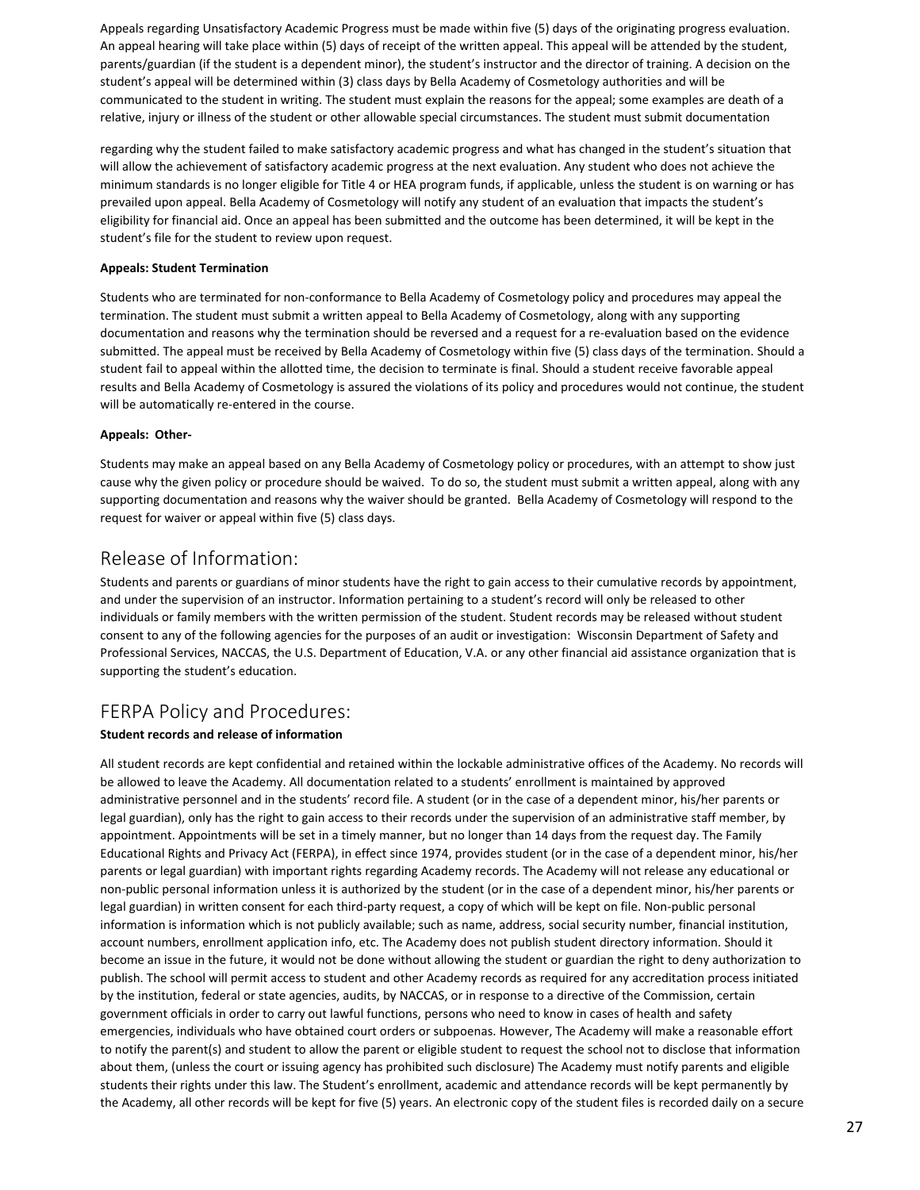Appeals regarding Unsatisfactory Academic Progress must be made within five (5) days of the originating progress evaluation. An appeal hearing will take place within (5) days of receipt of the written appeal. This appeal will be attended by the student, parents/guardian (if the student is a dependent minor), the student's instructor and the director of training. A decision on the student's appeal will be determined within (3) class days by Bella Academy of Cosmetology authorities and will be communicated to the student in writing. The student must explain the reasons for the appeal; some examples are death of a relative, injury or illness of the student or other allowable special circumstances. The student must submit documentation

regarding why the student failed to make satisfactory academic progress and what has changed in the student's situation that will allow the achievement of satisfactory academic progress at the next evaluation. Any student who does not achieve the minimum standards is no longer eligible for Title 4 or HEA program funds, if applicable, unless the student is on warning or has prevailed upon appeal. Bella Academy of Cosmetology will notify any student of an evaluation that impacts the student's eligibility for financial aid. Once an appeal has been submitted and the outcome has been determined, it will be kept in the student's file for the student to review upon request.

**Appeals: Student Termination**

Students who are terminated for non-conformance to Bella Academy of Cosmetology policy and procedures may appeal the termination. The student must submit a written appeal to Bella Academy of Cosmetology, along with any supporting documentation and reasons why the termination should be reversed and a request for a re-evaluation based on the evidence submitted. The appeal must be received by Bella Academy of Cosmetology within five (5) class days of the termination. Should a student fail to appeal within the allotted time, the decision to terminate is final. Should a student receive favorable appeal results and Bella Academy of Cosmetology is assured the violations of its policy and procedures would not continue, the student will be automatically re-entered in the course.

**Appeals: Other-**

Students may make an appeal based on any Bella Academy of Cosmetology policy or procedures, with an attempt to show just cause why the given policy or procedure should be waived. To do so, the student must submit a written appeal, along with any supporting documentation and reasons why the waiver should be granted. Bella Academy of Cosmetology will respond to the request for waiver or appeal within five (5) class days.

## Release of Information:

Students and parents or guardians of minor students have the right to gain access to their cumulative records by appointment, and under the supervision of an instructor. Information pertaining to a student's record will only be released to other individuals or family members with the written permission of the student. Student records may be released without student consent to any of the following agencies for the purposes of an audit or investigation: Wisconsin Department of Safety and Professional Services, NACCAS, the U.S. Department of Education, V.A. or any other financial aid assistance organization that is supporting the student's education.

## FERPA Policy and Procedures:

**Student records and release of information**

All student records are kept confidential and retained within the lockable administrative offices of the Academy. No records will be allowed to leave the Academy. All documentation related to a students' enrollment is maintained by approved administrative personnel and in the students' record file. A student (or in the case of a dependent minor, his/her parents or legal guardian), only has the right to gain access to their records under the supervision of an administrative staff member, by appointment. Appointments will be set in a timely manner, but no longer than 14 days from the request day. The Family Educational Rights and Privacy Act (FERPA), in effect since 1974, provides student (or in the case of a dependent minor, his/her parents or legal guardian) with important rights regarding Academy records. The Academy will not release any educational or non-public personal information unless it is authorized by the student (or in the case of a dependent minor, his/her parents or legal guardian) in written consent for each third-party request, a copy of which will be kept on file. Non-public personal information is information which is not publicly available; such as name, address, social security number, financial institution, account numbers, enrollment application info, etc. The Academy does not publish student directory information. Should it become an issue in the future, it would not be done without allowing the student or guardian the right to deny authorization to publish. The school will permit access to student and other Academy records as required for any accreditation process initiated by the institution, federal or state agencies, audits, by NACCAS, or in response to a directive of the Commission, certain government officials in order to carry out lawful functions, persons who need to know in cases of health and safety emergencies, individuals who have obtained court orders or subpoenas. However, The Academy will make a reasonable effort to notify the parent(s) and student to allow the parent or eligible student to request the school not to disclose that information about them, (unless the court or issuing agency has prohibited such disclosure) The Academy must notify parents and eligible students their rights under this law. The Student's enrollment, academic and attendance records will be kept permanently by the Academy, all other records will be kept for five (5) years. An electronic copy of the student files is recorded daily on a secure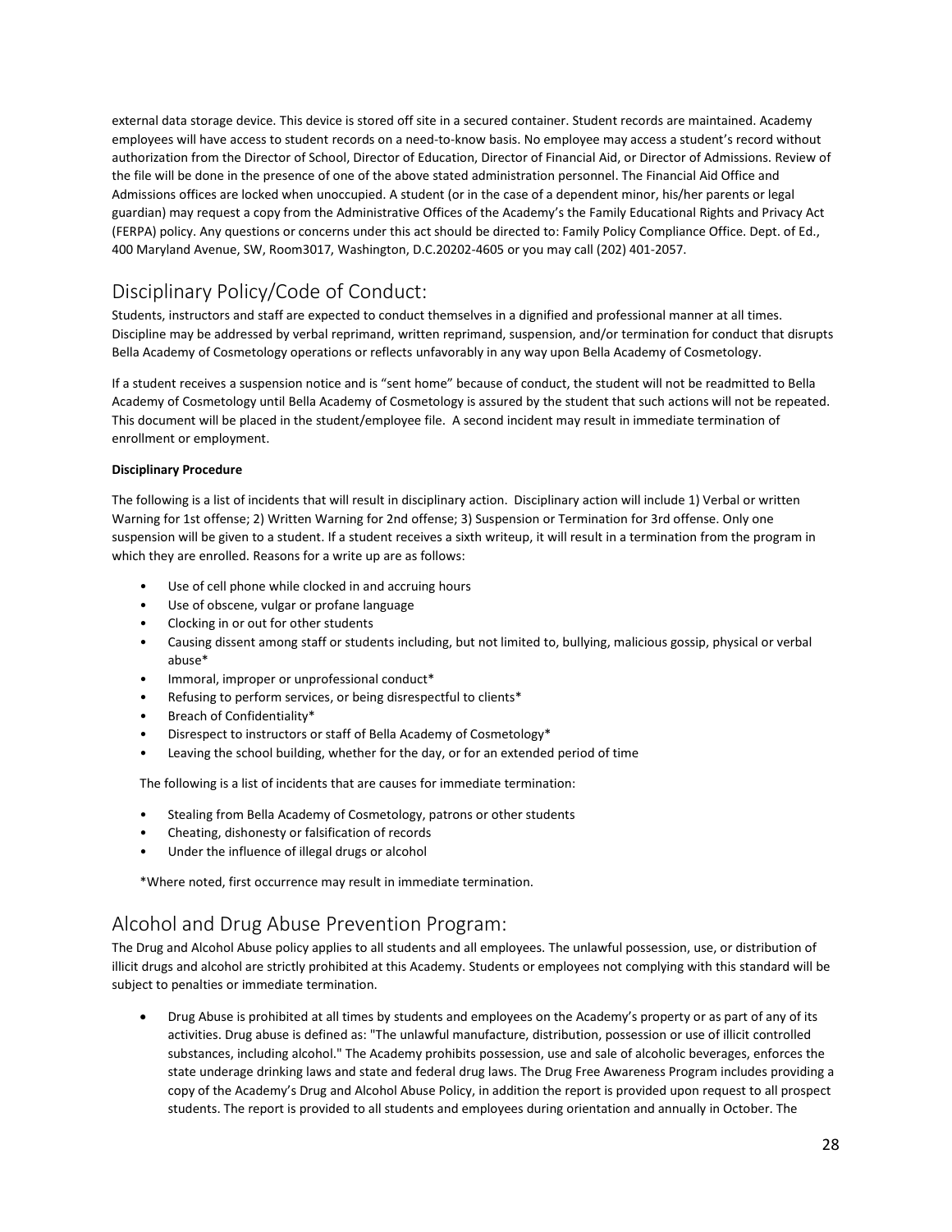external data storage device. This device is stored off site in a secured container. Student records are maintained. Academy employees will have access to student records on a need-to-know basis. No employee may access a student's record without authorization from the Director of School, Director of Education, Director of Financial Aid, or Director of Admissions. Review of the file will be done in the presence of one of the above stated administration personnel. The Financial Aid Office and Admissions offices are locked when unoccupied. A student (or in the case of a dependent minor, his/her parents or legal guardian) may request a copy from the Administrative Offices of the Academy's the Family Educational Rights and Privacy Act (FERPA) policy. Any questions or concerns under this act should be directed to: Family Policy Compliance Office. Dept. of Ed., 400 Maryland Avenue, SW, Room3017, Washington, D.C.20202-4605 or you may call (202) 401-2057.

## Disciplinary Policy/Code of Conduct:

Students, instructors and staff are expected to conduct themselves in a dignified and professional manner at all times. Discipline may be addressed by verbal reprimand, written reprimand, suspension, and/or termination for conduct that disrupts Bella Academy of Cosmetology operations or reflects unfavorably in any way upon Bella Academy of Cosmetology.

If a student receives a suspension notice and is "sent home" because of conduct, the student will not be readmitted to Bella Academy of Cosmetology until Bella Academy of Cosmetology is assured by the student that such actions will not be repeated. This document will be placed in the student/employee file. A second incident may result in immediate termination of enrollment or employment.

**Disciplinary Procedure**

The following is a list of incidents that will result in disciplinary action. Disciplinary action will include 1) Verbal or written Warning for 1st offense; 2) Written Warning for 2nd offense; 3) Suspension or Termination for 3rd offense. Only one suspension will be given to a student. If a student receives a sixth writeup, it will result in a termination from the program in which they are enrolled. Reasons for a write up are as follows:

- Use of cell phone while clocked in and accruing hours
- Use of obscene, vulgar or profane language
- Clocking in or out for other students
- Causing dissent among staff or students including, but not limited to, bullying, malicious gossip, physical or verbal abuse*
- Immoral, improper or unprofessional conduct*
- Refusing to perform services, or being disrespectful to clients*
- Breach of Confidentiality*
- Disrespect to instructors or staff of Bella Academy of Cosmetology*
- Leaving the school building, whether for the day, or for an extended period of time

The following is a list of incidents that are causes for immediate termination:

- Stealing from Bella Academy of Cosmetology, patrons or other students
- Cheating, dishonesty or falsification of records
- Under the influence of illegal drugs or alcohol

*Where noted, first occurrence may result in immediate termination.

## Alcohol and Drug Abuse Prevention Program:

The Drug and Alcohol Abuse policy applies to all students and all employees. The unlawful possession, use, or distribution of illicit drugs and alcohol are strictly prohibited at this Academy. Students or employees not complying with this standard will be subject to penalties or immediate termination.

- Drug Abuse is prohibited at all times by students and employees on the Academy's property or as part of any of its activities. Drug abuse is defined as: "The unlawful manufacture, distribution, possession or use of illicit controlled substances, including alcohol." The Academy prohibits possession, use and sale of alcoholic beverages, enforces the state underage drinking laws and state and federal drug laws. The Drug Free Awareness Program includes providing a copy of the Academy's Drug and Alcohol Abuse Policy, in addition the report is provided upon request to all prospect students. The report is provided to all students and employees during orientation and annually in October. The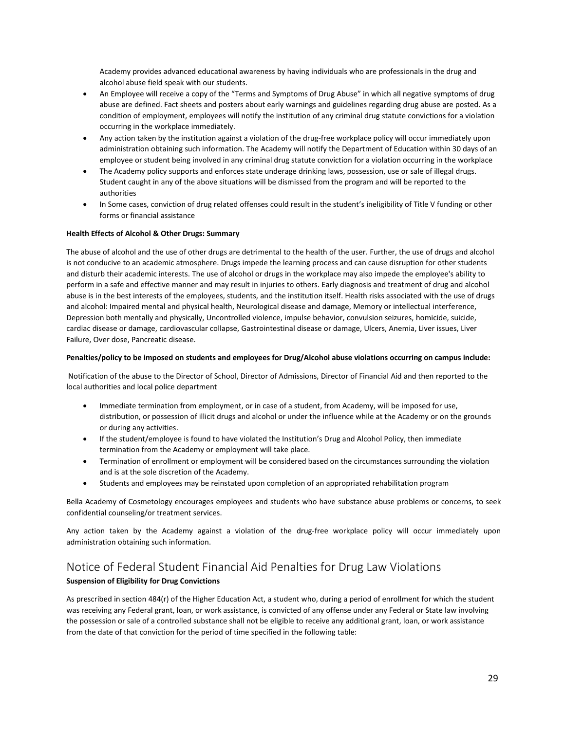Academy provides advanced educational awareness by having individuals who are professionals in the drug and alcohol abuse field speak with our students.

- An Employee will receive a copy of the "Terms and Symptoms of Drug Abuse" in which all negative symptoms of drug abuse are defined. Fact sheets and posters about early warnings and guidelines regarding drug abuse are posted. As a condition of employment, employees will notify the institution of any criminal drug statute convictions for a violation occurring in the workplace immediately.
- Any action taken by the institution against a violation of the drug-free workplace policy will occur immediately upon administration obtaining such information. The Academy will notify the Department of Education within 30 days of an employee or student being involved in any criminal drug statute conviction for a violation occurring in the workplace
- The Academy policy supports and enforces state underage drinking laws, possession, use or sale of illegal drugs. Student caught in any of the above situations will be dismissed from the program and will be reported to the authorities
- In Some cases, conviction of drug related offenses could result in the student's ineligibility of Title V funding or other forms or financial assistance

**Health Effects of Alcohol & Other Drugs: Summary**

The abuse of alcohol and the use of other drugs are detrimental to the health of the user. Further, the use of drugs and alcohol is not conducive to an academic atmosphere. Drugs impede the learning process and can cause disruption for other students and disturb their academic interests. The use of alcohol or drugs in the workplace may also impede the employee's ability to perform in a safe and effective manner and may result in injuries to others. Early diagnosis and treatment of drug and alcohol abuse is in the best interests of the employees, students, and the institution itself. Health risks associated with the use of drugs and alcohol: Impaired mental and physical health, Neurological disease and damage, Memory or intellectual interference, Depression both mentally and physically, Uncontrolled violence, impulse behavior, convulsion seizures, homicide, suicide, cardiac disease or damage, cardiovascular collapse, Gastrointestinal disease or damage, Ulcers, Anemia, Liver issues, Liver Failure, Over dose, Pancreatic disease.

**Penalties/policy to be imposed on students and employees for Drug/Alcohol abuse violations occurring on campus include:**

Notification of the abuse to the Director of School, Director of Admissions, Director of Financial Aid and then reported to the local authorities and local police department

- Immediate termination from employment, or in case of a student, from Academy, will be imposed for use, distribution, or possession of illicit drugs and alcohol or under the influence while at the Academy or on the grounds or during any activities.
- If the student/employee is found to have violated the Institution's Drug and Alcohol Policy, then immediate termination from the Academy or employment will take place.
- Termination of enrollment or employment will be considered based on the circumstances surrounding the violation and is at the sole discretion of the Academy.
- Students and employees may be reinstated upon completion of an appropriated rehabilitation program

Bella Academy of Cosmetology encourages employees and students who have substance abuse problems or concerns, to seek confidential counseling/or treatment services.

Any action taken by the Academy against a violation of the drug-free workplace policy will occur immediately upon administration obtaining such information.

## Notice of Federal Student Financial Aid Penalties for Drug Law Violations

**Suspension of Eligibility for Drug Convictions**

As prescribed in section 484(r) of the Higher Education Act, a student who, during a period of enrollment for which the student was receiving any Federal grant, loan, or work assistance, is convicted of any offense under any Federal or State law involving the possession or sale of a controlled substance shall not be eligible to receive any additional grant, loan, or work assistance from the date of that conviction for the period of time specified in the following table: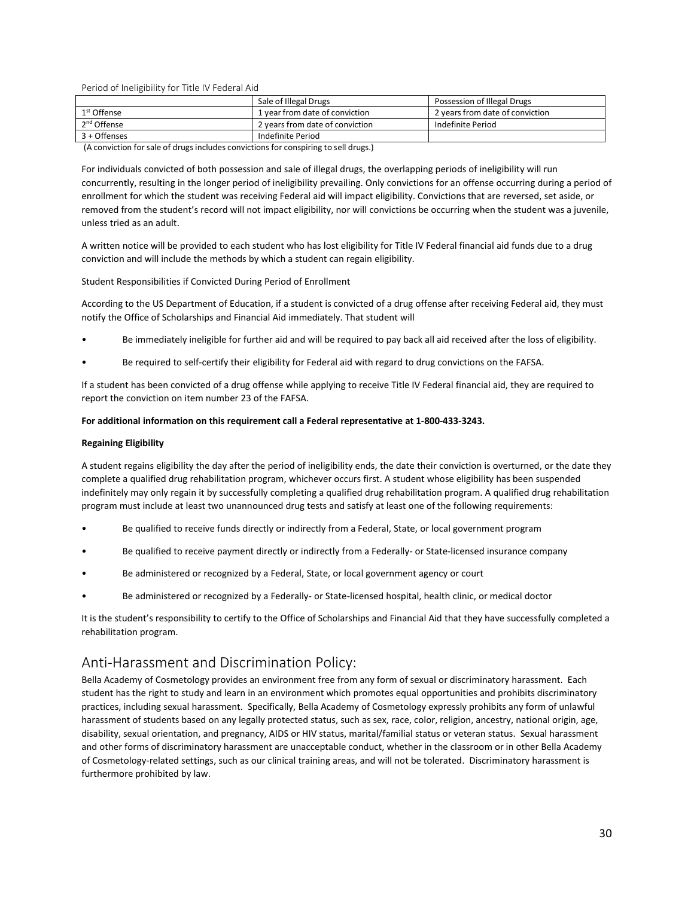Period of Ineligibility for Title IV Federal Aid

| | Sale of Illegal Drugs | Possession of Illegal Drugs |
|---|---|---|
| 1st Offense | 1 year from date of conviction | 2 years from date of conviction |
| 2nd Offense | 2 years from date of conviction | Indefinite Period |
| 3 + Offenses | Indefinite Period | |

(A conviction for sale of drugs includes convictions for conspiring to sell drugs.)

For individuals convicted of both possession and sale of illegal drugs, the overlapping periods of ineligibility will run concurrently, resulting in the longer period of ineligibility prevailing. Only convictions for an offense occurring during a period of enrollment for which the student was receiving Federal aid will impact eligibility. Convictions that are reversed, set aside, or removed from the student's record will not impact eligibility, nor will convictions be occurring when the student was a juvenile, unless tried as an adult.

A written notice will be provided to each student who has lost eligibility for Title IV Federal financial aid funds due to a drug conviction and will include the methods by which a student can regain eligibility.

Student Responsibilities if Convicted During Period of Enrollment

According to the US Department of Education, if a student is convicted of a drug offense after receiving Federal aid, they must notify the Office of Scholarships and Financial Aid immediately. That student will

- Be immediately ineligible for further aid and will be required to pay back all aid received after the loss of eligibility.
- Be required to self-certify their eligibility for Federal aid with regard to drug convictions on the FAFSA.

If a student has been convicted of a drug offense while applying to receive Title IV Federal financial aid, they are required to report the conviction on item number 23 of the FAFSA.

**For additional information on this requirement call a Federal representative at 1-800-433-3243.**

**Regaining Eligibility**

A student regains eligibility the day after the period of ineligibility ends, the date their conviction is overturned, or the date they complete a qualified drug rehabilitation program, whichever occurs first. A student whose eligibility has been suspended indefinitely may only regain it by successfully completing a qualified drug rehabilitation program. A qualified drug rehabilitation program must include at least two unannounced drug tests and satisfy at least one of the following requirements:

- Be qualified to receive funds directly or indirectly from a Federal, State, or local government program
- Be qualified to receive payment directly or indirectly from a Federally- or State-licensed insurance company
- Be administered or recognized by a Federal, State, or local government agency or court
- Be administered or recognized by a Federally- or State-licensed hospital, health clinic, or medical doctor

It is the student's responsibility to certify to the Office of Scholarships and Financial Aid that they have successfully completed a rehabilitation program.

## Anti-Harassment and Discrimination Policy:

Bella Academy of Cosmetology provides an environment free from any form of sexual or discriminatory harassment. Each student has the right to study and learn in an environment which promotes equal opportunities and prohibits discriminatory practices, including sexual harassment. Specifically, Bella Academy of Cosmetology expressly prohibits any form of unlawful harassment of students based on any legally protected status, such as sex, race, color, religion, ancestry, national origin, age, disability, sexual orientation, and pregnancy, AIDS or HIV status, marital/familial status or veteran status. Sexual harassment and other forms of discriminatory harassment are unacceptable conduct, whether in the classroom or in other Bella Academy of Cosmetology-related settings, such as our clinical training areas, and will not be tolerated. Discriminatory harassment is furthermore prohibited by law.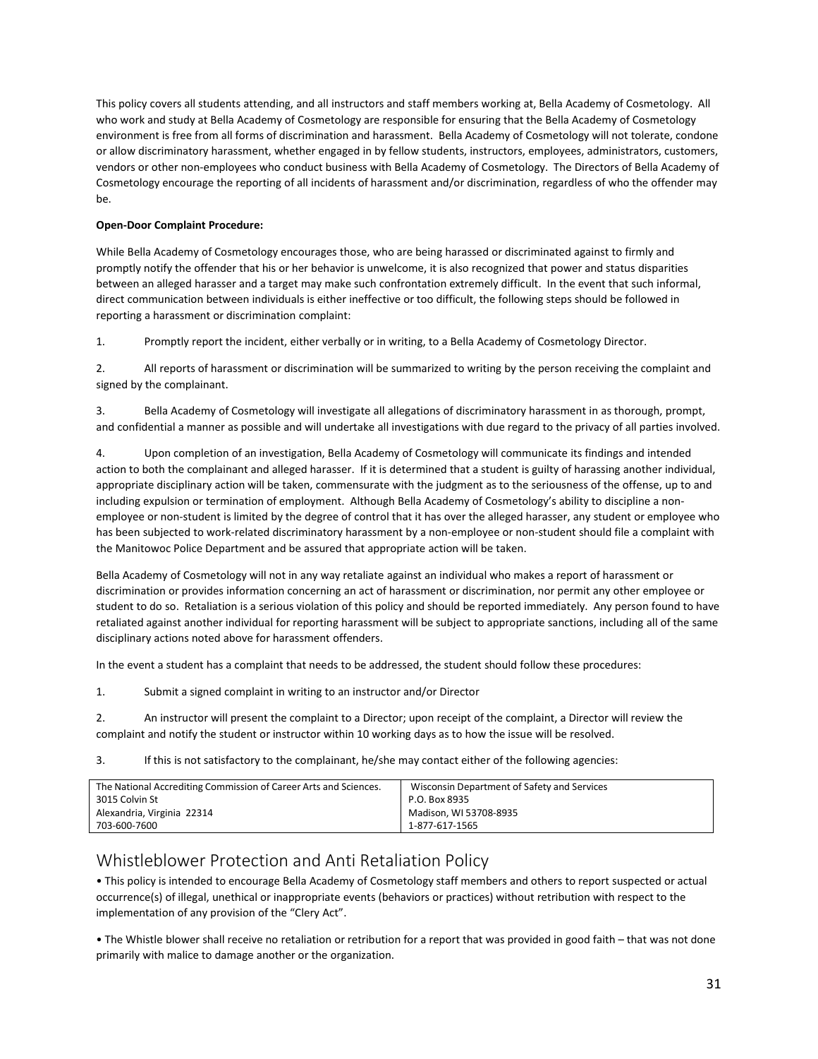This policy covers all students attending, and all instructors and staff members working at, Bella Academy of Cosmetology. All who work and study at Bella Academy of Cosmetology are responsible for ensuring that the Bella Academy of Cosmetology environment is free from all forms of discrimination and harassment. Bella Academy of Cosmetology will not tolerate, condone or allow discriminatory harassment, whether engaged in by fellow students, instructors, employees, administrators, customers, vendors or other non-employees who conduct business with Bella Academy of Cosmetology. The Directors of Bella Academy of Cosmetology encourage the reporting of all incidents of harassment and/or discrimination, regardless of who the offender may be.

**Open-Door Complaint Procedure:**

While Bella Academy of Cosmetology encourages those, who are being harassed or discriminated against to firmly and promptly notify the offender that his or her behavior is unwelcome, it is also recognized that power and status disparities between an alleged harasser and a target may make such confrontation extremely difficult. In the event that such informal, direct communication between individuals is either ineffective or too difficult, the following steps should be followed in reporting a harassment or discrimination complaint:

1. Promptly report the incident, either verbally or in writing, to a Bella Academy of Cosmetology Director.

2. All reports of harassment or discrimination will be summarized to writing by the person receiving the complaint and signed by the complainant.

3. Bella Academy of Cosmetology will investigate all allegations of discriminatory harassment in as thorough, prompt, and confidential a manner as possible and will undertake all investigations with due regard to the privacy of all parties involved.

4. Upon completion of an investigation, Bella Academy of Cosmetology will communicate its findings and intended action to both the complainant and alleged harasser. If it is determined that a student is guilty of harassing another individual, appropriate disciplinary action will be taken, commensurate with the judgment as to the seriousness of the offense, up to and including expulsion or termination of employment. Although Bella Academy of Cosmetology's ability to discipline a non-employee or non-student is limited by the degree of control that it has over the alleged harasser, any student or employee who has been subjected to work-related discriminatory harassment by a non-employee or non-student should file a complaint with the Manitowoc Police Department and be assured that appropriate action will be taken.

Bella Academy of Cosmetology will not in any way retaliate against an individual who makes a report of harassment or discrimination or provides information concerning an act of harassment or discrimination, nor permit any other employee or student to do so. Retaliation is a serious violation of this policy and should be reported immediately. Any person found to have retaliated against another individual for reporting harassment will be subject to appropriate sanctions, including all of the same disciplinary actions noted above for harassment offenders.

In the event a student has a complaint that needs to be addressed, the student should follow these procedures:

1. Submit a signed complaint in writing to an instructor and/or Director

2. An instructor will present the complaint to a Director; upon receipt of the complaint, a Director will review the complaint and notify the student or instructor within 10 working days as to how the issue will be resolved.

3. If this is not satisfactory to the complainant, he/she may contact either of the following agencies:

| The National Accrediting Commission of Career Arts and Sciences. | Wisconsin Department of Safety and Services |
|---|---|
| 3015 Colvin St | P.O. Box 8935 |
| Alexandria, Virginia 22314 | Madison, WI 53708-8935 |
| 703-600-7600 | 1-877-617-1565 |

## Whistleblower Protection and Anti Retaliation Policy

• This policy is intended to encourage Bella Academy of Cosmetology staff members and others to report suspected or actual occurrence(s) of illegal, unethical or inappropriate events (behaviors or practices) without retribution with respect to the implementation of any provision of the "Clery Act".

• The Whistle blower shall receive no retaliation or retribution for a report that was provided in good faith – that was not done primarily with malice to damage another or the organization.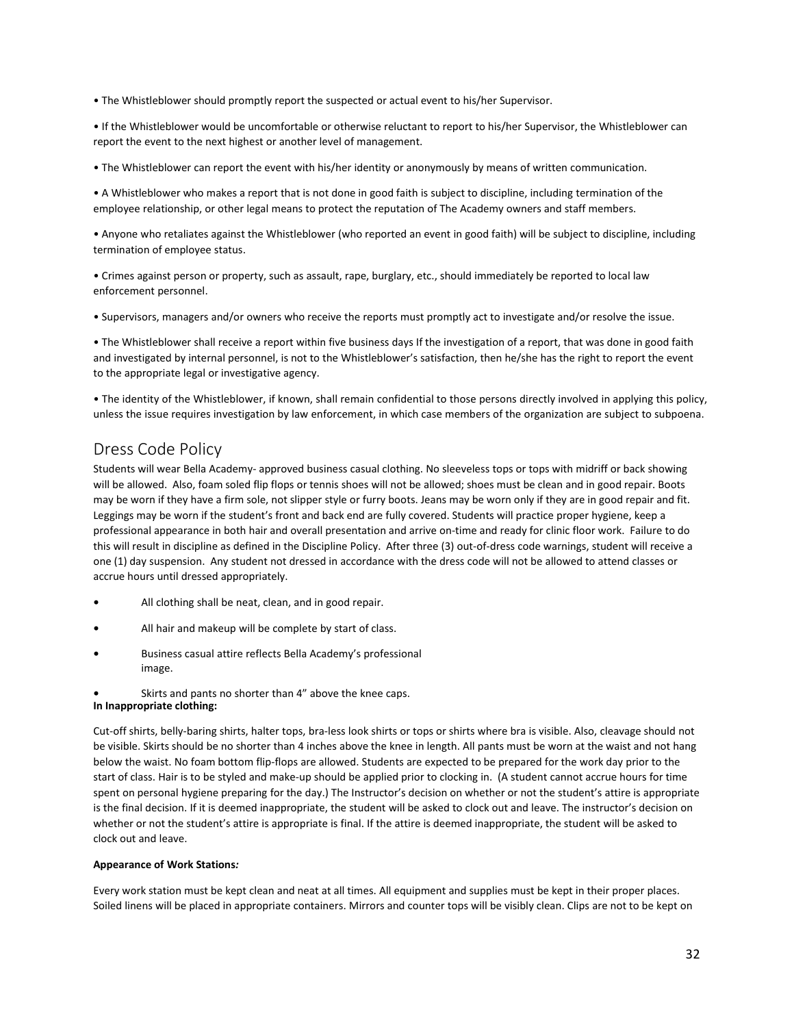- The Whistleblower should promptly report the suspected or actual event to his/her Supervisor.

- If the Whistleblower would be uncomfortable or otherwise reluctant to report to his/her Supervisor, the Whistleblower can report the event to the next highest or another level of management.

- The Whistleblower can report the event with his/her identity or anonymously by means of written communication.

- A Whistleblower who makes a report that is not done in good faith is subject to discipline, including termination of the employee relationship, or other legal means to protect the reputation of The Academy owners and staff members.

- Anyone who retaliates against the Whistleblower (who reported an event in good faith) will be subject to discipline, including termination of employee status.

- Crimes against person or property, such as assault, rape, burglary, etc., should immediately be reported to local law enforcement personnel.

- Supervisors, managers and/or owners who receive the reports must promptly act to investigate and/or resolve the issue.

- The Whistleblower shall receive a report within five business days If the investigation of a report, that was done in good faith and investigated by internal personnel, is not to the Whistleblower's satisfaction, then he/she has the right to report the event to the appropriate legal or investigative agency.

- The identity of the Whistleblower, if known, shall remain confidential to those persons directly involved in applying this policy, unless the issue requires investigation by law enforcement, in which case members of the organization are subject to subpoena.

## Dress Code Policy

Students will wear Bella Academy- approved business casual clothing. No sleeveless tops or tops with midriff or back showing will be allowed. Also, foam soled flip flops or tennis shoes will not be allowed; shoes must be clean and in good repair. Boots may be worn if they have a firm sole, not slipper style or furry boots. Jeans may be worn only if they are in good repair and fit. Leggings may be worn if the student's front and back end are fully covered. Students will practice proper hygiene, keep a professional appearance in both hair and overall presentation and arrive on-time and ready for clinic floor work. Failure to do this will result in discipline as defined in the Discipline Policy. After three (3) out-of-dress code warnings, student will receive a one (1) day suspension. Any student not dressed in accordance with the dress code will not be allowed to attend classes or accrue hours until dressed appropriately.

- All clothing shall be neat, clean, and in good repair.
- All hair and makeup will be complete by start of class.
- Business casual attire reflects Bella Academy's professional image.
- Skirts and pants no shorter than 4" above the knee caps.

**In Inappropriate clothing:**

Cut-off shirts, belly-baring shirts, halter tops, bra-less look shirts or tops or shirts where bra is visible. Also, cleavage should not be visible. Skirts should be no shorter than 4 inches above the knee in length. All pants must be worn at the waist and not hang below the waist. No foam bottom flip-flops are allowed. Students are expected to be prepared for the work day prior to the start of class. Hair is to be styled and make-up should be applied prior to clocking in. (A student cannot accrue hours for time spent on personal hygiene preparing for the day.) The Instructor's decision on whether or not the student's attire is appropriate is the final decision. If it is deemed inappropriate, the student will be asked to clock out and leave. The instructor's decision on whether or not the student's attire is appropriate is final. If the attire is deemed inappropriate, the student will be asked to clock out and leave.

**Appearance of Work Stations*:***

Every work station must be kept clean and neat at all times. All equipment and supplies must be kept in their proper places. Soiled linens will be placed in appropriate containers. Mirrors and counter tops will be visibly clean. Clips are not to be kept on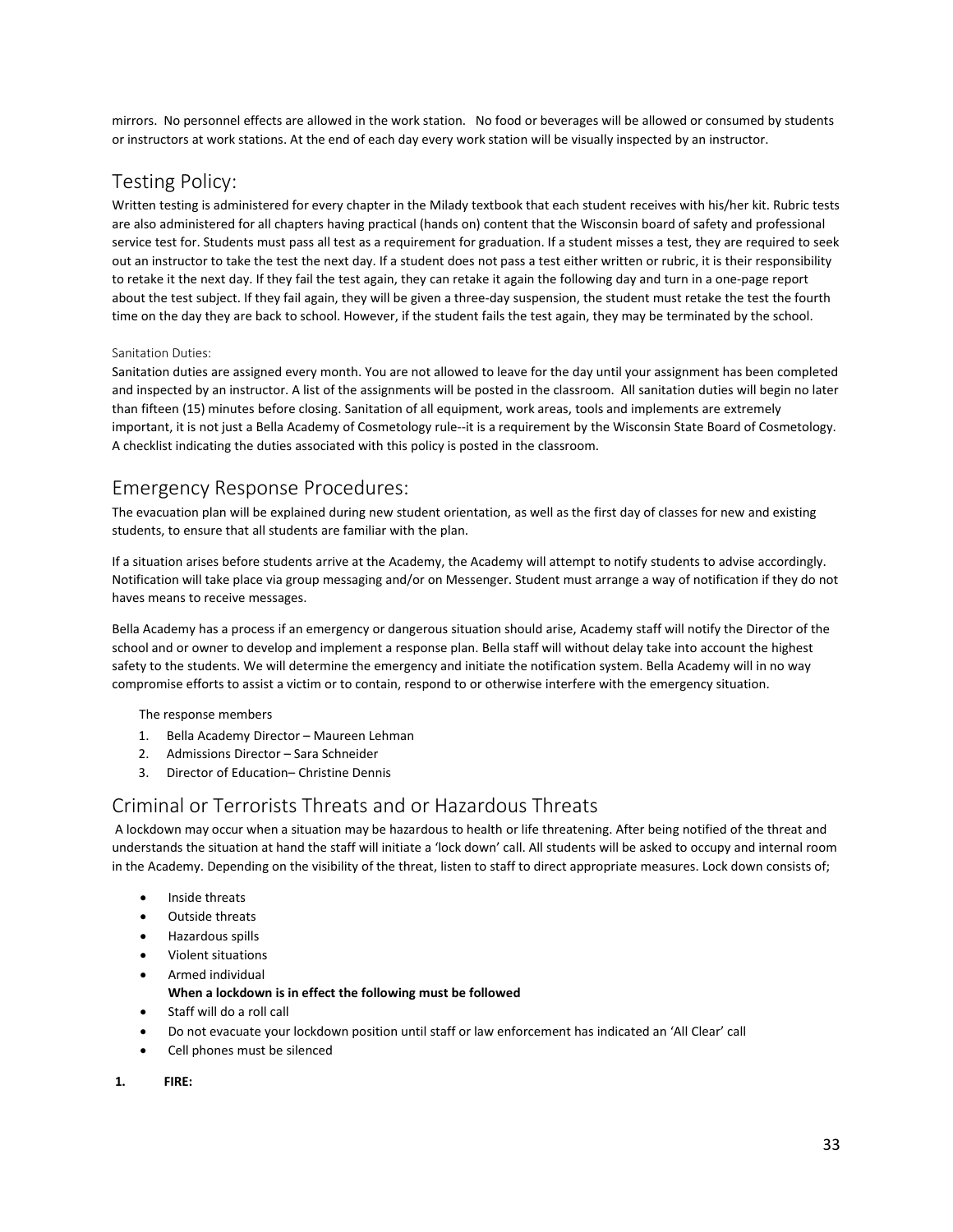mirrors. No personnel effects are allowed in the work station. No food or beverages will be allowed or consumed by students or instructors at work stations. At the end of each day every work station will be visually inspected by an instructor.

## Testing Policy:

Written testing is administered for every chapter in the Milady textbook that each student receives with his/her kit. Rubric tests are also administered for all chapters having practical (hands on) content that the Wisconsin board of safety and professional service test for. Students must pass all test as a requirement for graduation. If a student misses a test, they are required to seek out an instructor to take the test the next day. If a student does not pass a test either written or rubric, it is their responsibility to retake it the next day. If they fail the test again, they can retake it again the following day and turn in a one-page report about the test subject. If they fail again, they will be given a three-day suspension, the student must retake the test the fourth time on the day they are back to school. However, if the student fails the test again, they may be terminated by the school.

### Sanitation Duties:

Sanitation duties are assigned every month. You are not allowed to leave for the day until your assignment has been completed and inspected by an instructor. A list of the assignments will be posted in the classroom. All sanitation duties will begin no later than fifteen (15) minutes before closing. Sanitation of all equipment, work areas, tools and implements are extremely important, it is not just a Bella Academy of Cosmetology rule--it is a requirement by the Wisconsin State Board of Cosmetology. A checklist indicating the duties associated with this policy is posted in the classroom.

## Emergency Response Procedures:

The evacuation plan will be explained during new student orientation, as well as the first day of classes for new and existing students, to ensure that all students are familiar with the plan.

If a situation arises before students arrive at the Academy, the Academy will attempt to notify students to advise accordingly. Notification will take place via group messaging and/or on Messenger. Student must arrange a way of notification if they do not haves means to receive messages.

Bella Academy has a process if an emergency or dangerous situation should arise, Academy staff will notify the Director of the school and or owner to develop and implement a response plan. Bella staff will without delay take into account the highest safety to the students. We will determine the emergency and initiate the notification system. Bella Academy will in no way compromise efforts to assist a victim or to contain, respond to or otherwise interfere with the emergency situation.

The response members

1. Bella Academy Director – Maureen Lehman
2. Admissions Director – Sara Schneider
3. Director of Education– Christine Dennis

## Criminal or Terrorists Threats and or Hazardous Threats

A lockdown may occur when a situation may be hazardous to health or life threatening. After being notified of the threat and understands the situation at hand the staff will initiate a 'lock down' call. All students will be asked to occupy and internal room in the Academy. Depending on the visibility of the threat, listen to staff to direct appropriate measures. Lock down consists of;

- Inside threats
- Outside threats
- Hazardous spills
- Violent situations
- Armed individual

**When a lockdown is in effect the following must be followed**

- Staff will do a roll call
- Do not evacuate your lockdown position until staff or law enforcement has indicated an 'All Clear' call
- Cell phones must be silenced

**1. FIRE:**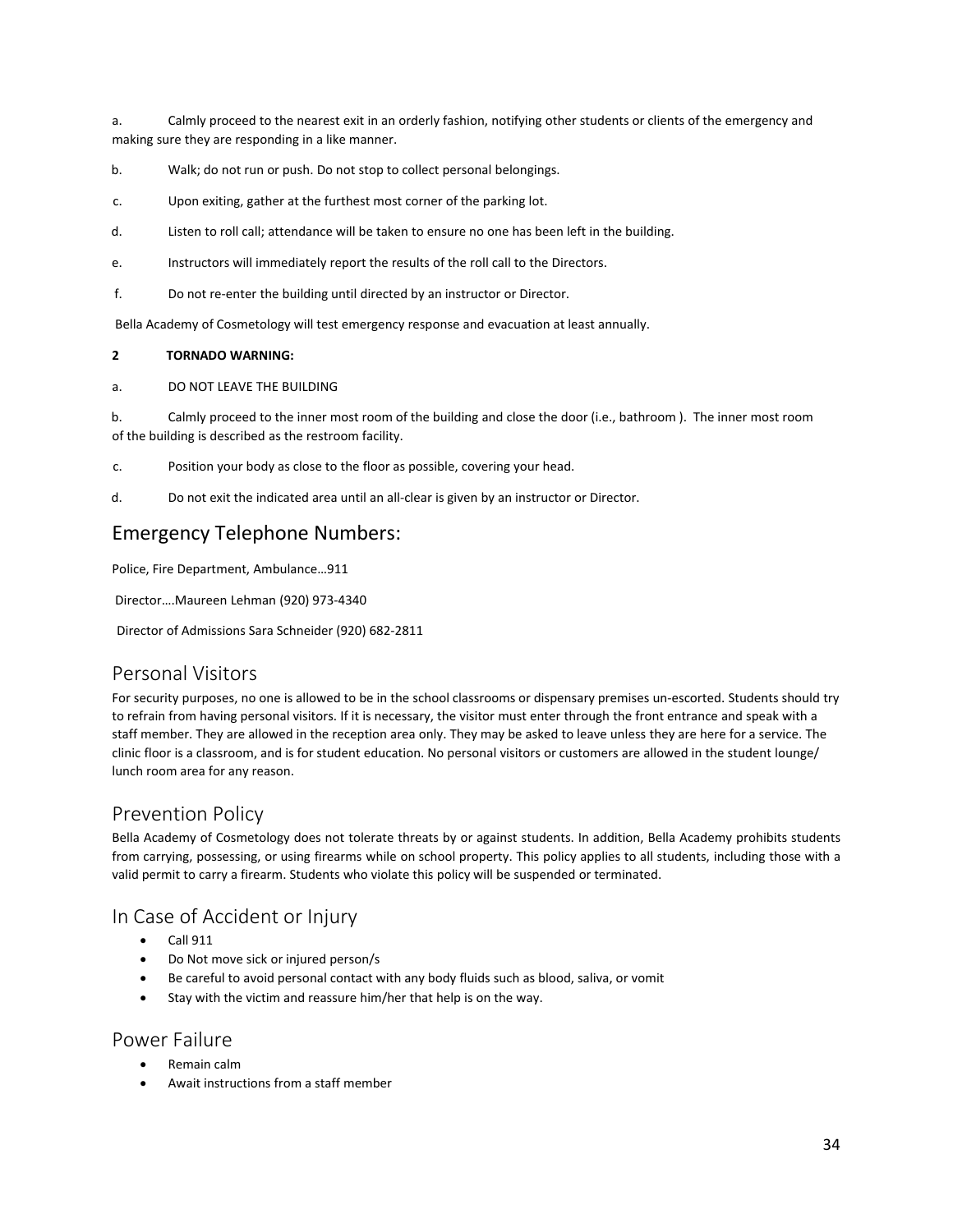a. Calmly proceed to the nearest exit in an orderly fashion, notifying other students or clients of the emergency and making sure they are responding in a like manner.

b. Walk; do not run or push. Do not stop to collect personal belongings.

c. Upon exiting, gather at the furthest most corner of the parking lot.

d. Listen to roll call; attendance will be taken to ensure no one has been left in the building.

e. Instructors will immediately report the results of the roll call to the Directors.

f. Do not re-enter the building until directed by an instructor or Director.

Bella Academy of Cosmetology will test emergency response and evacuation at least annually.

**2 TORNADO WARNING:**

a. DO NOT LEAVE THE BUILDING

b. Calmly proceed to the inner most room of the building and close the door (i.e., bathroom ). The inner most room of the building is described as the restroom facility.

c. Position your body as close to the floor as possible, covering your head.

d. Do not exit the indicated area until an all-clear is given by an instructor or Director.

## Emergency Telephone Numbers:

Police, Fire Department, Ambulance…911

Director….Maureen Lehman (920) 973-4340

Director of Admissions Sara Schneider (920) 682-2811

## Personal Visitors

For security purposes, no one is allowed to be in the school classrooms or dispensary premises un-escorted. Students should try to refrain from having personal visitors. If it is necessary, the visitor must enter through the front entrance and speak with a staff member. They are allowed in the reception area only. They may be asked to leave unless they are here for a service. The clinic floor is a classroom, and is for student education. No personal visitors or customers are allowed in the student lounge/ lunch room area for any reason.

## Prevention Policy

Bella Academy of Cosmetology does not tolerate threats by or against students. In addition, Bella Academy prohibits students from carrying, possessing, or using firearms while on school property. This policy applies to all students, including those with a valid permit to carry a firearm. Students who violate this policy will be suspended or terminated.

## In Case of Accident or Injury

- Call 911
- Do Not move sick or injured person/s
- Be careful to avoid personal contact with any body fluids such as blood, saliva, or vomit
- Stay with the victim and reassure him/her that help is on the way.

## Power Failure

- Remain calm
- Await instructions from a staff member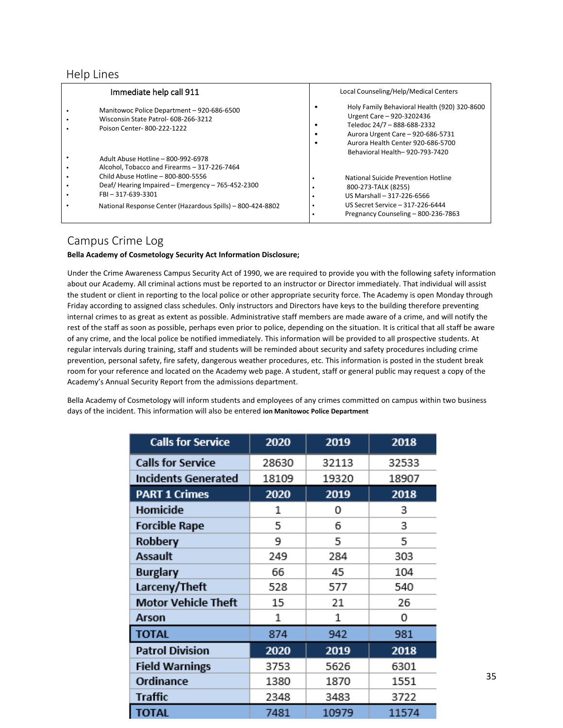## Help Lines

| Immediate help call 911 | Local Counseling/Help/Medical Centers |
|---|---|
| • Manitowoc Police Department – 920-686-6500<br>• Wisconsin State Patrol- 608-266-3212<br>• Poison Center- 800-222-1222 | • Holy Family Behavioral Health (920) 320-8600 Urgent Care – 920-3202436<br>• Teledoc 24/7 – 888-688-2332<br>• Aurora Urgent Care – 920-686-5731<br>• Aurora Health Center 920-686-5700 Behavioral Health– 920-793-7420 |
| • Adult Abuse Hotline – 800-992-6978<br>• Alcohol, Tobacco and Firearms – 317-226-7464<br>• Child Abuse Hotline – 800-800-5556<br>• Deaf/ Hearing Impaired – Emergency – 765-452-2300<br>• FBI – 317-639-3301<br>• National Response Center (Hazardous Spills) – 800-424-8802 | • National Suicide Prevention Hotline<br>• 800-273-TALK (8255)<br>• US Marshall – 317-226-6566<br>• US Secret Service – 317-226-6444<br>• Pregnancy Counseling – 800-236-7863 |

## Campus Crime Log

**Bella Academy of Cosmetology Security Act Information Disclosure;**

Under the Crime Awareness Campus Security Act of 1990, we are required to provide you with the following safety information about our Academy. All criminal actions must be reported to an instructor or Director immediately. That individual will assist the student or client in reporting to the local police or other appropriate security force. The Academy is open Monday through Friday according to assigned class schedules. Only instructors and Directors have keys to the building therefore preventing internal crimes to as great as extent as possible. Administrative staff members are made aware of a crime, and will notify the rest of the staff as soon as possible, perhaps even prior to police, depending on the situation. It is critical that all staff be aware of any crime, and the local police be notified immediately. This information will be provided to all prospective students. At regular intervals during training, staff and students will be reminded about security and safety procedures including crime prevention, personal safety, fire safety, dangerous weather procedures, etc. This information is posted in the student break room for your reference and located on the Academy web page. A student, staff or general public may request a copy of the Academy's Annual Security Report from the admissions department.

Bella Academy of Cosmetology will inform students and employees of any crimes committed on campus within two business days of the incident. This information will also be entered **ion Manitowoc Police Department**

| Calls for Service | 2020 | 2019 | 2018 |
|---|---|---|---|
| Calls for Service | 28630 | 32113 | 32533 |
| Incidents Generated | 18109 | 19320 | 18907 |
| **PART 1 Crimes** | **2020** | **2019** | **2018** |
| Homicide | 1 | 0 | 3 |
| Forcible Rape | 5 | 6 | 3 |
| Robbery | 9 | 5 | 5 |
| Assault | 249 | 284 | 303 |
| Burglary | 66 | 45 | 104 |
| Larceny/Theft | 528 | 577 | 540 |
| Motor Vehicle Theft | 15 | 21 | 26 |
| Arson | 1 | 1 | 0 |
| **TOTAL** | 874 | 942 | 981 |
| **Patrol Division** | **2020** | **2019** | **2018** |
| Field Warnings | 3753 | 5626 | 6301 |
| Ordinance | 1380 | 1870 | 1551 |
| Traffic | 2348 | 3483 | 3722 |
| **TOTAL** | 7481 | 10979 | 11574 |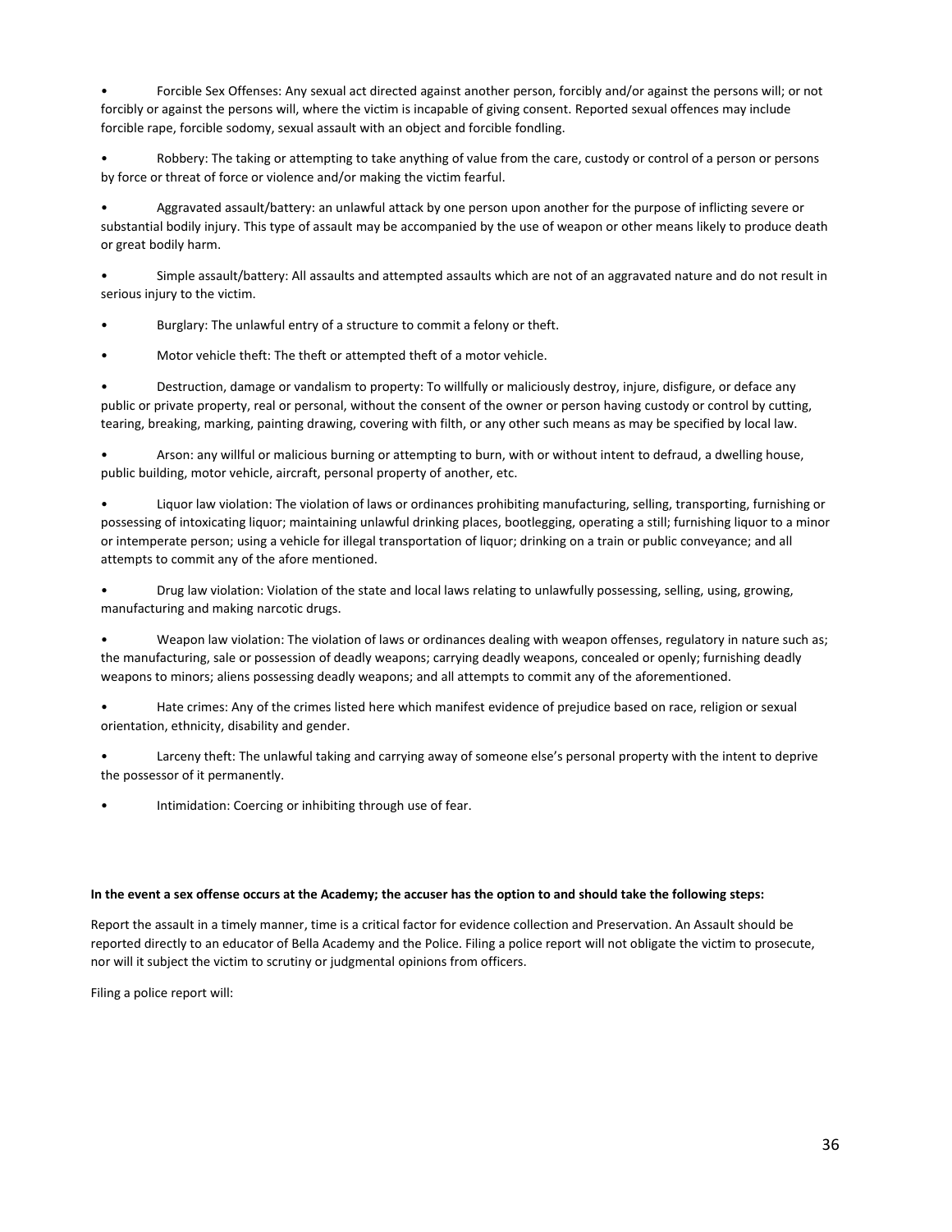- Forcible Sex Offenses: Any sexual act directed against another person, forcibly and/or against the persons will; or not forcibly or against the persons will, where the victim is incapable of giving consent. Reported sexual offences may include forcible rape, forcible sodomy, sexual assault with an object and forcible fondling.
- Robbery: The taking or attempting to take anything of value from the care, custody or control of a person or persons by force or threat of force or violence and/or making the victim fearful.
- Aggravated assault/battery: an unlawful attack by one person upon another for the purpose of inflicting severe or substantial bodily injury. This type of assault may be accompanied by the use of weapon or other means likely to produce death or great bodily harm.
- Simple assault/battery: All assaults and attempted assaults which are not of an aggravated nature and do not result in serious injury to the victim.
- Burglary: The unlawful entry of a structure to commit a felony or theft.
- Motor vehicle theft: The theft or attempted theft of a motor vehicle.
- Destruction, damage or vandalism to property: To willfully or maliciously destroy, injure, disfigure, or deface any public or private property, real or personal, without the consent of the owner or person having custody or control by cutting, tearing, breaking, marking, painting drawing, covering with filth, or any other such means as may be specified by local law.
- Arson: any willful or malicious burning or attempting to burn, with or without intent to defraud, a dwelling house, public building, motor vehicle, aircraft, personal property of another, etc.
- Liquor law violation: The violation of laws or ordinances prohibiting manufacturing, selling, transporting, furnishing or possessing of intoxicating liquor; maintaining unlawful drinking places, bootlegging, operating a still; furnishing liquor to a minor or intemperate person; using a vehicle for illegal transportation of liquor; drinking on a train or public conveyance; and all attempts to commit any of the afore mentioned.
- Drug law violation: Violation of the state and local laws relating to unlawfully possessing, selling, using, growing, manufacturing and making narcotic drugs.
- Weapon law violation: The violation of laws or ordinances dealing with weapon offenses, regulatory in nature such as; the manufacturing, sale or possession of deadly weapons; carrying deadly weapons, concealed or openly; furnishing deadly weapons to minors; aliens possessing deadly weapons; and all attempts to commit any of the aforementioned.
- Hate crimes: Any of the crimes listed here which manifest evidence of prejudice based on race, religion or sexual orientation, ethnicity, disability and gender.
- Larceny theft: The unlawful taking and carrying away of someone else's personal property with the intent to deprive the possessor of it permanently.
- Intimidation: Coercing or inhibiting through use of fear.

**In the event a sex offense occurs at the Academy; the accuser has the option to and should take the following steps:**

Report the assault in a timely manner, time is a critical factor for evidence collection and Preservation. An Assault should be reported directly to an educator of Bella Academy and the Police. Filing a police report will not obligate the victim to prosecute, nor will it subject the victim to scrutiny or judgmental opinions from officers.

Filing a police report will: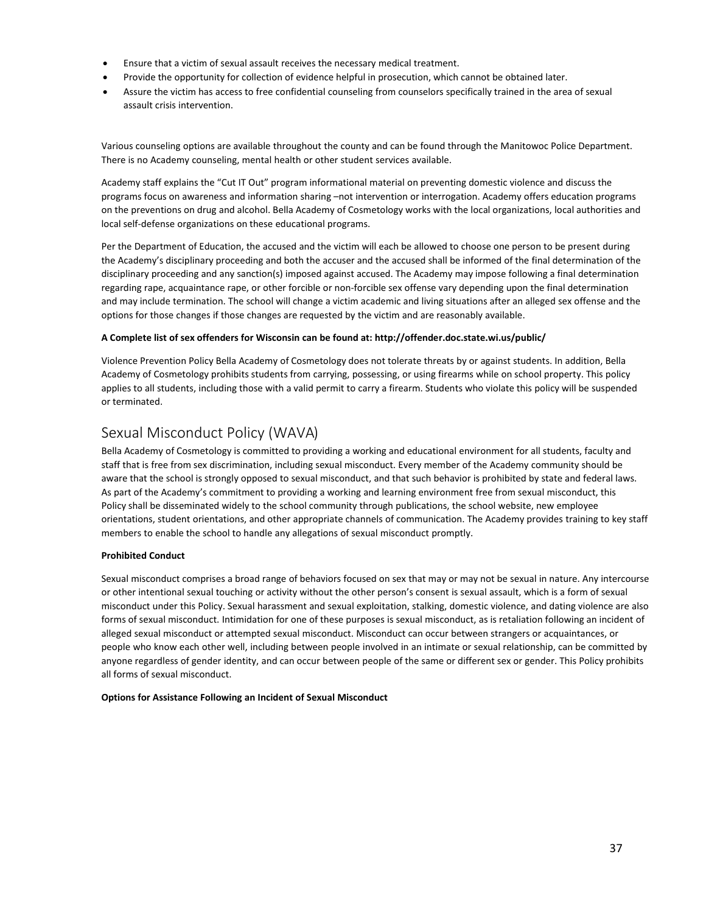- Ensure that a victim of sexual assault receives the necessary medical treatment.
- Provide the opportunity for collection of evidence helpful in prosecution, which cannot be obtained later.
- Assure the victim has access to free confidential counseling from counselors specifically trained in the area of sexual assault crisis intervention.

Various counseling options are available throughout the county and can be found through the Manitowoc Police Department. There is no Academy counseling, mental health or other student services available.

Academy staff explains the "Cut IT Out" program informational material on preventing domestic violence and discuss the programs focus on awareness and information sharing –not intervention or interrogation. Academy offers education programs on the preventions on drug and alcohol. Bella Academy of Cosmetology works with the local organizations, local authorities and local self-defense organizations on these educational programs.

Per the Department of Education, the accused and the victim will each be allowed to choose one person to be present during the Academy's disciplinary proceeding and both the accuser and the accused shall be informed of the final determination of the disciplinary proceeding and any sanction(s) imposed against accused. The Academy may impose following a final determination regarding rape, acquaintance rape, or other forcible or non-forcible sex offense vary depending upon the final determination and may include termination. The school will change a victim academic and living situations after an alleged sex offense and the options for those changes if those changes are requested by the victim and are reasonably available.

**A Complete list of sex offenders for Wisconsin can be found at: http://offender.doc.state.wi.us/public/**

Violence Prevention Policy Bella Academy of Cosmetology does not tolerate threats by or against students. In addition, Bella Academy of Cosmetology prohibits students from carrying, possessing, or using firearms while on school property. This policy applies to all students, including those with a valid permit to carry a firearm. Students who violate this policy will be suspended or terminated.

## Sexual Misconduct Policy (WAVA)

Bella Academy of Cosmetology is committed to providing a working and educational environment for all students, faculty and staff that is free from sex discrimination, including sexual misconduct. Every member of the Academy community should be aware that the school is strongly opposed to sexual misconduct, and that such behavior is prohibited by state and federal laws. As part of the Academy's commitment to providing a working and learning environment free from sexual misconduct, this Policy shall be disseminated widely to the school community through publications, the school website, new employee orientations, student orientations, and other appropriate channels of communication. The Academy provides training to key staff members to enable the school to handle any allegations of sexual misconduct promptly.

**Prohibited Conduct**

Sexual misconduct comprises a broad range of behaviors focused on sex that may or may not be sexual in nature. Any intercourse or other intentional sexual touching or activity without the other person's consent is sexual assault, which is a form of sexual misconduct under this Policy. Sexual harassment and sexual exploitation, stalking, domestic violence, and dating violence are also forms of sexual misconduct. Intimidation for one of these purposes is sexual misconduct, as is retaliation following an incident of alleged sexual misconduct or attempted sexual misconduct. Misconduct can occur between strangers or acquaintances, or people who know each other well, including between people involved in an intimate or sexual relationship, can be committed by anyone regardless of gender identity, and can occur between people of the same or different sex or gender. This Policy prohibits all forms of sexual misconduct.

**Options for Assistance Following an Incident of Sexual Misconduct**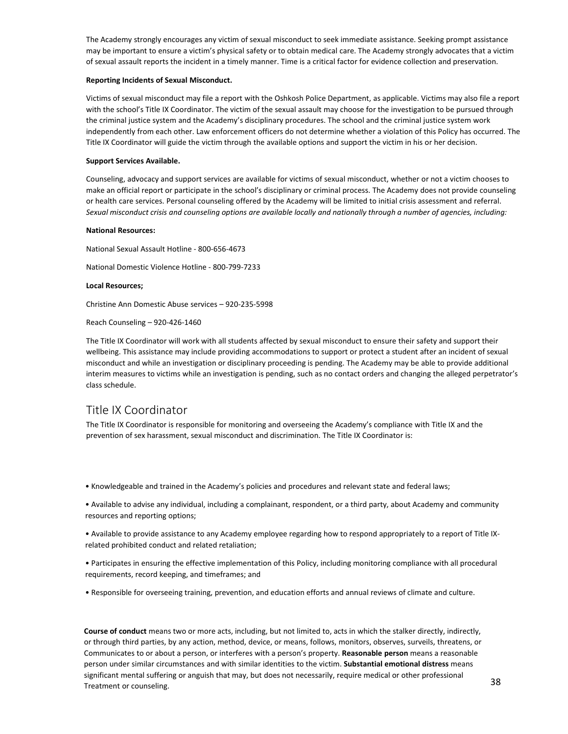The Academy strongly encourages any victim of sexual misconduct to seek immediate assistance. Seeking prompt assistance may be important to ensure a victim's physical safety or to obtain medical care. The Academy strongly advocates that a victim of sexual assault reports the incident in a timely manner. Time is a critical factor for evidence collection and preservation.

**Reporting Incidents of Sexual Misconduct.**

Victims of sexual misconduct may file a report with the Oshkosh Police Department, as applicable. Victims may also file a report with the school's Title IX Coordinator. The victim of the sexual assault may choose for the investigation to be pursued through the criminal justice system and the Academy's disciplinary procedures. The school and the criminal justice system work independently from each other. Law enforcement officers do not determine whether a violation of this Policy has occurred. The Title IX Coordinator will guide the victim through the available options and support the victim in his or her decision.

**Support Services Available.**

Counseling, advocacy and support services are available for victims of sexual misconduct, whether or not a victim chooses to make an official report or participate in the school's disciplinary or criminal process. The Academy does not provide counseling or health care services. Personal counseling offered by the Academy will be limited to initial crisis assessment and referral. *Sexual misconduct crisis and counseling options are available locally and nationally through a number of agencies, including:*

**National Resources:**

National Sexual Assault Hotline - 800-656-4673

National Domestic Violence Hotline - 800-799-7233

**Local Resources;**

Christine Ann Domestic Abuse services – 920-235-5998

Reach Counseling – 920-426-1460

The Title IX Coordinator will work with all students affected by sexual misconduct to ensure their safety and support their wellbeing. This assistance may include providing accommodations to support or protect a student after an incident of sexual misconduct and while an investigation or disciplinary proceeding is pending. The Academy may be able to provide additional interim measures to victims while an investigation is pending, such as no contact orders and changing the alleged perpetrator's class schedule.

## Title IX Coordinator

The Title IX Coordinator is responsible for monitoring and overseeing the Academy's compliance with Title IX and the prevention of sex harassment, sexual misconduct and discrimination. The Title IX Coordinator is:

- Knowledgeable and trained in the Academy's policies and procedures and relevant state and federal laws;
- Available to advise any individual, including a complainant, respondent, or a third party, about Academy and community resources and reporting options;
- Available to provide assistance to any Academy employee regarding how to respond appropriately to a report of Title IX-related prohibited conduct and related retaliation;
- Participates in ensuring the effective implementation of this Policy, including monitoring compliance with all procedural requirements, record keeping, and timeframes; and
- Responsible for overseeing training, prevention, and education efforts and annual reviews of climate and culture.

**Course of conduct** means two or more acts, including, but not limited to, acts in which the stalker directly, indirectly, or through third parties, by any action, method, device, or means, follows, monitors, observes, surveils, threatens, or Communicates to or about a person, or interferes with a person's property. **Reasonable person** means a reasonable person under similar circumstances and with similar identities to the victim. **Substantial emotional distress** means significant mental suffering or anguish that may, but does not necessarily, require medical or other professional Treatment or counseling.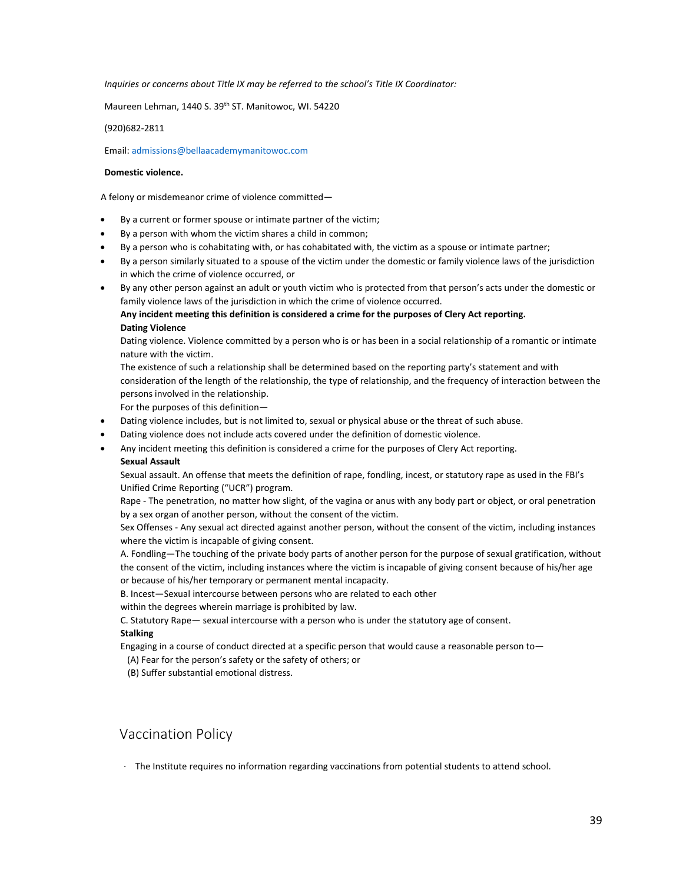*Inquiries or concerns about Title IX may be referred to the school's Title IX Coordinator:*

Maureen Lehman, 1440 S. 39th ST. Manitowoc, WI. 54220

(920)682-2811

Email: admissions@bellaacademymanitowoc.com

**Domestic violence.**

A felony or misdemeanor crime of violence committed—

- By a current or former spouse or intimate partner of the victim;
- By a person with whom the victim shares a child in common;
- By a person who is cohabitating with, or has cohabitated with, the victim as a spouse or intimate partner;
- By a person similarly situated to a spouse of the victim under the domestic or family violence laws of the jurisdiction in which the crime of violence occurred, or
- By any other person against an adult or youth victim who is protected from that person's acts under the domestic or family violence laws of the jurisdiction in which the crime of violence occurred.

**Any incident meeting this definition is considered a crime for the purposes of Clery Act reporting.**

**Dating Violence**

Dating violence. Violence committed by a person who is or has been in a social relationship of a romantic or intimate nature with the victim.

The existence of such a relationship shall be determined based on the reporting party's statement and with consideration of the length of the relationship, the type of relationship, and the frequency of interaction between the persons involved in the relationship.

For the purposes of this definition—

- Dating violence includes, but is not limited to, sexual or physical abuse or the threat of such abuse.
- Dating violence does not include acts covered under the definition of domestic violence.
- Any incident meeting this definition is considered a crime for the purposes of Clery Act reporting.

**Sexual Assault**

Sexual assault. An offense that meets the definition of rape, fondling, incest, or statutory rape as used in the FBI's Unified Crime Reporting ("UCR") program.

Rape - The penetration, no matter how slight, of the vagina or anus with any body part or object, or oral penetration by a sex organ of another person, without the consent of the victim.

Sex Offenses - Any sexual act directed against another person, without the consent of the victim, including instances where the victim is incapable of giving consent.

A. Fondling—The touching of the private body parts of another person for the purpose of sexual gratification, without the consent of the victim, including instances where the victim is incapable of giving consent because of his/her age or because of his/her temporary or permanent mental incapacity.

B. Incest—Sexual intercourse between persons who are related to each other within the degrees wherein marriage is prohibited by law.

C. Statutory Rape— sexual intercourse with a person who is under the statutory age of consent.

**Stalking**

Engaging in a course of conduct directed at a specific person that would cause a reasonable person to—

(A) Fear for the person's safety or the safety of others; or

(B) Suffer substantial emotional distress.

## Vaccination Policy

- The Institute requires no information regarding vaccinations from potential students to attend school.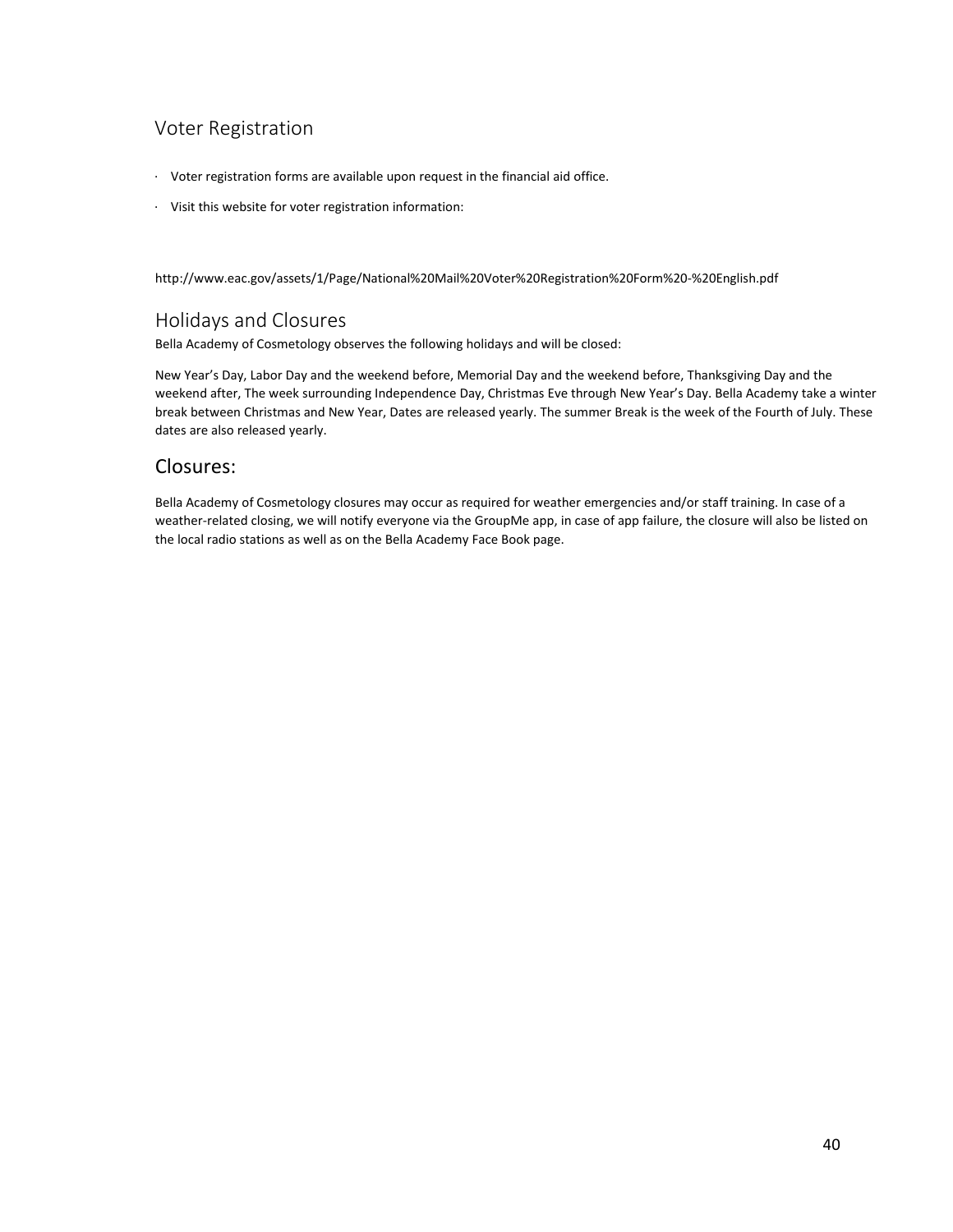## Voter Registration

- Voter registration forms are available upon request in the financial aid office.
- Visit this website for voter registration information:

http://www.eac.gov/assets/1/Page/National%20Mail%20Voter%20Registration%20Form%20-%20English.pdf

## Holidays and Closures

Bella Academy of Cosmetology observes the following holidays and will be closed:

New Year's Day, Labor Day and the weekend before, Memorial Day and the weekend before, Thanksgiving Day and the weekend after, The week surrounding Independence Day, Christmas Eve through New Year's Day. Bella Academy take a winter break between Christmas and New Year, Dates are released yearly. The summer Break is the week of the Fourth of July. These dates are also released yearly.

## Closures:

Bella Academy of Cosmetology closures may occur as required for weather emergencies and/or staff training. In case of a weather-related closing, we will notify everyone via the GroupMe app, in case of app failure, the closure will also be listed on the local radio stations as well as on the Bella Academy Face Book page.